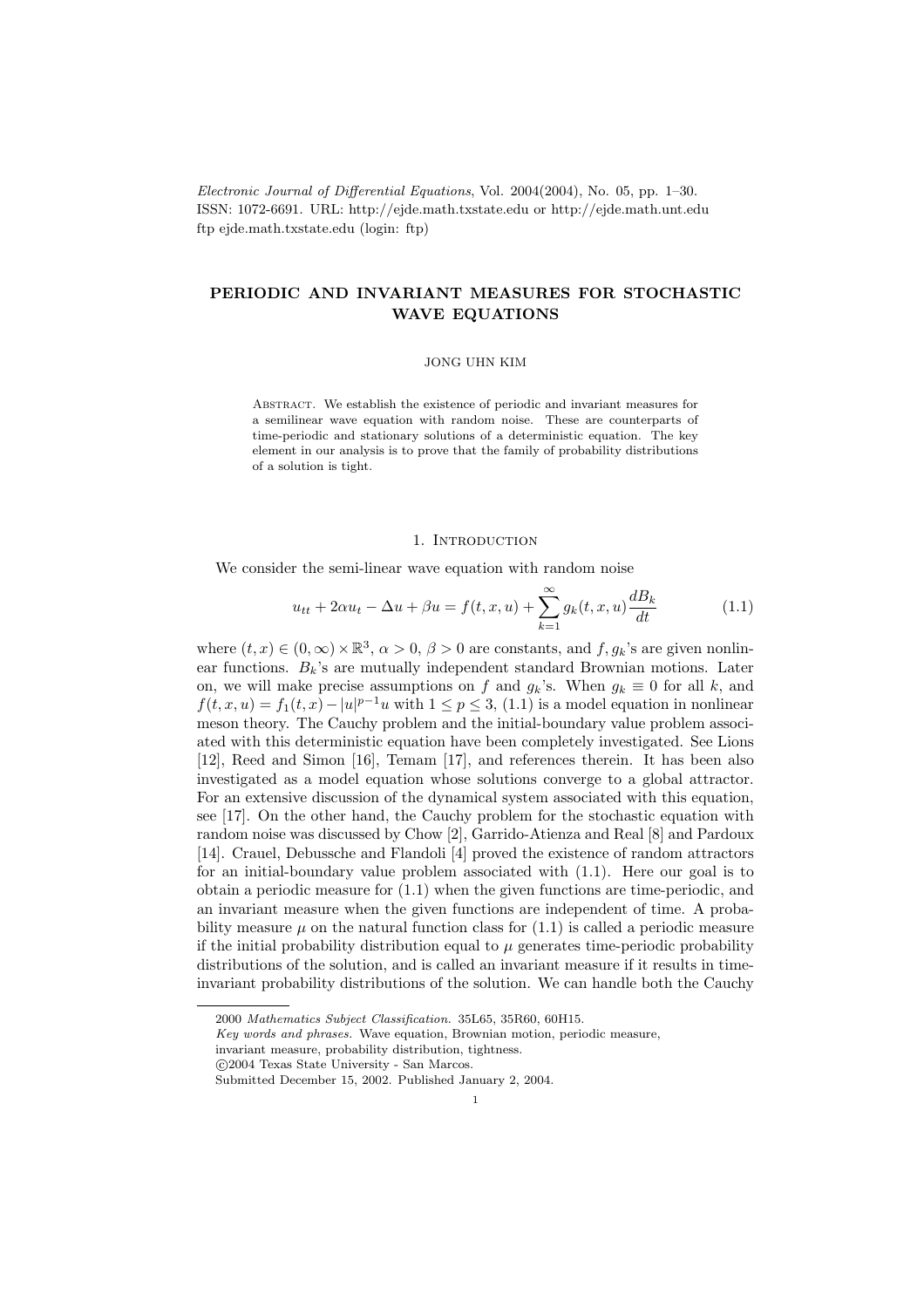*Electronic Journal of Differential Equations*, Vol. 2004(2004), No. 05, pp. 1–30.
ISSN: 1072-6691. URL: http://ejde.math.txstate.edu or http://ejde.math.unt.edu
ftp ejde.math.txstate.edu (login: ftp)

# PERIODIC AND INVARIANT MEASURES FOR STOCHASTIC WAVE EQUATIONS

JONG UHN KIM

Abstract. We establish the existence of periodic and invariant measures for a semilinear wave equation with random noise. These are counterparts of time-periodic and stationary solutions of a deterministic equation. The key element in our analysis is to prove that the family of probability distributions of a solution is tight.

## 1. Introduction

We consider the semi-linear wave equation with random noise

$$u_{tt} + 2\alpha u_t - \Delta u + \beta u = f(t,x,u) + \sum_{k=1}^{\infty} g_k(t,x,u)\frac{dB_k}{dt} \tag{1.1}$$

where $(t,x) \in (0,\infty)\times\mathbb{R}^3$, $\alpha > 0$, $\beta > 0$ are constants, and $f, g_k$'s are given nonlinear functions. $B_k$'s are mutually independent standard Brownian motions. Later on, we will make precise assumptions on $f$ and $g_k$'s. When $g_k \equiv 0$ for all $k$, and $f(t,x,u) = f_1(t,x) - |u|^{p-1}u$ with $1 \le p \le 3$, (1.1) is a model equation in nonlinear meson theory. The Cauchy problem and the initial-boundary value problem associated with this deterministic equation have been completely investigated. See Lions [12], Reed and Simon [16], Temam [17], and references therein. It has been also investigated as a model equation whose solutions converge to a global attractor. For an extensive discussion of the dynamical system associated with this equation, see [17]. On the other hand, the Cauchy problem for the stochastic equation with random noise was discussed by Chow [2], Garrido-Atienza and Real [8] and Pardoux [14]. Crauel, Debussche and Flandoli [4] proved the existence of random attractors for an initial-boundary value problem associated with (1.1). Here our goal is to obtain a periodic measure for (1.1) when the given functions are time-periodic, and an invariant measure when the given functions are independent of time. A probability measure $\mu$ on the natural function class for (1.1) is called a periodic measure if the initial probability distribution equal to $\mu$ generates time-periodic probability distributions of the solution, and is called an invariant measure if it results in time-invariant probability distributions of the solution. We can handle both the Cauchy

2000 *Mathematics Subject Classification.* 35L65, 35R60, 60H15.
*Key words and phrases.* Wave equation, Brownian motion, periodic measure, invariant measure, probability distribution, tightness.
©2004 Texas State University - San Marcos.
Submitted December 15, 2002. Published January 2, 2004.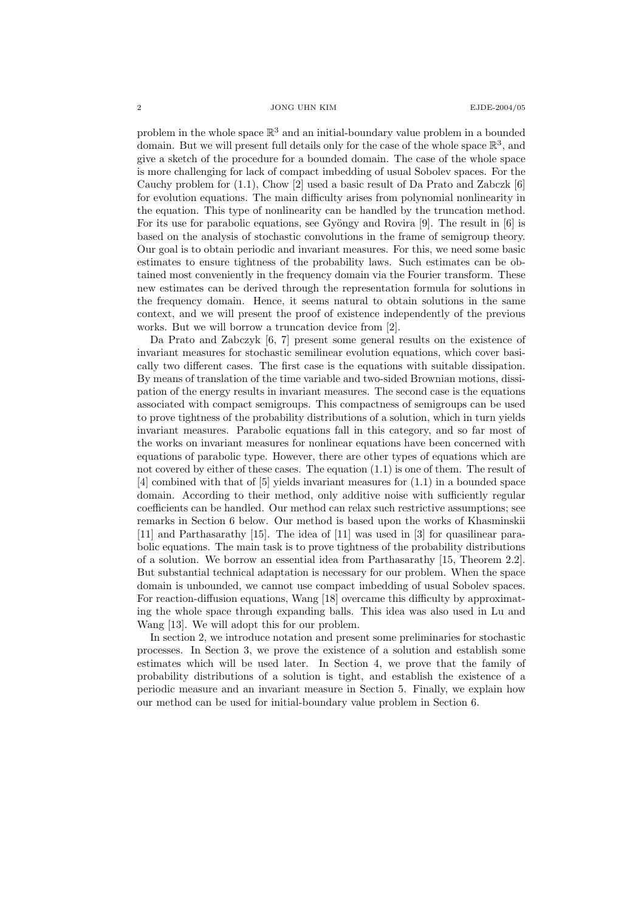problem in the whole space $\mathbb{R}^3$ and an initial-boundary value problem in a bounded domain. But we will present full details only for the case of the whole space $\mathbb{R}^3$, and give a sketch of the procedure for a bounded domain. The case of the whole space is more challenging for lack of compact imbedding of usual Sobolev spaces. For the Cauchy problem for (1.1), Chow [2] used a basic result of Da Prato and Zabczk [6] for evolution equations. The main difficulty arises from polynomial nonlinearity in the equation. This type of nonlinearity can be handled by the truncation method. For its use for parabolic equations, see Gyöngy and Rovira [9]. The result in [6] is based on the analysis of stochastic convolutions in the frame of semigroup theory. Our goal is to obtain periodic and invariant measures. For this, we need some basic estimates to ensure tightness of the probability laws. Such estimates can be obtained most conveniently in the frequency domain via the Fourier transform. These new estimates can be derived through the representation formula for solutions in the frequency domain. Hence, it seems natural to obtain solutions in the same context, and we will present the proof of existence independently of the previous works. But we will borrow a truncation device from [2].

Da Prato and Zabczyk [6, 7] present some general results on the existence of invariant measures for stochastic semilinear evolution equations, which cover basically two different cases. The first case is the equations with suitable dissipation. By means of translation of the time variable and two-sided Brownian motions, dissipation of the energy results in invariant measures. The second case is the equations associated with compact semigroups. This compactness of semigroups can be used to prove tightness of the probability distributions of a solution, which in turn yields invariant measures. Parabolic equations fall in this category, and so far most of the works on invariant measures for nonlinear equations have been concerned with equations of parabolic type. However, there are other types of equations which are not covered by either of these cases. The equation (1.1) is one of them. The result of [4] combined with that of [5] yields invariant measures for (1.1) in a bounded space domain. According to their method, only additive noise with sufficiently regular coefficients can be handled. Our method can relax such restrictive assumptions; see remarks in Section 6 below. Our method is based upon the works of Khasminskii [11] and Parthasarathy [15]. The idea of [11] was used in [3] for quasilinear parabolic equations. The main task is to prove tightness of the probability distributions of a solution. We borrow an essential idea from Parthasarathy [15, Theorem 2.2]. But substantial technical adaptation is necessary for our problem. When the space domain is unbounded, we cannot use compact imbedding of usual Sobolev spaces. For reaction-diffusion equations, Wang [18] overcame this difficulty by approximating the whole space through expanding balls. This idea was also used in Lu and Wang [13]. We will adopt this for our problem.

In section 2, we introduce notation and present some preliminaries for stochastic processes. In Section 3, we prove the existence of a solution and establish some estimates which will be used later. In Section 4, we prove that the family of probability distributions of a solution is tight, and establish the existence of a periodic measure and an invariant measure in Section 5. Finally, we explain how our method can be used for initial-boundary value problem in Section 6.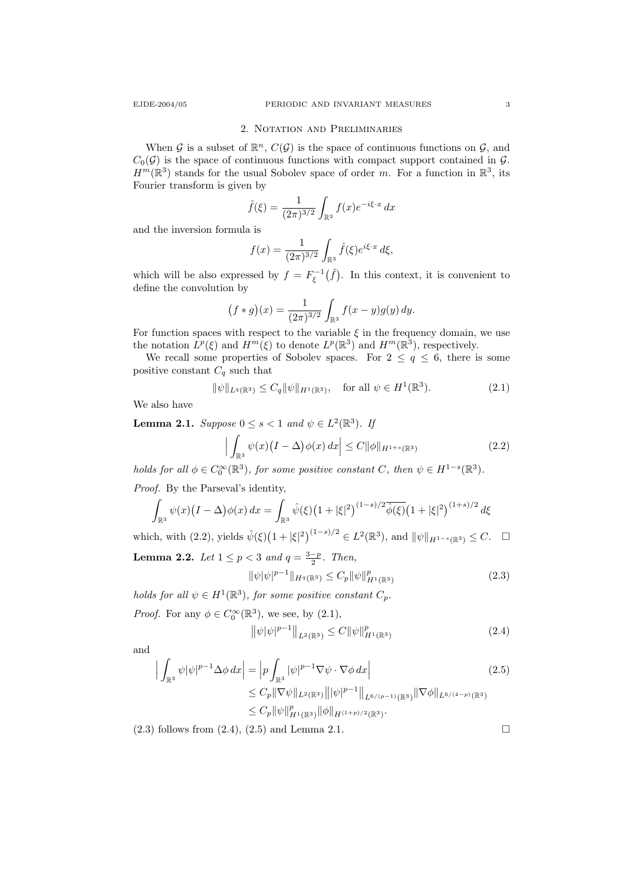## 2. Notation and Preliminaries

When $\mathcal{G}$ is a subset of $\mathbb{R}^n$, $C(\mathcal{G})$ is the space of continuous functions on $\mathcal{G}$, and $C_0(\mathcal{G})$ is the space of continuous functions with compact support contained in $\mathcal{G}$. $H^m(\mathbb{R}^3)$ stands for the usual Sobolev space of order $m$. For a function in $\mathbb{R}^3$, its Fourier transform is given by

$$\hat{f}(\xi) = \frac{1}{(2\pi)^{3/2}} \int_{\mathbb{R}^3} f(x) e^{-i\xi\cdot x}\, dx$$

and the inversion formula is

$$f(x) = \frac{1}{(2\pi)^{3/2}} \int_{\mathbb{R}^3} \hat{f}(\xi) e^{i\xi\cdot x}\, d\xi,$$

which will be also expressed by $f = F_\xi^{-1}(\hat{f})$. In this context, it is convenient to define the convolution by

$$\big(f * g\big)(x) = \frac{1}{(2\pi)^{3/2}} \int_{\mathbb{R}^3} f(x-y) g(y)\, dy.$$

For function spaces with respect to the variable $\xi$ in the frequency domain, we use the notation $L^p(\xi)$ and $H^m(\xi)$ to denote $L^p(\mathbb{R}^3)$ and $H^m(\mathbb{R}^3)$, respectively.

We recall some properties of Sobolev spaces. For $2 \le q \le 6$, there is some positive constant $C_q$ such that

$$\|\psi\|_{L^q(\mathbb{R}^3)} \le C_q \|\psi\|_{H^1(\mathbb{R}^3)}, \quad \text{for all } \psi \in H^1(\mathbb{R}^3). \tag{2.1}$$

We also have

**Lemma 2.1.** *Suppose $0 \le s < 1$ and $\psi \in L^2(\mathbb{R}^3)$. If*

$$\Big| \int_{\mathbb{R}^3} \psi(x) \big(I - \Delta\big)\phi(x)\, dx \Big| \le C \|\phi\|_{H^{1+s}(\mathbb{R}^3)} \tag{2.2}$$

*holds for all $\phi \in C_0^\infty(\mathbb{R}^3)$, for some positive constant $C$, then $\psi \in H^{1-s}(\mathbb{R}^3)$.*

*Proof.* By the Parseval's identity,

$$\int_{\mathbb{R}^3} \psi(x)\big(I-\Delta\big)\phi(x)\, dx = \int_{\mathbb{R}^3} \hat{\psi}(\xi)\big(1+|\xi|^2\big)^{(1-s)/2} \overline{\hat{\phi}(\xi)} \big(1+|\xi|^2\big)^{(1+s)/2}\, d\xi$$

which, with (2.2), yields $\hat{\psi}(\xi)\big(1+|\xi|^2\big)^{(1-s)/2} \in L^2(\mathbb{R}^3)$, and $\|\psi\|_{H^{1-s}(\mathbb{R}^3)} \le C$. $\square$

**Lemma 2.2.** *Let $1 \le p < 3$ and $q = \frac{3-p}{2}$. Then,*

$$\|\psi|\psi|^{p-1}\|_{H^q(\mathbb{R}^3)} \le C_p \|\psi\|^p_{H^1(\mathbb{R}^3)} \tag{2.3}$$

*holds for all $\psi \in H^1(\mathbb{R}^3)$, for some positive constant $C_p$.*

*Proof.* For any $\phi \in C_0^\infty(\mathbb{R}^3)$, we see, by (2.1),

$$\big\|\psi|\psi|^{p-1}\big\|_{L^2(\mathbb{R}^3)} \le C \|\psi\|^p_{H^1(\mathbb{R}^3)} \tag{2.4}$$

and

$$\begin{aligned}
\Big| \int_{\mathbb{R}^3} \psi|\psi|^{p-1} \Delta\phi\, dx \Big| &= \Big| p \int_{\mathbb{R}^3} |\psi|^{p-1} \nabla\psi \cdot \nabla\phi\, dx \Big| \\
&\le C_p \|\nabla\psi\|_{L^2(\mathbb{R}^3)} \big\| |\psi|^{p-1} \big\|_{L^{6/(p-1)}(\mathbb{R}^3)} \|\nabla\phi\|_{L^{6/(4-p)}(\mathbb{R}^3)} \\
&\le C_p \|\psi\|^p_{H^1(\mathbb{R}^3)} \|\phi\|_{H^{(1+p)/2}(\mathbb{R}^3)}.
\end{aligned} \tag{2.5}$$

(2.3) follows from (2.4), (2.5) and Lemma 2.1. $\square$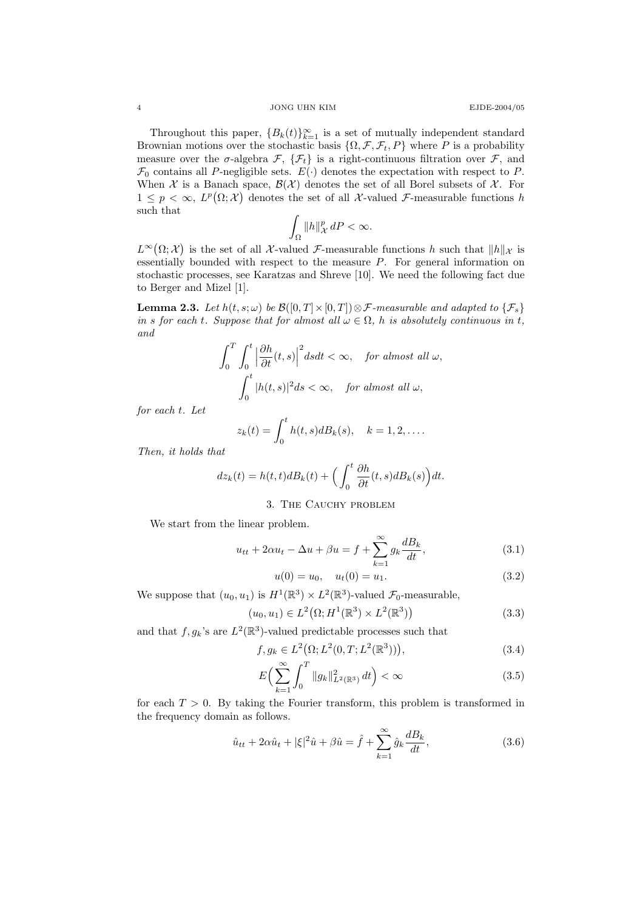Throughout this paper, $\{B_k(t)\}_{k=1}^{\infty}$ is a set of mutually independent standard Brownian motions over the stochastic basis $\{\Omega, \mathcal{F}, \mathcal{F}_t, P\}$ where $P$ is a probability measure over the $\sigma$-algebra $\mathcal{F}$, $\{\mathcal{F}_t\}$ is a right-continuous filtration over $\mathcal{F}$, and $\mathcal{F}_0$ contains all $P$-negligible sets. $E(\cdot)$ denotes the expectation with respect to $P$. When $\mathcal{X}$ is a Banach space, $\mathcal{B}(\mathcal{X})$ denotes the set of all Borel subsets of $\mathcal{X}$. For $1 \le p < \infty$, $L^p(\Omega; \mathcal{X})$ denotes the set of all $\mathcal{X}$-valued $\mathcal{F}$-measurable functions $h$ such that

$$\int_{\Omega} \|h\|_{\mathcal{X}}^p \, dP < \infty.$$

$L^{\infty}(\Omega; \mathcal{X})$ is the set of all $\mathcal{X}$-valued $\mathcal{F}$-measurable functions $h$ such that $\|h\|_{\mathcal{X}}$ is essentially bounded with respect to the measure $P$. For general information on stochastic processes, see Karatzas and Shreve [10]. We need the following fact due to Berger and Mizel [1].

**Lemma 2.3.** *Let $h(t, s; \omega)$ be $\mathcal{B}([0,T] \times [0,T]) \otimes \mathcal{F}$-measurable and adapted to $\{\mathcal{F}_s\}$ in $s$ for each $t$. Suppose that for almost all $\omega \in \Omega$, $h$ is absolutely continuous in $t$, and*

$$\int_0^T \int_0^t \Big| \frac{\partial h}{\partial t}(t,s) \Big|^2 ds dt < \infty, \quad \text{for almost all } \omega,$$
$$\int_0^t |h(t,s)|^2 ds < \infty, \quad \text{for almost all } \omega,$$

*for each $t$. Let*

$$z_k(t) = \int_0^t h(t,s) dB_k(s), \quad k = 1, 2, \dots.$$

*Then, it holds that*

$$dz_k(t) = h(t,t) dB_k(t) + \Big( \int_0^t \frac{\partial h}{\partial t}(t,s) dB_k(s) \Big) dt.$$

## 3. The Cauchy problem

We start from the linear problem.

$$u_{tt} + 2\alpha u_t - \Delta u + \beta u = f + \sum_{k=1}^{\infty} g_k \frac{dB_k}{dt}, \tag{3.1}$$

$$u(0) = u_0, \quad u_t(0) = u_1. \tag{3.2}$$

We suppose that $(u_0, u_1)$ is $H^1(\mathbb{R}^3) \times L^2(\mathbb{R}^3)$-valued $\mathcal{F}_0$-measurable,

$$(u_0, u_1) \in L^2\big(\Omega; H^1(\mathbb{R}^3) \times L^2(\mathbb{R}^3)\big) \tag{3.3}$$

and that $f, g_k$'s are $L^2(\mathbb{R}^3)$-valued predictable processes such that

$$f, g_k \in L^2\big(\Omega; L^2(0,T; L^2(\mathbb{R}^3))\big), \tag{3.4}$$

$$E\Big( \sum_{k=1}^{\infty} \int_0^T \|g_k\|_{L^2(\mathbb{R}^3)}^2 \, dt \Big) < \infty \tag{3.5}$$

for each $T > 0$. By taking the Fourier transform, this problem is transformed in the frequency domain as follows.

$$\hat{u}_{tt} + 2\alpha \hat{u}_t + |\xi|^2 \hat{u} + \beta \hat{u} = \hat{f} + \sum_{k=1}^{\infty} \hat{g}_k \frac{dB_k}{dt}, \tag{3.6}$$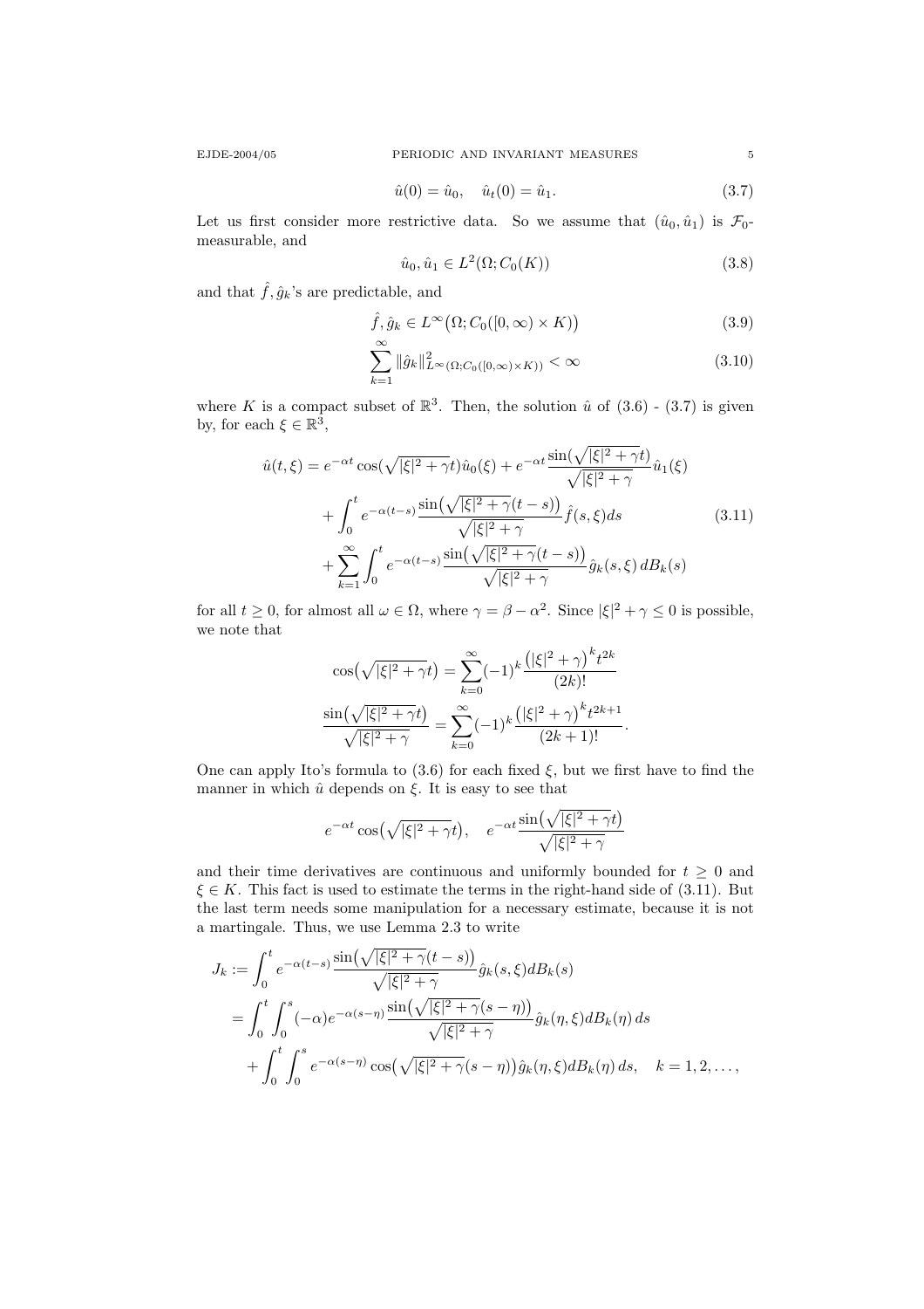$$\hat{u}(0) = \hat{u}_0, \quad \hat{u}_t(0) = \hat{u}_1. \tag{3.7}$$

Let us first consider more restrictive data. So we assume that $(\hat{u}_0, \hat{u}_1)$ is $\mathcal{F}_0$-measurable, and

$$\hat{u}_0, \hat{u}_1 \in L^2(\Omega; C_0(K)) \tag{3.8}$$

and that $\hat{f}, \hat{g}_k$'s are predictable, and

$$\hat{f}, \hat{g}_k \in L^\infty\big(\Omega; C_0([0,\infty) \times K)\big) \tag{3.9}$$

$$\sum_{k=1}^{\infty} \|\hat{g}_k\|^2_{L^\infty(\Omega; C_0([0,\infty)\times K))} < \infty \tag{3.10}$$

where $K$ is a compact subset of $\mathbb{R}^3$. Then, the solution $\hat{u}$ of (3.6) - (3.7) is given by, for each $\xi \in \mathbb{R}^3$,

$$\begin{aligned}
\hat{u}(t,\xi) &= e^{-\alpha t} \cos(\sqrt{|\xi|^2 + \gamma}\, t) \hat{u}_0(\xi) + e^{-\alpha t} \frac{\sin(\sqrt{|\xi|^2+\gamma}\, t)}{\sqrt{|\xi|^2+\gamma}} \hat{u}_1(\xi) \\
&\quad + \int_0^t e^{-\alpha(t-s)} \frac{\sin\big(\sqrt{|\xi|^2+\gamma}(t-s)\big)}{\sqrt{|\xi|^2+\gamma}} \hat{f}(s,\xi) ds \\
&\quad + \sum_{k=1}^{\infty} \int_0^t e^{-\alpha(t-s)} \frac{\sin\big(\sqrt{|\xi|^2+\gamma}(t-s)\big)}{\sqrt{|\xi|^2+\gamma}} \hat{g}_k(s,\xi)\, dB_k(s)
\end{aligned} \tag{3.11}$$

for all $t \geq 0$, for almost all $\omega \in \Omega$, where $\gamma = \beta - \alpha^2$. Since $|\xi|^2 + \gamma \leq 0$ is possible, we note that

$$\cos\big(\sqrt{|\xi|^2+\gamma}\, t\big) = \sum_{k=0}^{\infty} (-1)^k \frac{\big(|\xi|^2+\gamma\big)^k t^{2k}}{(2k)!}$$

$$\frac{\sin\big(\sqrt{|\xi|^2+\gamma}\, t\big)}{\sqrt{|\xi|^2+\gamma}} = \sum_{k=0}^{\infty} (-1)^k \frac{\big(|\xi|^2+\gamma\big)^k t^{2k+1}}{(2k+1)!}.$$

One can apply Ito's formula to (3.6) for each fixed $\xi$, but we first have to find the manner in which $\hat{u}$ depends on $\xi$. It is easy to see that

$$e^{-\alpha t} \cos\big(\sqrt{|\xi|^2+\gamma}\, t\big), \quad e^{-\alpha t} \frac{\sin\big(\sqrt{|\xi|^2+\gamma}\, t\big)}{\sqrt{|\xi|^2+\gamma}}$$

and their time derivatives are continuous and uniformly bounded for $t \geq 0$ and $\xi \in K$. This fact is used to estimate the terms in the right-hand side of (3.11). But the last term needs some manipulation for a necessary estimate, because it is not a martingale. Thus, we use Lemma 2.3 to write

$$\begin{aligned}
J_k &:= \int_0^t e^{-\alpha(t-s)} \frac{\sin\big(\sqrt{|\xi|^2+\gamma}(t-s)\big)}{\sqrt{|\xi|^2+\gamma}} \hat{g}_k(s,\xi) dB_k(s) \\
&= \int_0^t \int_0^s (-\alpha) e^{-\alpha(s-\eta)} \frac{\sin\big(\sqrt{|\xi|^2+\gamma}(s-\eta)\big)}{\sqrt{|\xi|^2+\gamma}} \hat{g}_k(\eta,\xi) dB_k(\eta)\, ds \\
&\quad + \int_0^t \int_0^s e^{-\alpha(s-\eta)} \cos\big(\sqrt{|\xi|^2+\gamma}(s-\eta)\big) \hat{g}_k(\eta,\xi) dB_k(\eta)\, ds, \quad k = 1, 2, \dots,
\end{aligned}$$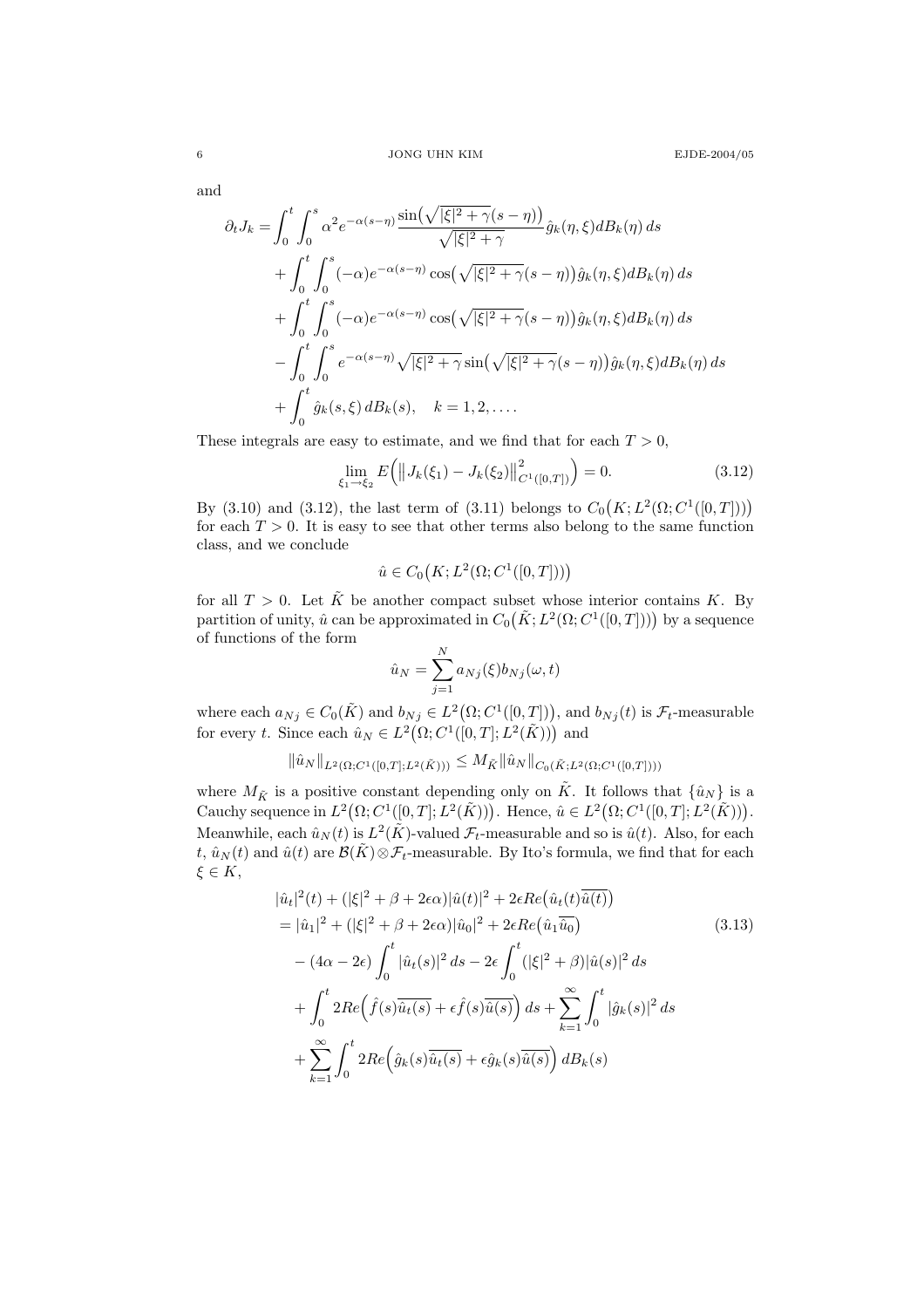and

$$
\begin{aligned}
\partial_t J_k =& \int_0^t \int_0^s \alpha^2 e^{-\alpha(s-\eta)} \frac{\sin\big(\sqrt{|\xi|^2+\gamma}(s-\eta)\big)}{\sqrt{|\xi|^2+\gamma}} \hat{g}_k(\eta,\xi) dB_k(\eta)\, ds \\
&+ \int_0^t \int_0^s (-\alpha) e^{-\alpha(s-\eta)} \cos\big(\sqrt{|\xi|^2+\gamma}(s-\eta)\big) \hat{g}_k(\eta,\xi) dB_k(\eta)\, ds \\
&+ \int_0^t \int_0^s (-\alpha) e^{-\alpha(s-\eta)} \cos\big(\sqrt{|\xi|^2+\gamma}(s-\eta)\big) \hat{g}_k(\eta,\xi) dB_k(\eta)\, ds \\
&- \int_0^t \int_0^s e^{-\alpha(s-\eta)} \sqrt{|\xi|^2+\gamma} \sin\big(\sqrt{|\xi|^2+\gamma}(s-\eta)\big) \hat{g}_k(\eta,\xi) dB_k(\eta)\, ds \\
&+ \int_0^t \hat{g}_k(s,\xi)\, dB_k(s), \quad k=1,2,\dots.
\end{aligned}
$$

These integrals are easy to estimate, and we find that for each $T > 0$,

$$
\lim_{\xi_1 \to \xi_2} E\Big( \big\| J_k(\xi_1) - J_k(\xi_2) \big\|^2_{C^1([0,T])} \Big) = 0. \tag{3.12}
$$

By (3.10) and (3.12), the last term of (3.11) belongs to $C_0\big(K; L^2(\Omega; C^1([0,T]))\big)$ for each $T > 0$. It is easy to see that other terms also belong to the same function class, and we conclude

$$
\hat{u} \in C_0\big(K; L^2(\Omega; C^1([0,T]))\big)
$$

for all $T > 0$. Let $\tilde{K}$ be another compact subset whose interior contains $K$. By partition of unity, $\hat{u}$ can be approximated in $C_0\big(\tilde{K}; L^2(\Omega; C^1([0,T]))\big)$ by a sequence of functions of the form

$$
\hat{u}_N = \sum_{j=1}^N a_{Nj}(\xi) b_{Nj}(\omega, t)
$$

where each $a_{Nj} \in C_0(\tilde{K})$ and $b_{Nj} \in L^2\big(\Omega; C^1([0,T])\big)$, and $b_{Nj}(t)$ is $\mathcal{F}_t$-measurable for every $t$. Since each $\hat{u}_N \in L^2\big(\Omega; C^1([0,T]; L^2(\tilde{K}))\big)$ and

$$
\|\hat{u}_N\|_{L^2(\Omega; C^1([0,T]; L^2(\tilde{K})))} \le M_{\tilde{K}} \|\hat{u}_N\|_{C_0(\tilde{K}; L^2(\Omega; C^1([0,T])))}
$$

where $M_{\tilde{K}}$ is a positive constant depending only on $\tilde{K}$. It follows that $\{\hat{u}_N\}$ is a Cauchy sequence in $L^2\big(\Omega; C^1([0,T]; L^2(\tilde{K}))\big)$. Hence, $\hat{u} \in L^2\big(\Omega; C^1([0,T]; L^2(\tilde{K}))\big)$. Meanwhile, each $\hat{u}_N(t)$ is $L^2(\tilde{K})$-valued $\mathcal{F}_t$-measurable and so is $\hat{u}(t)$. Also, for each $t$, $\hat{u}_N(t)$ and $\hat{u}(t)$ are $\mathcal{B}(\tilde{K}) \otimes \mathcal{F}_t$-measurable. By Ito's formula, we find that for each $\xi \in K$,

$$
\begin{aligned}
&|\hat{u}_t|^2(t) + (|\xi|^2 + \beta + 2\epsilon\alpha)|\hat{u}(t)|^2 + 2\epsilon Re\big(\hat{u}_t(t)\overline{\hat{u}(t)}\big) \\
&= |\hat{u}_1|^2 + (|\xi|^2 + \beta + 2\epsilon\alpha)|\hat{u}_0|^2 + 2\epsilon Re\big(\hat{u}_1 \overline{\hat{u}_0}\big) \\
&\quad - (4\alpha - 2\epsilon) \int_0^t |\hat{u}_t(s)|^2\, ds - 2\epsilon \int_0^t (|\xi|^2 + \beta)|\hat{u}(s)|^2\, ds \\
&\quad + \int_0^t 2Re\Big( \hat{f}(s)\overline{\hat{u}_t(s)} + \epsilon \hat{f}(s)\overline{\hat{u}(s)} \Big)\, ds + \sum_{k=1}^\infty \int_0^t |\hat{g}_k(s)|^2\, ds \\
&\quad + \sum_{k=1}^\infty \int_0^t 2Re\Big( \hat{g}_k(s)\overline{\hat{u}_t(s)} + \epsilon \hat{g}_k(s)\overline{\hat{u}(s)} \Big)\, dB_k(s)
\end{aligned} \tag{3.13}
$$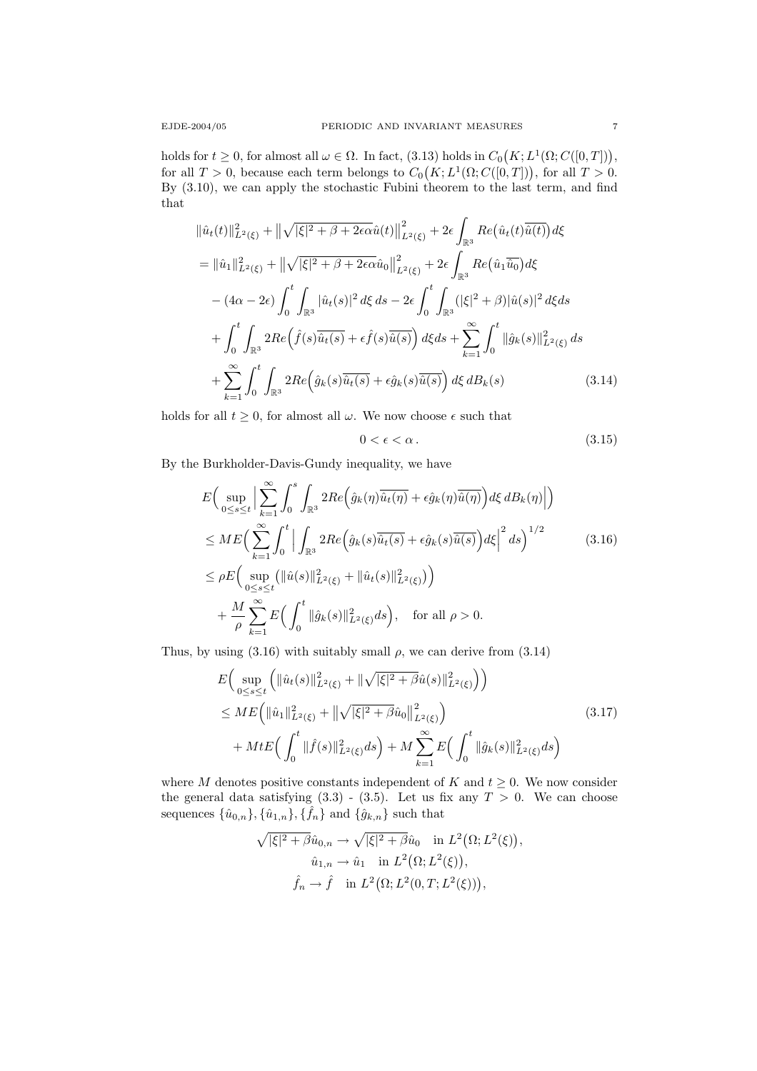holds for $t \geq 0$, for almost all $\omega \in \Omega$. In fact, (3.13) holds in $C_0\big(K; L^1(\Omega; C([0,T]))$, for all $T > 0$, because each term belongs to $C_0\big(K; L^1(\Omega; C([0,T])\big)$, for all $T > 0$. By (3.10), we can apply the stochastic Fubini theorem to the last term, and find that

$$
\begin{aligned}
&\|\hat{u}_t(t)\|^2_{L^2(\xi)} + \big\|\sqrt{|\xi|^2 + \beta + 2\epsilon\alpha}\,\hat{u}(t)\big\|^2_{L^2(\xi)} + 2\epsilon \int_{\mathbb{R}^3} Re\big(\hat{u}_t(t)\overline{\hat{u}(t)}\big) d\xi \\
&= \|\hat{u}_1\|^2_{L^2(\xi)} + \big\|\sqrt{|\xi|^2 + \beta + 2\epsilon\alpha}\,\hat{u}_0\big\|^2_{L^2(\xi)} + 2\epsilon \int_{\mathbb{R}^3} Re\big(\hat{u}_1\overline{\hat{u}_0}\big) d\xi \\
&\quad - (4\alpha - 2\epsilon)\int_0^t \int_{\mathbb{R}^3} |\hat{u}_t(s)|^2\, d\xi\, ds - 2\epsilon \int_0^t \int_{\mathbb{R}^3} (|\xi|^2 + \beta)|\hat{u}(s)|^2\, d\xi ds \\
&\quad + \int_0^t \int_{\mathbb{R}^3} 2Re\Big(\hat{f}(s)\overline{\hat{u}_t(s)} + \epsilon \hat{f}(s)\overline{\hat{u}(s)}\Big)\, d\xi ds + \sum_{k=1}^{\infty} \int_0^t \|\hat{g}_k(s)\|^2_{L^2(\xi)}\, ds \\
&\quad + \sum_{k=1}^{\infty} \int_0^t \int_{\mathbb{R}^3} 2Re\Big(\hat{g}_k(s)\overline{\hat{u}_t(s)} + \epsilon \hat{g}_k(s)\overline{\hat{u}(s)}\Big)\, d\xi\, dB_k(s)
\end{aligned} \tag{3.14}
$$

holds for all $t \geq 0$, for almost all $\omega$. We now choose $\epsilon$ such that

$$
0 < \epsilon < \alpha\,. \tag{3.15}
$$

By the Burkholder-Davis-Gundy inequality, we have

$$
\begin{aligned}
&E\Big(\sup_{0\leq s\leq t}\Big|\sum_{k=1}^{\infty}\int_0^s \int_{\mathbb{R}^3} 2Re\Big(\hat{g}_k(\eta)\overline{\hat{u}_t(\eta)} + \epsilon\hat{g}_k(\eta)\overline{\hat{u}(\eta)}\Big) d\xi\, dB_k(\eta)\Big|\Big) \\
&\leq ME\Big(\sum_{k=1}^{\infty}\int_0^t \Big|\int_{\mathbb{R}^3} 2Re\Big(\hat{g}_k(s)\overline{\hat{u}_t(s)} + \epsilon\hat{g}_k(s)\overline{\hat{u}(s)}\Big) d\xi\Big|^2 ds\Big)^{1/2} \\
&\leq \rho E\Big(\sup_{0\leq s\leq t}\big(\|\hat{u}(s)\|^2_{L^2(\xi)} + \|\hat{u}_t(s)\|^2_{L^2(\xi)}\big)\Big) \\
&\quad + \frac{M}{\rho}\sum_{k=1}^{\infty} E\Big(\int_0^t \|\hat{g}_k(s)\|^2_{L^2(\xi)} ds\Big), \quad \text{for all } \rho > 0.
\end{aligned} \tag{3.16}
$$

Thus, by using (3.16) with suitably small $\rho$, we can derive from (3.14)

$$
\begin{aligned}
&E\Big(\sup_{0\leq s\leq t}\Big(\|\hat{u}_t(s)\|^2_{L^2(\xi)} + \|\sqrt{|\xi|^2+\beta}\,\hat{u}(s)\|^2_{L^2(\xi)}\Big)\Big) \\
&\leq ME\Big(\|\hat{u}_1\|^2_{L^2(\xi)} + \big\|\sqrt{|\xi|^2+\beta}\,\hat{u}_0\big\|^2_{L^2(\xi)}\Big) \\
&\quad + MtE\Big(\int_0^t \|\hat{f}(s)\|^2_{L^2(\xi)} ds\Big) + M\sum_{k=1}^{\infty} E\Big(\int_0^t \|\hat{g}_k(s)\|^2_{L^2(\xi)} ds\Big)
\end{aligned} \tag{3.17}
$$

where $M$ denotes positive constants independent of $K$ and $t \geq 0$. We now consider the general data satisfying (3.3) - (3.5). Let us fix any $T > 0$. We can choose sequences $\{\hat{u}_{0,n}\}, \{\hat{u}_{1,n}\}, \{\hat{f}_n\}$ and $\{\hat{g}_{k,n}\}$ such that

$$
\begin{gathered}
\sqrt{|\xi|^2+\beta}\,\hat{u}_{0,n} \to \sqrt{|\xi|^2+\beta}\,\hat{u}_0 \quad \text{in } L^2\big(\Omega; L^2(\xi)\big), \\
\hat{u}_{1,n} \to \hat{u}_1 \quad \text{in } L^2\big(\Omega; L^2(\xi)\big), \\
\hat{f}_n \to \hat{f} \quad \text{in } L^2\big(\Omega; L^2(0,T; L^2(\xi))\big),
\end{gathered}
$$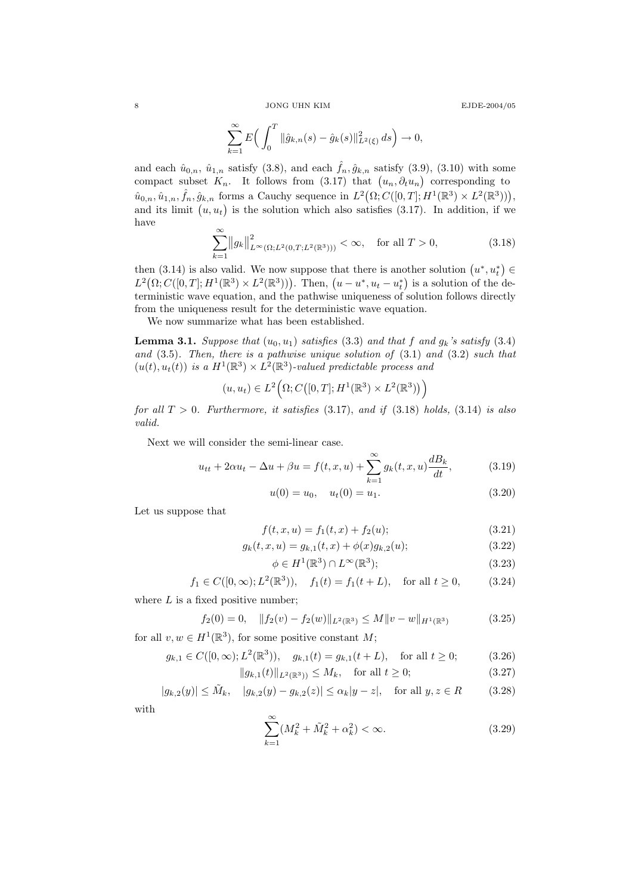$$\sum_{k=1}^{\infty} E\Big( \int_0^T \|\hat{g}_{k,n}(s) - \hat{g}_k(s)\|^2_{L^2(\xi)}\, ds\Big) \to 0,$$

and each $\hat{u}_{0,n}$, $\hat{u}_{1,n}$ satisfy (3.8), and each $\hat{f}_n, \hat{g}_{k,n}$ satisfy (3.9), (3.10) with some compact subset $K_n$. It follows from (3.17) that $\big(u_n, \partial_t u_n\big)$ corresponding to $\hat{u}_{0,n}, \hat{u}_{1,n}, \hat{f}_n, \hat{g}_{k,n}$ forms a Cauchy sequence in $L^2\big(\Omega; C([0,T]; H^1(\mathbb{R}^3) \times L^2(\mathbb{R}^3))\big)$, and its limit $\big(u, u_t\big)$ is the solution which also satisfies (3.17). In addition, if we have

$$\sum_{k=1}^{\infty} \big\|g_k\big\|^2_{L^\infty(\Omega; L^2(0,T;L^2(\mathbb{R}^3)))} < \infty, \quad \text{for all } T > 0, \tag{3.18}$$

then (3.14) is also valid. We now suppose that there is another solution $\big(u^*, u_t^*\big) \in L^2\big(\Omega; C([0,T]; H^1(\mathbb{R}^3) \times L^2(\mathbb{R}^3))\big)$. Then, $\big(u - u^*, u_t - u_t^*\big)$ is a solution of the deterministic wave equation, and the pathwise uniqueness of solution follows directly from the uniqueness result for the deterministic wave equation.

We now summarize what has been established.

**Lemma 3.1.** *Suppose that $(u_0, u_1)$ satisfies (3.3) and that $f$ and $g_k$'s satisfy (3.4) and (3.5). Then, there is a pathwise unique solution of (3.1) and (3.2) such that $(u(t), u_t(t))$ is a $H^1(\mathbb{R}^3) \times L^2(\mathbb{R}^3)$-valued predictable process and*

$$(u, u_t) \in L^2\Big(\Omega; C\big([0,T]; H^1(\mathbb{R}^3) \times L^2(\mathbb{R}^3)\big)\Big)$$

*for all $T > 0$. Furthermore, it satisfies (3.17), and if (3.18) holds, (3.14) is also valid.*

Next we will consider the semi-linear case.

$$u_{tt} + 2\alpha u_t - \Delta u + \beta u = f(t,x,u) + \sum_{k=1}^{\infty} g_k(t,x,u)\frac{dB_k}{dt}, \tag{3.19}$$

$$u(0) = u_0, \quad u_t(0) = u_1. \tag{3.20}$$

Let us suppose that

$$f(t,x,u) = f_1(t,x) + f_2(u); \tag{3.21}$$

$$g_k(t,x,u) = g_{k,1}(t,x) + \phi(x) g_{k,2}(u); \tag{3.22}$$

$$\phi \in H^1(\mathbb{R}^3) \cap L^\infty(\mathbb{R}^3); \tag{3.23}$$

$$f_1 \in C([0,\infty); L^2(\mathbb{R}^3)), \quad f_1(t) = f_1(t+L), \quad \text{for all } t \geq 0, \tag{3.24}$$

where $L$ is a fixed positive number;

$$f_2(0) = 0, \quad \|f_2(v) - f_2(w)\|_{L^2(\mathbb{R}^3)} \leq M\|v - w\|_{H^1(\mathbb{R}^3)} \tag{3.25}$$

for all $v, w \in H^1(\mathbb{R}^3)$, for some positive constant $M$;

$$g_{k,1} \in C([0,\infty); L^2(\mathbb{R}^3)), \quad g_{k,1}(t) = g_{k,1}(t+L), \quad \text{for all } t \geq 0; \tag{3.26}$$

$$\|g_{k,1}(t)\|_{L^2(\mathbb{R}^3))} \leq M_k, \quad \text{for all } t \geq 0; \tag{3.27}$$

$$|g_{k,2}(y)| \leq \tilde{M}_k, \quad |g_{k,2}(y) - g_{k,2}(z)| \leq \alpha_k |y - z|, \quad \text{for all } y, z \in R \tag{3.28}$$

with

$$\sum_{k=1}^{\infty} (M_k^2 + \tilde{M}_k^2 + \alpha_k^2) < \infty. \tag{3.29}$$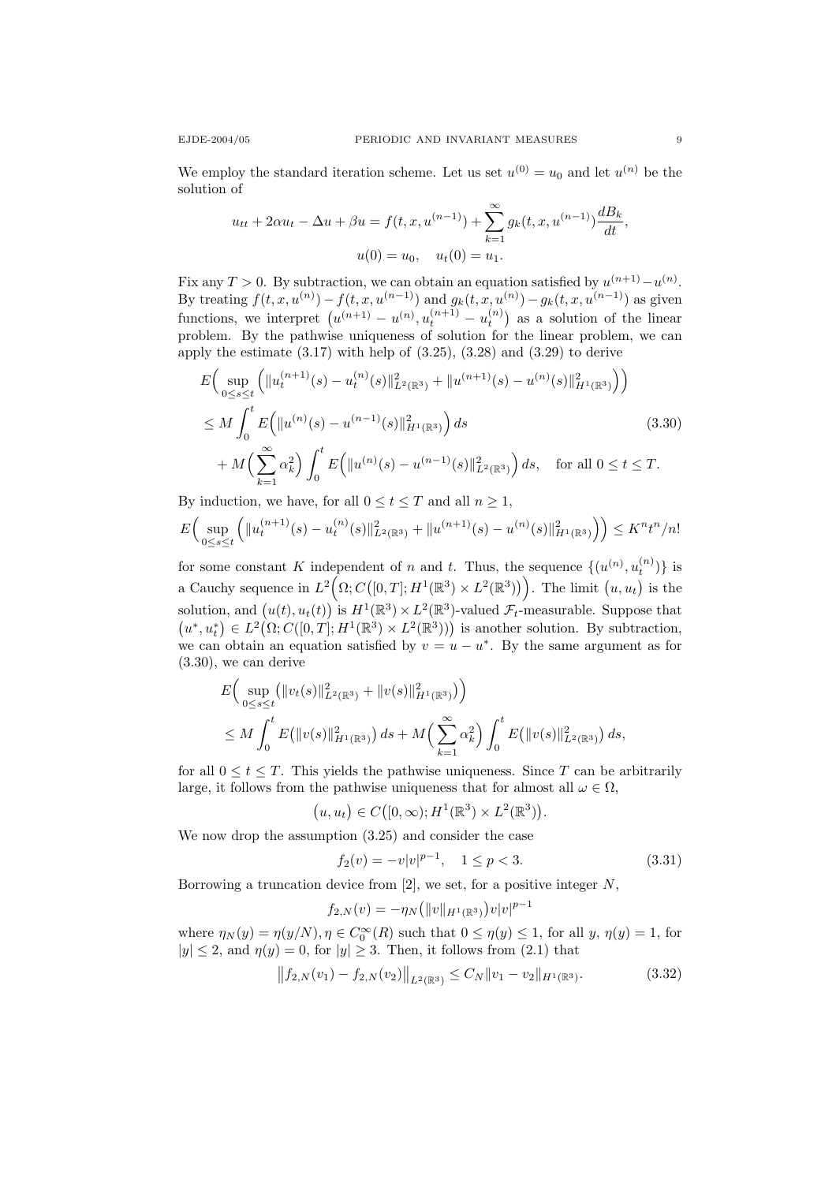We employ the standard iteration scheme. Let us set $u^{(0)} = u_0$ and let $u^{(n)}$ be the solution of

$$
\begin{gathered}
u_{tt} + 2\alpha u_t - \Delta u + \beta u = f(t, x, u^{(n-1)}) + \sum_{k=1}^{\infty} g_k(t, x, u^{(n-1)}) \frac{dB_k}{dt}, \\
u(0) = u_0, \quad u_t(0) = u_1.
\end{gathered}
$$

Fix any $T > 0$. By subtraction, we can obtain an equation satisfied by $u^{(n+1)} - u^{(n)}$. By treating $f(t, x, u^{(n)}) - f(t, x, u^{(n-1)})$ and $g_k(t, x, u^{(n)}) - g_k(t, x, u^{(n-1)})$ as given functions, we interpret $\big(u^{(n+1)} - u^{(n)}, u_t^{(n+1)} - u_t^{(n)}\big)$ as a solution of the linear problem. By the pathwise uniqueness of solution for the linear problem, we can apply the estimate (3.17) with help of (3.25), (3.28) and (3.29) to derive

$$
\begin{aligned}
&E\Big(\sup_{0 \le s \le t} \Big(\|u_t^{(n+1)}(s) - u_t^{(n)}(s)\|^2_{L^2(\mathbb{R}^3)} + \|u^{(n+1)}(s) - u^{(n)}(s)\|^2_{H^1(\mathbb{R}^3)}\Big)\Big) \\
&\le M \int_0^t E\Big(\|u^{(n)}(s) - u^{(n-1)}(s)\|^2_{H^1(\mathbb{R}^3)}\Big)\, ds \qquad (3.30) \\
&\quad + M\Big(\sum_{k=1}^{\infty} \alpha_k^2\Big) \int_0^t E\Big(\|u^{(n)}(s) - u^{(n-1)}(s)\|^2_{L^2(\mathbb{R}^3)}\Big)\, ds, \quad \text{for all } 0 \le t \le T.
\end{aligned}
$$

By induction, we have, for all $0 \le t \le T$ and all $n \ge 1$,

$$
E\Big(\sup_{0 \le s \le t} \Big(\|u_t^{(n+1)}(s) - u_t^{(n)}(s)\|^2_{L^2(\mathbb{R}^3)} + \|u^{(n+1)}(s) - u^{(n)}(s)\|^2_{H^1(\mathbb{R}^3)}\Big)\Big) \le K^n t^n / n!
$$

for some constant $K$ independent of $n$ and $t$. Thus, the sequence $\{(u^{(n)}, u_t^{(n)})\}$ is a Cauchy sequence in $L^2\Big(\Omega; C\big([0,T]; H^1(\mathbb{R}^3) \times L^2(\mathbb{R}^3)\big)\Big)$. The limit $\big(u, u_t\big)$ is the solution, and $\big(u(t), u_t(t)\big)$ is $H^1(\mathbb{R}^3) \times L^2(\mathbb{R}^3)$-valued $\mathcal{F}_t$-measurable. Suppose that $\big(u^*, u_t^*\big) \in L^2\big(\Omega; C([0,T]; H^1(\mathbb{R}^3) \times L^2(\mathbb{R}^3))\big)$ is another solution. By subtraction, we can obtain an equation satisfied by $v = u - u^*$. By the same argument as for (3.30), we can derive

$$
\begin{aligned}
&E\Big(\sup_{0 \le s \le t} \big(\|v_t(s)\|^2_{L^2(\mathbb{R}^3)} + \|v(s)\|^2_{H^1(\mathbb{R}^3)}\big)\Big) \\
&\le M \int_0^t E\big(\|v(s)\|^2_{H^1(\mathbb{R}^3)}\big)\, ds + M\Big(\sum_{k=1}^{\infty} \alpha_k^2\Big) \int_0^t E\big(\|v(s)\|^2_{L^2(\mathbb{R}^3)}\big)\, ds,
\end{aligned}
$$

for all $0 \le t \le T$. This yields the pathwise uniqueness. Since $T$ can be arbitrarily large, it follows from the pathwise uniqueness that for almost all $\omega \in \Omega$,

$$
\big(u, u_t\big) \in C\big([0, \infty); H^1(\mathbb{R}^3) \times L^2(\mathbb{R}^3)\big).
$$

We now drop the assumption (3.25) and consider the case

$$
f_2(v) = -v|v|^{p-1}, \quad 1 \le p < 3. \qquad (3.31)
$$

Borrowing a truncation device from [2], we set, for a positive integer $N$,

$$
f_{2,N}(v) = -\eta_N\big(\|v\|_{H^1(\mathbb{R}^3)}\big) v|v|^{p-1}
$$

where $\eta_N(y) = \eta(y/N), \eta \in C_0^\infty(R)$ such that $0 \le \eta(y) \le 1$, for all $y$, $\eta(y) = 1$, for $|y| \le 2$, and $\eta(y) = 0$, for $|y| \ge 3$. Then, it follows from (2.1) that

$$
\big\|f_{2,N}(v_1) - f_{2,N}(v_2)\big\|_{L^2(\mathbb{R}^3)} \le C_N \|v_1 - v_2\|_{H^1(\mathbb{R}^3)}. \qquad (3.32)
$$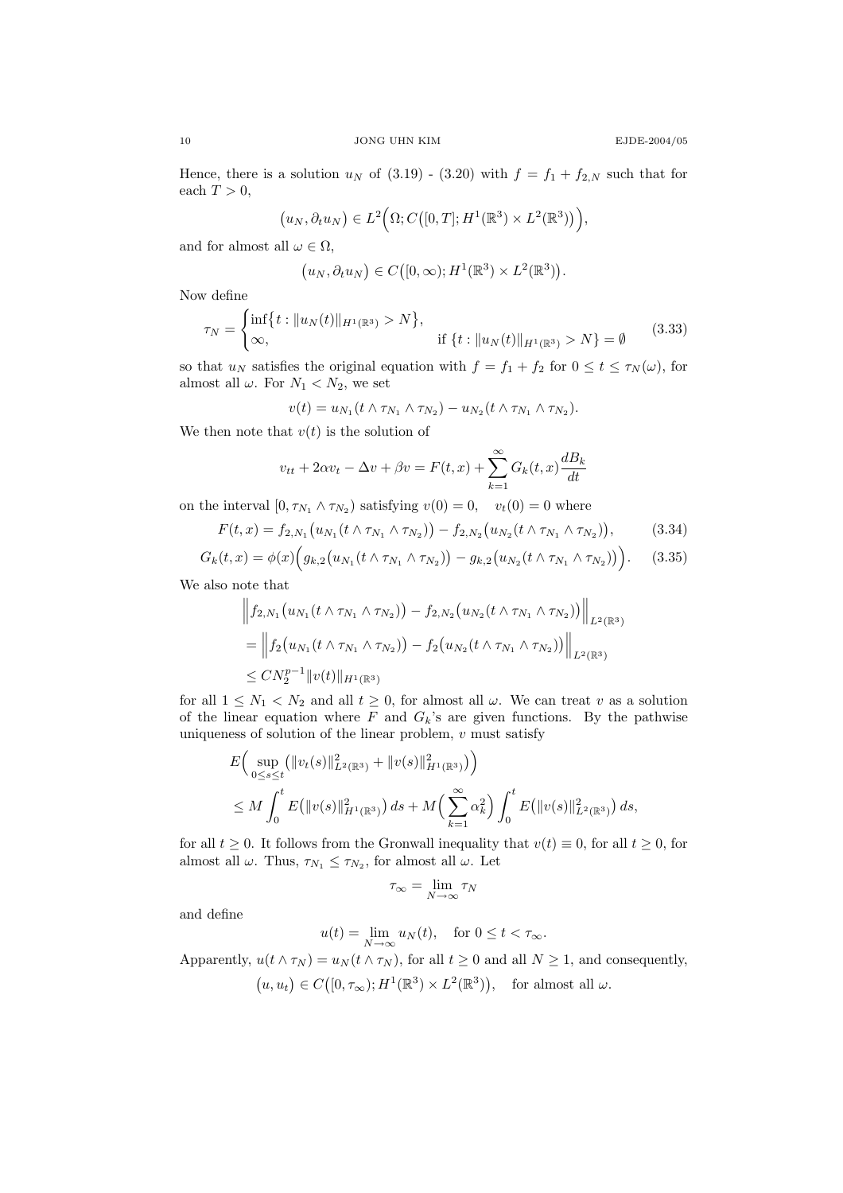Hence, there is a solution $u_N$ of (3.19) - (3.20) with $f = f_1 + f_{2,N}$ such that for each $T > 0$,

$$\big(u_N, \partial_t u_N\big) \in L^2\Big(\Omega; C\big([0,T]; H^1(\mathbb{R}^3) \times L^2(\mathbb{R}^3)\big)\Big),$$

and for almost all $\omega \in \Omega$,

$$\big(u_N, \partial_t u_N\big) \in C\big([0,\infty); H^1(\mathbb{R}^3) \times L^2(\mathbb{R}^3)\big).$$

Now define

$$\tau_N = \begin{cases} \inf\big\{t : \|u_N(t)\|_{H^1(\mathbb{R}^3)} > N\big\}, & \\ \infty, & \text{if } \{t : \|u_N(t)\|_{H^1(\mathbb{R}^3)} > N\} = \emptyset \end{cases} \tag{3.33}$$

so that $u_N$ satisfies the original equation with $f = f_1 + f_2$ for $0 \le t \le \tau_N(\omega)$, for almost all $\omega$. For $N_1 < N_2$, we set

$$v(t) = u_{N_1}(t \wedge \tau_{N_1} \wedge \tau_{N_2}) - u_{N_2}(t \wedge \tau_{N_1} \wedge \tau_{N_2}).$$

We then note that $v(t)$ is the solution of

$$v_{tt} + 2\alpha v_t - \Delta v + \beta v = F(t,x) + \sum_{k=1}^{\infty} G_k(t,x)\frac{dB_k}{dt}$$

on the interval $[0, \tau_{N_1} \wedge \tau_{N_2})$ satisfying $v(0) = 0$, $\quad v_t(0) = 0$ where

$$F(t,x) = f_{2,N_1}\big(u_{N_1}(t \wedge \tau_{N_1} \wedge \tau_{N_2})\big) - f_{2,N_2}\big(u_{N_2}(t \wedge \tau_{N_1} \wedge \tau_{N_2})\big), \tag{3.34}$$

$$G_k(t,x) = \phi(x)\Big(g_{k,2}\big(u_{N_1}(t \wedge \tau_{N_1} \wedge \tau_{N_2})\big) - g_{k,2}\big(u_{N_2}(t \wedge \tau_{N_1} \wedge \tau_{N_2})\big)\Big). \tag{3.35}$$

We also note that

$$\begin{aligned}
&\Big\|f_{2,N_1}\big(u_{N_1}(t \wedge \tau_{N_1} \wedge \tau_{N_2})\big) - f_{2,N_2}\big(u_{N_2}(t \wedge \tau_{N_1} \wedge \tau_{N_2})\big)\Big\|_{L^2(\mathbb{R}^3)} \\
&= \Big\|f_2\big(u_{N_1}(t \wedge \tau_{N_1} \wedge \tau_{N_2})\big) - f_2\big(u_{N_2}(t \wedge \tau_{N_1} \wedge \tau_{N_2})\big)\Big\|_{L^2(\mathbb{R}^3)} \\
&\le C N_2^{p-1}\|v(t)\|_{H^1(\mathbb{R}^3)}
\end{aligned}$$

for all $1 \le N_1 < N_2$ and all $t \ge 0$, for almost all $\omega$. We can treat $v$ as a solution of the linear equation where $F$ and $G_k$'s are given functions. By the pathwise uniqueness of solution of the linear problem, $v$ must satisfy

$$\begin{aligned}
&E\Big(\sup_{0 \le s \le t}\big(\|v_t(s)\|^2_{L^2(\mathbb{R}^3)} + \|v(s)\|^2_{H^1(\mathbb{R}^3)}\big)\Big) \\
&\le M\int_0^t E\big(\|v(s)\|^2_{H^1(\mathbb{R}^3)}\big)\,ds + M\Big(\sum_{k=1}^{\infty}\alpha_k^2\Big)\int_0^t E\big(\|v(s)\|^2_{L^2(\mathbb{R}^3)}\big)\,ds,
\end{aligned}$$

for all $t \ge 0$. It follows from the Gronwall inequality that $v(t) \equiv 0$, for all $t \ge 0$, for almost all $\omega$. Thus, $\tau_{N_1} \le \tau_{N_2}$, for almost all $\omega$. Let

$$\tau_\infty = \lim_{N \to \infty} \tau_N$$

and define

$$u(t) = \lim_{N \to \infty} u_N(t), \quad \text{for } 0 \le t < \tau_\infty.$$

Apparently, $u(t \wedge \tau_N) = u_N(t \wedge \tau_N)$, for all $t \ge 0$ and all $N \ge 1$, and consequently,

$$\big(u, u_t\big) \in C\big([0,\tau_\infty); H^1(\mathbb{R}^3) \times L^2(\mathbb{R}^3)\big), \quad \text{for almost all } \omega.$$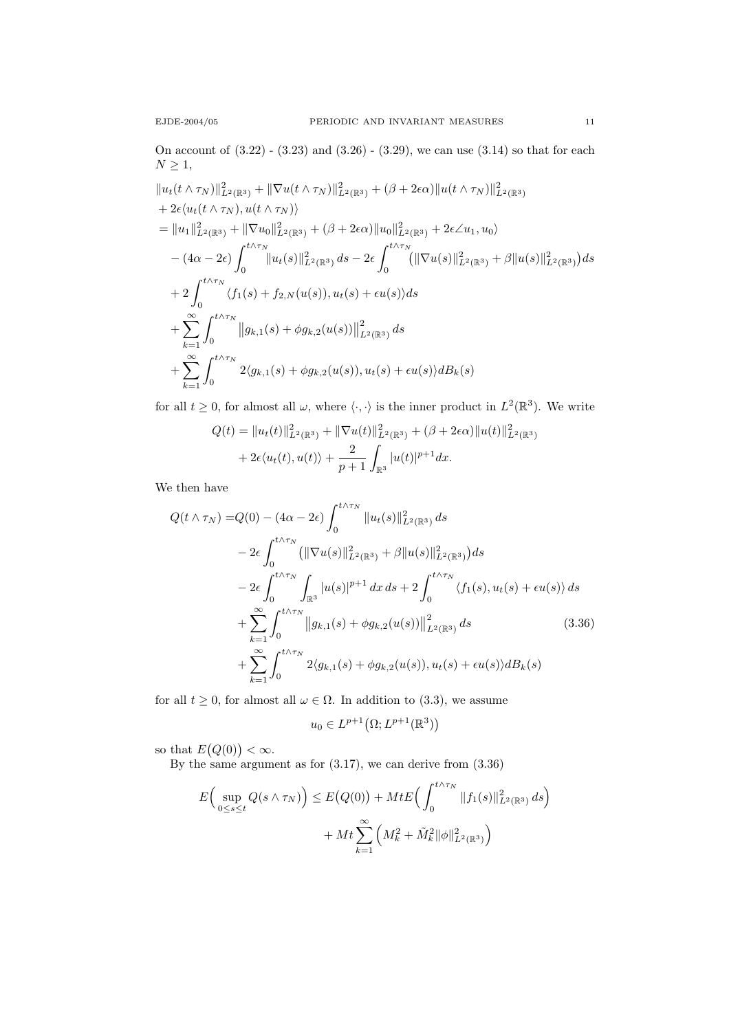On account of (3.22) - (3.23) and (3.26) - (3.29), we can use (3.14) so that for each $N \geq 1$,

$$
\begin{aligned}
&\|u_t(t\wedge\tau_N)\|^2_{L^2(\mathbb{R}^3)} + \|\nabla u(t\wedge\tau_N)\|^2_{L^2(\mathbb{R}^3)} + (\beta+2\epsilon\alpha)\|u(t\wedge\tau_N)\|^2_{L^2(\mathbb{R}^3)} \\
&+ 2\epsilon\langle u_t(t\wedge\tau_N), u(t\wedge\tau_N)\rangle \\
&= \|u_1\|^2_{L^2(\mathbb{R}^3)} + \|\nabla u_0\|^2_{L^2(\mathbb{R}^3)} + (\beta+2\epsilon\alpha)\|u_0\|^2_{L^2(\mathbb{R}^3)} + 2\epsilon\angle u_1, u_0\rangle \\
&\quad - (4\alpha - 2\epsilon)\int_0^{t\wedge\tau_N} \|u_t(s)\|^2_{L^2(\mathbb{R}^3)}\,ds - 2\epsilon\int_0^{t\wedge\tau_N}\big(\|\nabla u(s)\|^2_{L^2(\mathbb{R}^3)} + \beta\|u(s)\|^2_{L^2(\mathbb{R}^3)}\big)ds \\
&\quad + 2\int_0^{t\wedge\tau_N}\langle f_1(s) + f_{2,N}(u(s)), u_t(s) + \epsilon u(s)\rangle ds \\
&\quad + \sum_{k=1}^{\infty}\int_0^{t\wedge\tau_N}\big\|g_{k,1}(s) + \phi g_{k,2}(u(s))\big\|^2_{L^2(\mathbb{R}^3)}\,ds \\
&\quad + \sum_{k=1}^{\infty}\int_0^{t\wedge\tau_N} 2\langle g_{k,1}(s) + \phi g_{k,2}(u(s)), u_t(s) + \epsilon u(s)\rangle dB_k(s)
\end{aligned}
$$

for all $t \geq 0$, for almost all $\omega$, where $\langle\cdot,\cdot\rangle$ is the inner product in $L^2(\mathbb{R}^3)$. We write

$$
\begin{aligned}
Q(t) &= \|u_t(t)\|^2_{L^2(\mathbb{R}^3)} + \|\nabla u(t)\|^2_{L^2(\mathbb{R}^3)} + (\beta+2\epsilon\alpha)\|u(t)\|^2_{L^2(\mathbb{R}^3)} \\
&\quad + 2\epsilon\langle u_t(t), u(t)\rangle + \frac{2}{p+1}\int_{\mathbb{R}^3}|u(t)|^{p+1}dx.
\end{aligned}
$$

We then have

$$
\begin{aligned}
Q(t\wedge\tau_N) =& Q(0) - (4\alpha-2\epsilon)\int_0^{t\wedge\tau_N}\|u_t(s)\|^2_{L^2(\mathbb{R}^3)}\,ds \\
&- 2\epsilon\int_0^{t\wedge\tau_N}\big(\|\nabla u(s)\|^2_{L^2(\mathbb{R}^3)} + \beta\|u(s)\|^2_{L^2(\mathbb{R}^3)}\big)ds \\
&- 2\epsilon\int_0^{t\wedge\tau_N}\int_{\mathbb{R}^3}|u(s)|^{p+1}\,dx\,ds + 2\int_0^{t\wedge\tau_N}\langle f_1(s), u_t(s)+\epsilon u(s)\rangle\,ds \\
&+ \sum_{k=1}^{\infty}\int_0^{t\wedge\tau_N}\big\|g_{k,1}(s) + \phi g_{k,2}(u(s))\big\|^2_{L^2(\mathbb{R}^3)}\,ds \\
&+ \sum_{k=1}^{\infty}\int_0^{t\wedge\tau_N} 2\langle g_{k,1}(s) + \phi g_{k,2}(u(s)), u_t(s)+\epsilon u(s)\rangle dB_k(s)
\end{aligned}
\tag{3.36}
$$

for all $t \geq 0$, for almost all $\omega \in \Omega$. In addition to (3.3), we assume

$$
u_0 \in L^{p+1}\big(\Omega; L^{p+1}(\mathbb{R}^3)\big)
$$

so that $E\big(Q(0)\big) < \infty$.

By the same argument as for (3.17), we can derive from (3.36)

$$
\begin{aligned}
E\Big(\sup_{0\leq s\leq t} Q(s\wedge\tau_N)\Big) \leq\ & E\big(Q(0)\big) + MtE\Big(\int_0^{t\wedge\tau_N}\|f_1(s)\|^2_{L^2(\mathbb{R}^3)}\,ds\Big) \\
&+ Mt\sum_{k=1}^{\infty}\Big(M_k^2 + \tilde{M}_k^2\|\phi\|^2_{L^2(\mathbb{R}^3)}\Big)
\end{aligned}
$$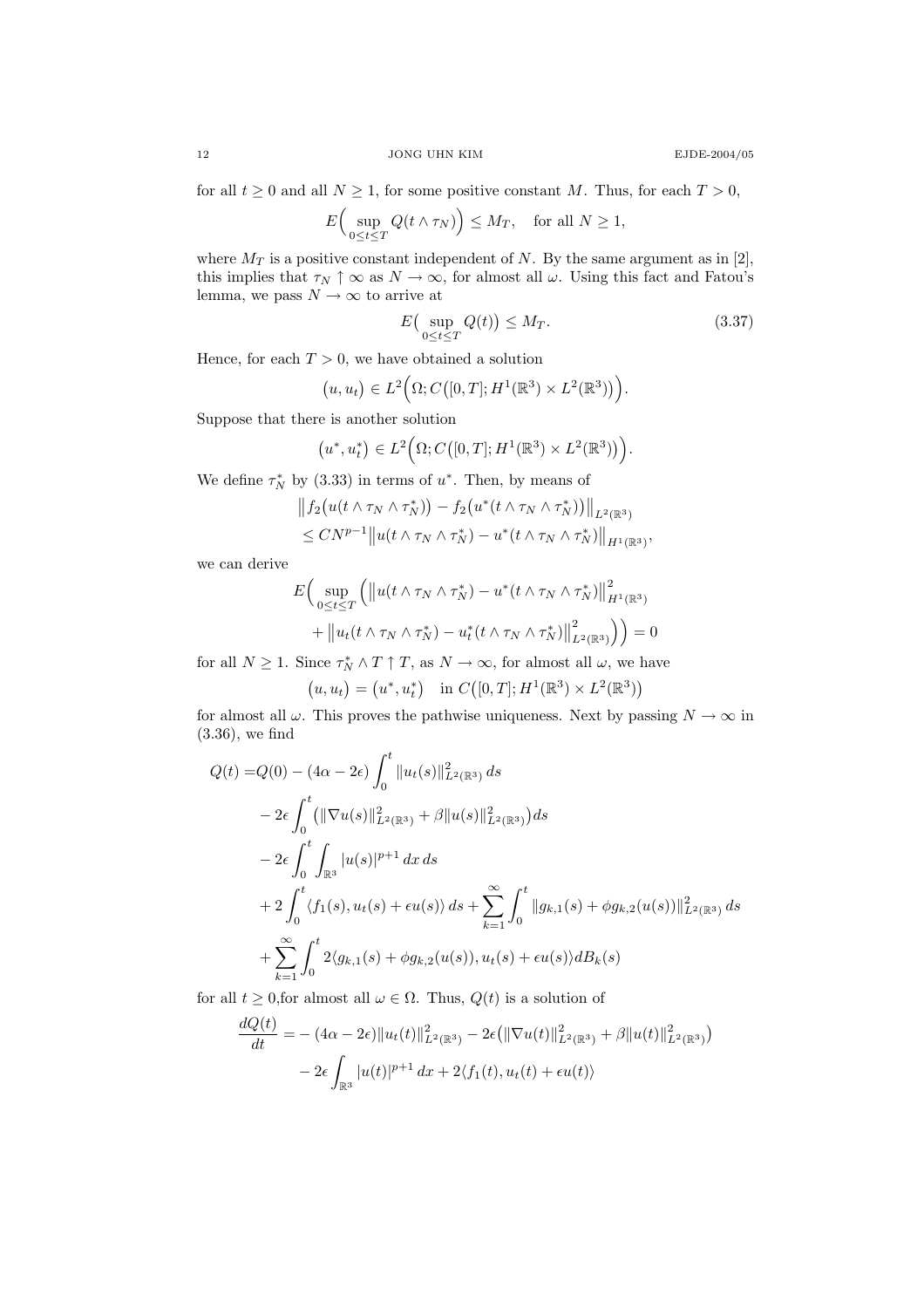for all $t \geq 0$ and all $N \geq 1$, for some positive constant $M$. Thus, for each $T > 0$,

$$E\Big(\sup_{0 \leq t \leq T} Q(t \wedge \tau_N)\Big) \leq M_T, \quad \text{for all } N \geq 1,$$

where $M_T$ is a positive constant independent of $N$. By the same argument as in [2], this implies that $\tau_N \uparrow \infty$ as $N \to \infty$, for almost all $\omega$. Using this fact and Fatou's lemma, we pass $N \to \infty$ to arrive at

$$E\big(\sup_{0 \leq t \leq T} Q(t)\big) \leq M_T. \tag{3.37}$$

Hence, for each $T > 0$, we have obtained a solution

$$\big(u, u_t\big) \in L^2\Big(\Omega; C\big([0,T]; H^1(\mathbb{R}^3) \times L^2(\mathbb{R}^3)\big)\Big).$$

Suppose that there is another solution

$$\big(u^*, u_t^*\big) \in L^2\Big(\Omega; C\big([0,T]; H^1(\mathbb{R}^3) \times L^2(\mathbb{R}^3)\big)\Big).$$

We define $\tau_N^*$ by (3.33) in terms of $u^*$. Then, by means of

$$\begin{aligned}
&\big\| f_2\big(u(t \wedge \tau_N \wedge \tau_N^*)\big) - f_2\big(u^*(t \wedge \tau_N \wedge \tau_N^*)\big)\big\|_{L^2(\mathbb{R}^3)} \\
&\leq C N^{p-1} \big\| u(t \wedge \tau_N \wedge \tau_N^*) - u^*(t \wedge \tau_N \wedge \tau_N^*)\big\|_{H^1(\mathbb{R}^3)},
\end{aligned}$$

we can derive

$$\begin{aligned}
E\Big(\sup_{0 \leq t \leq T} &\Big(\big\| u(t \wedge \tau_N \wedge \tau_N^*) - u^*(t \wedge \tau_N \wedge \tau_N^*)\big\|^2_{H^1(\mathbb{R}^3)} \\
&+ \big\| u_t(t \wedge \tau_N \wedge \tau_N^*) - u_t^*(t \wedge \tau_N \wedge \tau_N^*)\big\|^2_{L^2(\mathbb{R}^3)}\Big)\Big) = 0
\end{aligned}$$

for all $N \geq 1$. Since $\tau_N^* \wedge T \uparrow T$, as $N \to \infty$, for almost all $\omega$, we have

$$\big(u, u_t\big) = \big(u^*, u_t^*\big) \quad \text{in } C\big([0,T]; H^1(\mathbb{R}^3) \times L^2(\mathbb{R}^3)\big)$$

for almost all $\omega$. This proves the pathwise uniqueness. Next by passing $N \to \infty$ in (3.36), we find

$$\begin{aligned}
Q(t) =& Q(0) - (4\alpha - 2\epsilon) \int_0^t \|u_t(s)\|^2_{L^2(\mathbb{R}^3)}\, ds \\
&- 2\epsilon \int_0^t \big(\|\nabla u(s)\|^2_{L^2(\mathbb{R}^3)} + \beta \|u(s)\|^2_{L^2(\mathbb{R}^3)}\big) ds \\
&- 2\epsilon \int_0^t \int_{\mathbb{R}^3} |u(s)|^{p+1}\, dx\, ds \\
&+ 2 \int_0^t \langle f_1(s), u_t(s) + \epsilon u(s)\rangle\, ds + \sum_{k=1}^\infty \int_0^t \|g_{k,1}(s) + \phi g_{k,2}(u(s))\|^2_{L^2(\mathbb{R}^3)}\, ds \\
&+ \sum_{k=1}^\infty \int_0^t 2\langle g_{k,1}(s) + \phi g_{k,2}(u(s)), u_t(s) + \epsilon u(s)\rangle dB_k(s)
\end{aligned}$$

for all $t \geq 0$, for almost all $\omega \in \Omega$. Thus, $Q(t)$ is a solution of

$$\begin{aligned}
\frac{dQ(t)}{dt} =& -(4\alpha - 2\epsilon)\|u_t(t)\|^2_{L^2(\mathbb{R}^3)} - 2\epsilon\big(\|\nabla u(t)\|^2_{L^2(\mathbb{R}^3)} + \beta \|u(t)\|^2_{L^2(\mathbb{R}^3)}\big) \\
&- 2\epsilon \int_{\mathbb{R}^3} |u(t)|^{p+1}\, dx + 2\langle f_1(t), u_t(t) + \epsilon u(t)\rangle
\end{aligned}$$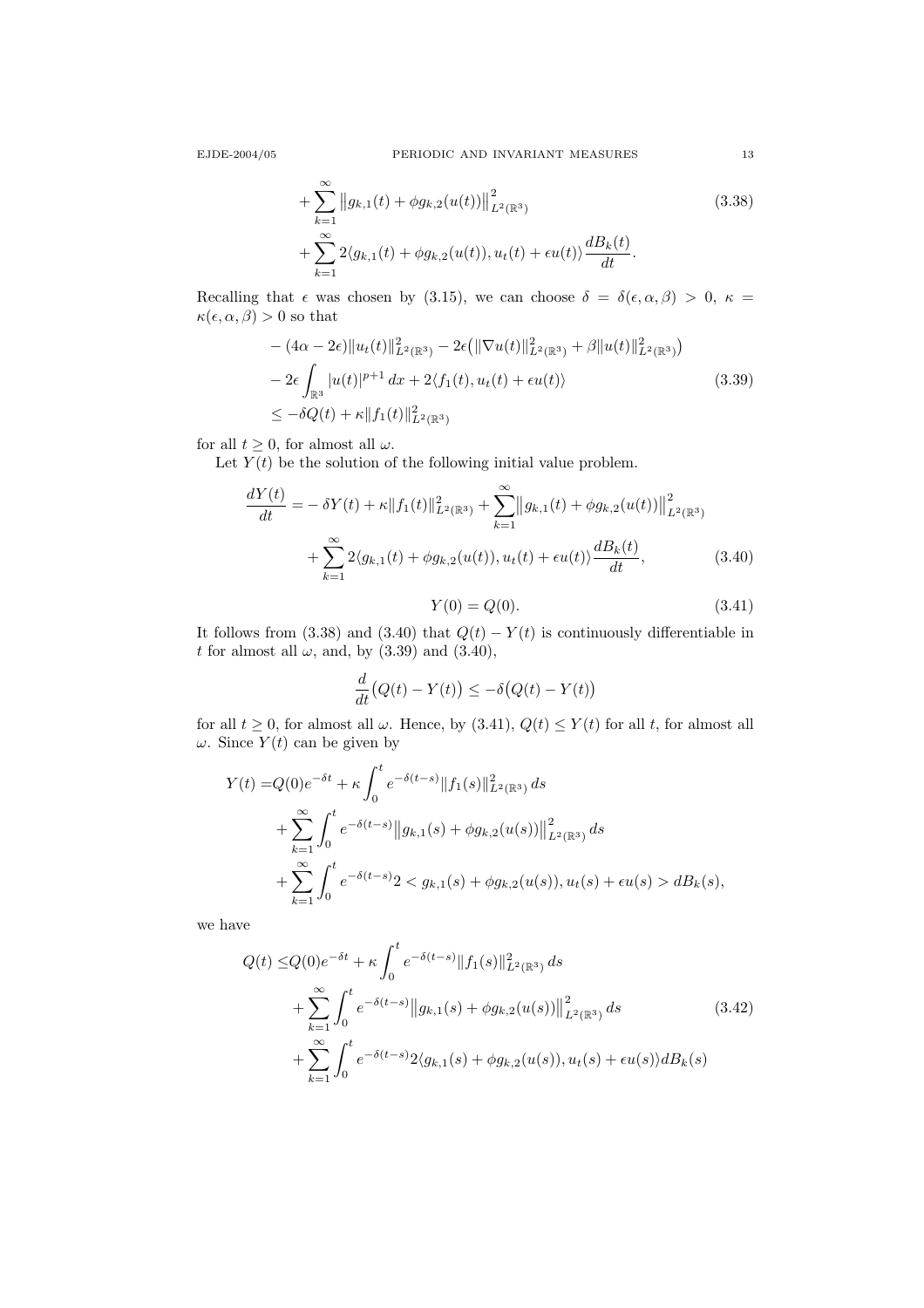$$
\begin{aligned}
&+\sum_{k=1}^{\infty}\left\|g_{k,1}(t)+\phi g_{k,2}(u(t))\right\|^2_{L^2(\mathbb{R}^3)} \\
&+\sum_{k=1}^{\infty}2\langle g_{k,1}(t)+\phi g_{k,2}(u(t)),u_t(t)+\epsilon u(t)\rangle\frac{dB_k(t)}{dt}.
\end{aligned}
\tag{3.38}
$$

Recalling that $\epsilon$ was chosen by (3.15), we can choose $\delta=\delta(\epsilon,\alpha,\beta)>0$, $\kappa=\kappa(\epsilon,\alpha,\beta)>0$ so that

$$
\begin{aligned}
&-(4\alpha-2\epsilon)\|u_t(t)\|^2_{L^2(\mathbb{R}^3)}-2\epsilon\big(\|\nabla u(t)\|^2_{L^2(\mathbb{R}^3)}+\beta\|u(t)\|^2_{L^2(\mathbb{R}^3)}\big) \\
&-2\epsilon\int_{\mathbb{R}^3}|u(t)|^{p+1}\,dx+2\langle f_1(t),u_t(t)+\epsilon u(t)\rangle \\
&\le -\delta Q(t)+\kappa\|f_1(t)\|^2_{L^2(\mathbb{R}^3)}
\end{aligned}
\tag{3.39}
$$

for all $t\ge 0$, for almost all $\omega$.

Let $Y(t)$ be the solution of the following initial value problem.

$$
\begin{aligned}
\frac{dY(t)}{dt}=&-\delta Y(t)+\kappa\|f_1(t)\|^2_{L^2(\mathbb{R}^3)}+\sum_{k=1}^{\infty}\big\|g_{k,1}(t)+\phi g_{k,2}(u(t))\big\|^2_{L^2(\mathbb{R}^3)} \\
&+\sum_{k=1}^{\infty}2\langle g_{k,1}(t)+\phi g_{k,2}(u(t)),u_t(t)+\epsilon u(t)\rangle\frac{dB_k(t)}{dt},
\end{aligned}
\tag{3.40}
$$

$$
Y(0)=Q(0). \tag{3.41}
$$

It follows from (3.38) and (3.40) that $Q(t)-Y(t)$ is continuously differentiable in $t$ for almost all $\omega$, and, by (3.39) and (3.40),

$$
\frac{d}{dt}\big(Q(t)-Y(t)\big)\le-\delta\big(Q(t)-Y(t)\big)
$$

for all $t\ge 0$, for almost all $\omega$. Hence, by (3.41), $Q(t)\le Y(t)$ for all $t$, for almost all $\omega$. Since $Y(t)$ can be given by

$$
\begin{aligned}
Y(t)=&Q(0)e^{-\delta t}+\kappa\int_0^t e^{-\delta(t-s)}\|f_1(s)\|^2_{L^2(\mathbb{R}^3)}\,ds \\
&+\sum_{k=1}^{\infty}\int_0^t e^{-\delta(t-s)}\big\|g_{k,1}(s)+\phi g_{k,2}(u(s))\big\|^2_{L^2(\mathbb{R}^3)}\,ds \\
&+\sum_{k=1}^{\infty}\int_0^t e^{-\delta(t-s)}2<g_{k,1}(s)+\phi g_{k,2}(u(s)),u_t(s)+\epsilon u(s)>dB_k(s),
\end{aligned}
$$

we have

$$
\begin{aligned}
Q(t)\le&Q(0)e^{-\delta t}+\kappa\int_0^t e^{-\delta(t-s)}\|f_1(s)\|^2_{L^2(\mathbb{R}^3)}\,ds \\
&+\sum_{k=1}^{\infty}\int_0^t e^{-\delta(t-s)}\big\|g_{k,1}(s)+\phi g_{k,2}(u(s))\big\|^2_{L^2(\mathbb{R}^3)}\,ds \\
&+\sum_{k=1}^{\infty}\int_0^t e^{-\delta(t-s)}2\langle g_{k,1}(s)+\phi g_{k,2}(u(s)),u_t(s)+\epsilon u(s)\rangle dB_k(s)
\end{aligned}
\tag{3.42}
$$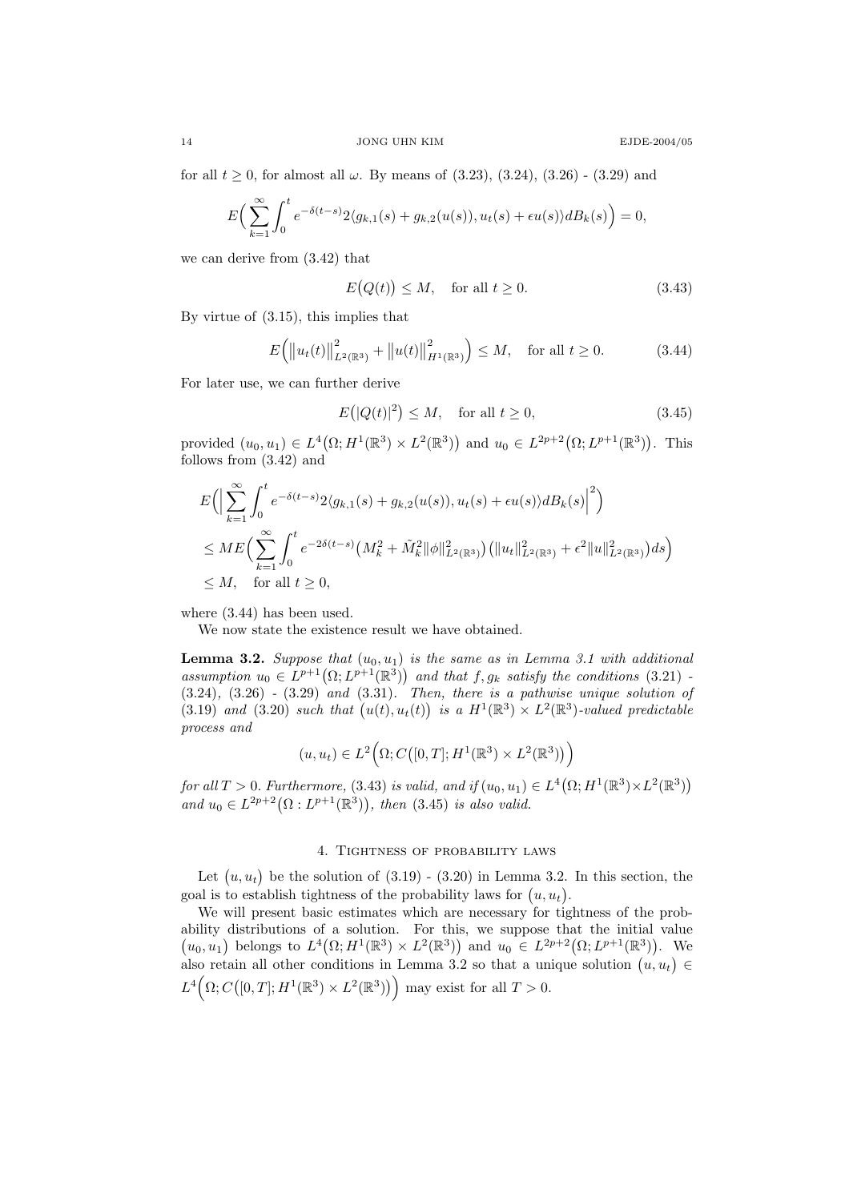for all $t \geq 0$, for almost all $\omega$. By means of (3.23), (3.24), (3.26) - (3.29) and

$$E\Big(\sum_{k=1}^{\infty}\int_0^t e^{-\delta(t-s)}2\langle g_{k,1}(s)+g_{k,2}(u(s)), u_t(s)+\epsilon u(s)\rangle dB_k(s)\Big)=0,$$

we can derive from (3.42) that

$$E\big(Q(t)\big) \leq M, \quad \text{for all } t \geq 0. \tag{3.43}$$

By virtue of (3.15), this implies that

$$E\Big(\big\|u_t(t)\big\|^2_{L^2(\mathbb{R}^3)} + \big\|u(t)\big\|^2_{H^1(\mathbb{R}^3)}\Big) \leq M, \quad \text{for all } t \geq 0. \tag{3.44}$$

For later use, we can further derive

$$E\big(|Q(t)|^2\big) \leq M, \quad \text{for all } t \geq 0, \tag{3.45}$$

provided $(u_0, u_1) \in L^4\big(\Omega; H^1(\mathbb{R}^3) \times L^2(\mathbb{R}^3)\big)$ and $u_0 \in L^{2p+2}\big(\Omega; L^{p+1}(\mathbb{R}^3)\big)$. This follows from (3.42) and

$$\begin{aligned}
&E\Big(\Big|\sum_{k=1}^{\infty}\int_0^t e^{-\delta(t-s)}2\langle g_{k,1}(s)+g_{k,2}(u(s)), u_t(s)+\epsilon u(s)\rangle dB_k(s)\Big|^2\Big)\\
&\leq ME\Big(\sum_{k=1}^{\infty}\int_0^t e^{-2\delta(t-s)}\big(M_k^2+\tilde{M}_k^2\|\phi\|^2_{L^2(\mathbb{R}^3)}\big)\big(\|u_t\|^2_{L^2(\mathbb{R}^3)}+\epsilon^2\|u\|^2_{L^2(\mathbb{R}^3)}\big)ds\Big)\\
&\leq M, \quad \text{for all } t \geq 0,
\end{aligned}$$

where (3.44) has been used.

We now state the existence result we have obtained.

**Lemma 3.2.** *Suppose that $(u_0, u_1)$ is the same as in Lemma 3.1 with additional assumption $u_0 \in L^{p+1}\big(\Omega; L^{p+1}(\mathbb{R}^3)\big)$ and that $f, g_k$ satisfy the conditions (3.21) - (3.24), (3.26) - (3.29) and (3.31). Then, there is a pathwise unique solution of (3.19) and (3.20) such that $\big(u(t), u_t(t)\big)$ is a $H^1(\mathbb{R}^3) \times L^2(\mathbb{R}^3)$-valued predictable process and*

$$(u, u_t) \in L^2\Big(\Omega; C\big([0,T]; H^1(\mathbb{R}^3) \times L^2(\mathbb{R}^3)\big)\Big)$$

*for all $T > 0$. Furthermore, (3.43) is valid, and if $(u_0, u_1) \in L^4\big(\Omega; H^1(\mathbb{R}^3) \times L^2(\mathbb{R}^3)\big)$ and $u_0 \in L^{2p+2}\big(\Omega : L^{p+1}(\mathbb{R}^3)\big)$, then (3.45) is also valid.*

## 4. Tightness of probability laws

Let $\big(u, u_t\big)$ be the solution of (3.19) - (3.20) in Lemma 3.2. In this section, the goal is to establish tightness of the probability laws for $\big(u, u_t\big)$.

We will present basic estimates which are necessary for tightness of the probability distributions of a solution. For this, we suppose that the initial value $\big(u_0, u_1\big)$ belongs to $L^4\big(\Omega; H^1(\mathbb{R}^3) \times L^2(\mathbb{R}^3)\big)$ and $u_0 \in L^{2p+2}\big(\Omega; L^{p+1}(\mathbb{R}^3)\big)$. We also retain all other conditions in Lemma 3.2 so that a unique solution $\big(u, u_t\big) \in L^4\Big(\Omega; C\big([0,T]; H^1(\mathbb{R}^3) \times L^2(\mathbb{R}^3)\big)\Big)$ may exist for all $T > 0$.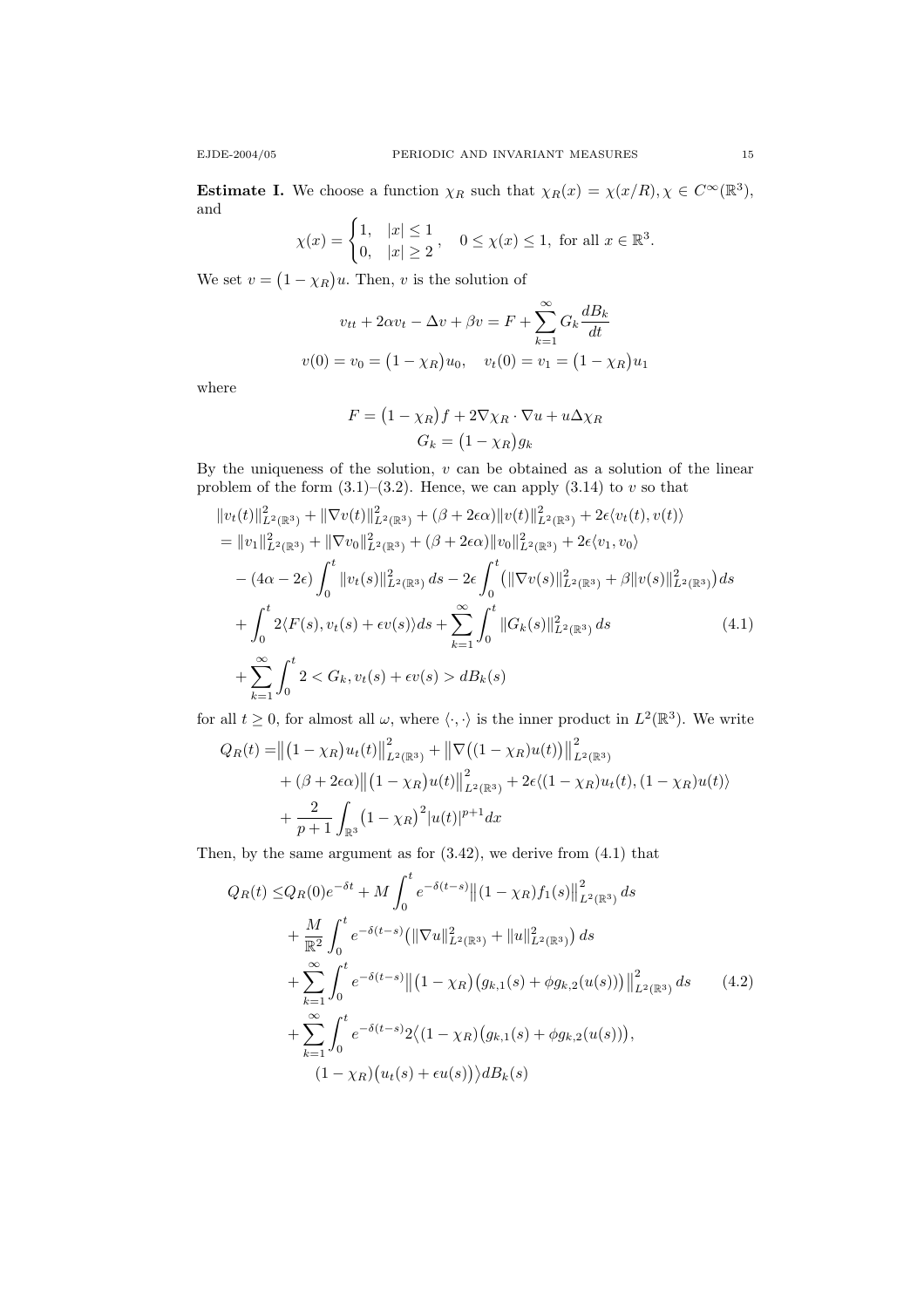**Estimate I.** We choose a function $\chi_R$ such that $\chi_R(x) = \chi(x/R), \chi \in C^\infty(\mathbb{R}^3)$, and

$$\chi(x) = \begin{cases} 1, & |x| \leq 1 \\ 0, & |x| \geq 2 \end{cases}, \quad 0 \leq \chi(x) \leq 1, \text{ for all } x \in \mathbb{R}^3.$$

We set $v = \big(1 - \chi_R\big)u$. Then, $v$ is the solution of

$$v_{tt} + 2\alpha v_t - \Delta v + \beta v = F + \sum_{k=1}^{\infty} G_k \frac{dB_k}{dt}$$

$$v(0) = v_0 = \big(1 - \chi_R\big)u_0, \quad v_t(0) = v_1 = \big(1 - \chi_R\big)u_1$$

where

$$F = \big(1 - \chi_R\big)f + 2\nabla\chi_R \cdot \nabla u + u\Delta\chi_R$$
$$G_k = \big(1 - \chi_R\big)g_k$$

By the uniqueness of the solution, $v$ can be obtained as a solution of the linear problem of the form (3.1)–(3.2). Hence, we can apply (3.14) to $v$ so that

$$\begin{aligned}
&\|v_t(t)\|^2_{L^2(\mathbb{R}^3)} + \|\nabla v(t)\|^2_{L^2(\mathbb{R}^3)} + (\beta + 2\epsilon\alpha)\|v(t)\|^2_{L^2(\mathbb{R}^3)} + 2\epsilon\langle v_t(t), v(t)\rangle \\
&= \|v_1\|^2_{L^2(\mathbb{R}^3)} + \|\nabla v_0\|^2_{L^2(\mathbb{R}^3)} + (\beta + 2\epsilon\alpha)\|v_0\|^2_{L^2(\mathbb{R}^3)} + 2\epsilon\langle v_1, v_0\rangle \\
&\quad - (4\alpha - 2\epsilon)\int_0^t \|v_t(s)\|^2_{L^2(\mathbb{R}^3)}\, ds - 2\epsilon\int_0^t \big(\|\nabla v(s)\|^2_{L^2(\mathbb{R}^3)} + \beta\|v(s)\|^2_{L^2(\mathbb{R}^3)}\big) ds \\
&\quad + \int_0^t 2\langle F(s), v_t(s) + \epsilon v(s)\rangle ds + \sum_{k=1}^{\infty}\int_0^t \|G_k(s)\|^2_{L^2(\mathbb{R}^3)}\, ds \\
&\quad + \sum_{k=1}^{\infty}\int_0^t 2 < G_k, v_t(s) + \epsilon v(s) > dB_k(s)
\end{aligned} \tag{4.1}$$

for all $t \geq 0$, for almost all $\omega$, where $\langle\cdot,\cdot\rangle$ is the inner product in $L^2(\mathbb{R}^3)$. We write

$$\begin{aligned}
Q_R(t) =& \big\|\big(1 - \chi_R\big)u_t(t)\big\|^2_{L^2(\mathbb{R}^3)} + \big\|\nabla\big((1 - \chi_R)u(t)\big)\big\|^2_{L^2(\mathbb{R}^3)} \\
&+ (\beta + 2\epsilon\alpha)\big\|\big(1 - \chi_R\big)u(t)\big\|^2_{L^2(\mathbb{R}^3)} + 2\epsilon\langle(1 - \chi_R)u_t(t), (1 - \chi_R)u(t)\rangle \\
&+ \frac{2}{p+1}\int_{\mathbb{R}^3}\big(1 - \chi_R\big)^2|u(t)|^{p+1}dx
\end{aligned}$$

Then, by the same argument as for (3.42), we derive from (4.1) that

$$\begin{aligned}
Q_R(t) \leq& Q_R(0)e^{-\delta t} + M\int_0^t e^{-\delta(t-s)}\big\|(1 - \chi_R)f_1(s)\big\|^2_{L^2(\mathbb{R}^3)}\, ds \\
&+ \frac{M}{\mathbb{R}^2}\int_0^t e^{-\delta(t-s)}\big(\|\nabla u\|^2_{L^2(\mathbb{R}^3)} + \|u\|^2_{L^2(\mathbb{R}^3)}\big)\, ds \\
&+ \sum_{k=1}^{\infty}\int_0^t e^{-\delta(t-s)}\big\|\big(1 - \chi_R\big)\big(g_{k,1}(s) + \phi g_{k,2}(u(s))\big)\big\|^2_{L^2(\mathbb{R}^3)}\, ds \\
&+ \sum_{k=1}^{\infty}\int_0^t e^{-\delta(t-s)}2\big\langle(1 - \chi_R)\big(g_{k,1}(s) + \phi g_{k,2}(u(s))\big), \\
&\qquad (1 - \chi_R)\big(u_t(s) + \epsilon u(s)\big)\big\rangle dB_k(s)
\end{aligned} \tag{4.2}$$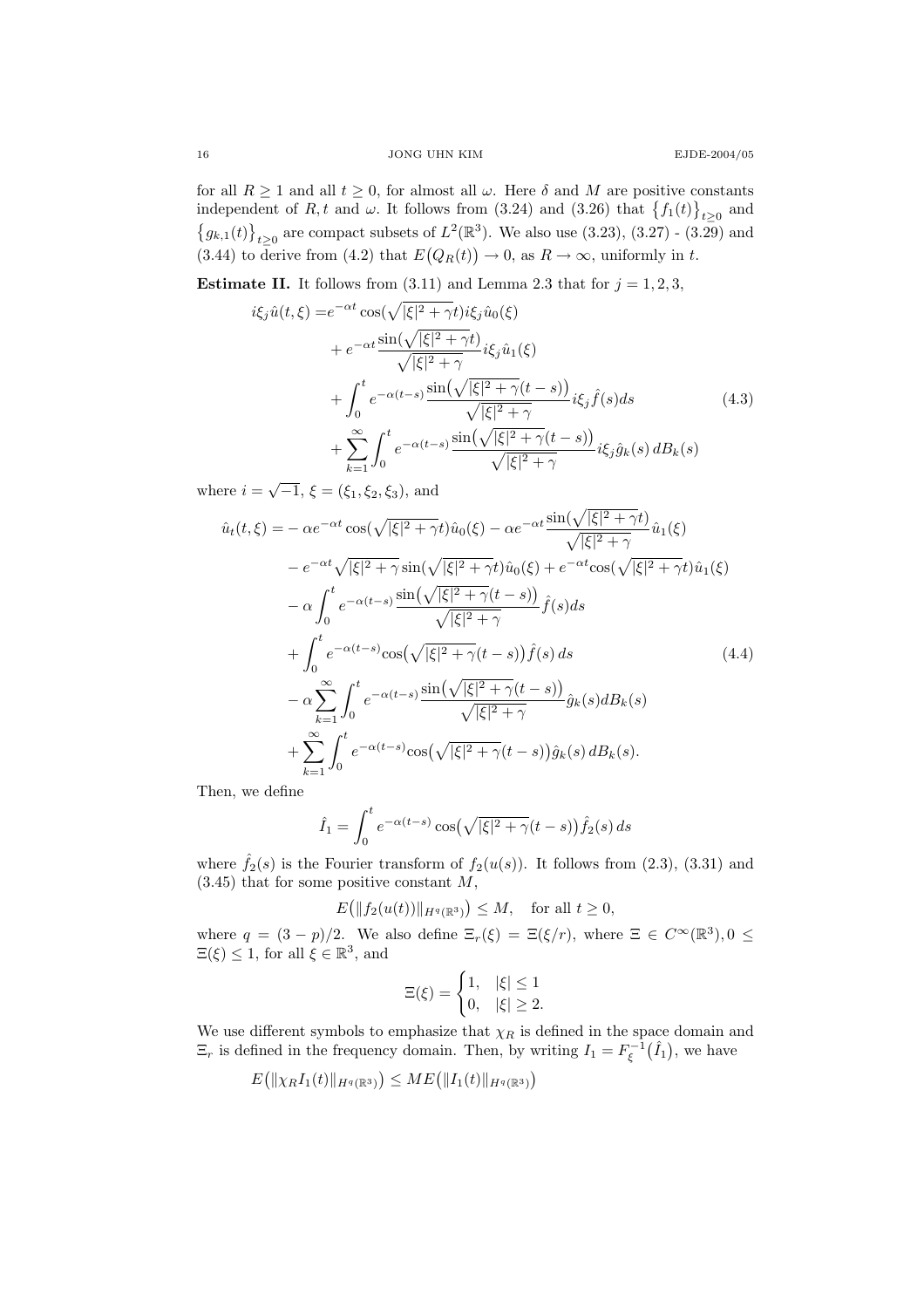for all $R \geq 1$ and all $t \geq 0$, for almost all $\omega$. Here $\delta$ and $M$ are positive constants independent of $R, t$ and $\omega$. It follows from (3.24) and (3.26) that $\{f_1(t)\}_{t\geq 0}$ and $\{g_{k,1}(t)\}_{t\geq 0}$ are compact subsets of $L^2(\mathbb{R}^3)$. We also use (3.23), (3.27) - (3.29) and (3.44) to derive from (4.2) that $E\big(Q_R(t)\big) \to 0$, as $R \to \infty$, uniformly in $t$.

**Estimate II.** It follows from (3.11) and Lemma 2.3 that for $j = 1, 2, 3$,

$$
\begin{aligned}
i\xi_j \hat{u}(t,\xi) =& e^{-\alpha t} \cos(\sqrt{|\xi|^2+\gamma}t) i\xi_j \hat{u}_0(\xi) \\
&+ e^{-\alpha t} \frac{\sin(\sqrt{|\xi|^2+\gamma}t)}{\sqrt{|\xi|^2+\gamma}} i\xi_j \hat{u}_1(\xi) \\
&+ \int_0^t e^{-\alpha(t-s)} \frac{\sin\big(\sqrt{|\xi|^2+\gamma}(t-s)\big)}{\sqrt{|\xi|^2+\gamma}} i\xi_j \hat{f}(s) ds \\
&+ \sum_{k=1}^{\infty} \int_0^t e^{-\alpha(t-s)} \frac{\sin\big(\sqrt{|\xi|^2+\gamma}(t-s)\big)}{\sqrt{|\xi|^2+\gamma}} i\xi_j \hat{g}_k(s)\, dB_k(s)
\end{aligned}
\tag{4.3}
$$

where $i = \sqrt{-1}$, $\xi = (\xi_1, \xi_2, \xi_3)$, and

$$
\begin{aligned}
\hat{u}_t(t,\xi) =& -\alpha e^{-\alpha t} \cos(\sqrt{|\xi|^2+\gamma}t) \hat{u}_0(\xi) - \alpha e^{-\alpha t} \frac{\sin(\sqrt{|\xi|^2+\gamma}t)}{\sqrt{|\xi|^2+\gamma}} \hat{u}_1(\xi) \\
&- e^{-\alpha t} \sqrt{|\xi|^2+\gamma} \sin(\sqrt{|\xi|^2+\gamma}t) \hat{u}_0(\xi) + e^{-\alpha t} \cos(\sqrt{|\xi|^2+\gamma}t) \hat{u}_1(\xi) \\
&- \alpha \int_0^t e^{-\alpha(t-s)} \frac{\sin\big(\sqrt{|\xi|^2+\gamma}(t-s)\big)}{\sqrt{|\xi|^2+\gamma}} \hat{f}(s) ds \\
&+ \int_0^t e^{-\alpha(t-s)} \cos\big(\sqrt{|\xi|^2+\gamma}(t-s)\big) \hat{f}(s)\, ds \\
&- \alpha \sum_{k=1}^{\infty} \int_0^t e^{-\alpha(t-s)} \frac{\sin\big(\sqrt{|\xi|^2+\gamma}(t-s)\big)}{\sqrt{|\xi|^2+\gamma}} \hat{g}_k(s) dB_k(s) \\
&+ \sum_{k=1}^{\infty} \int_0^t e^{-\alpha(t-s)} \cos\big(\sqrt{|\xi|^2+\gamma}(t-s)\big) \hat{g}_k(s)\, dB_k(s).
\end{aligned}
\tag{4.4}
$$

Then, we define

$$
\hat{I}_1 = \int_0^t e^{-\alpha(t-s)} \cos\big(\sqrt{|\xi|^2+\gamma}(t-s)\big) \hat{f}_2(s)\, ds
$$

where $\hat{f}_2(s)$ is the Fourier transform of $f_2(u(s))$. It follows from (2.3), (3.31) and (3.45) that for some positive constant $M$,

$$
E\big(\|f_2(u(t))\|_{H^q(\mathbb{R}^3)}\big) \leq M, \quad \text{for all } t \geq 0,
$$

where $q = (3-p)/2$. We also define $\Xi_r(\xi) = \Xi(\xi/r)$, where $\Xi \in C^\infty(\mathbb{R}^3), 0 \leq \Xi(\xi) \leq 1$, for all $\xi \in \mathbb{R}^3$, and

$$
\Xi(\xi) = \begin{cases} 1, & |\xi| \leq 1 \\ 0, & |\xi| \geq 2. \end{cases}
$$

We use different symbols to emphasize that $\chi_R$ is defined in the space domain and $\Xi_r$ is defined in the frequency domain. Then, by writing $I_1 = F_\xi^{-1}\big(\hat{I}_1\big)$, we have

$$
E\big(\|\chi_R I_1(t)\|_{H^q(\mathbb{R}^3)}\big) \leq M E\big(\|I_1(t)\|_{H^q(\mathbb{R}^3)}\big)
$$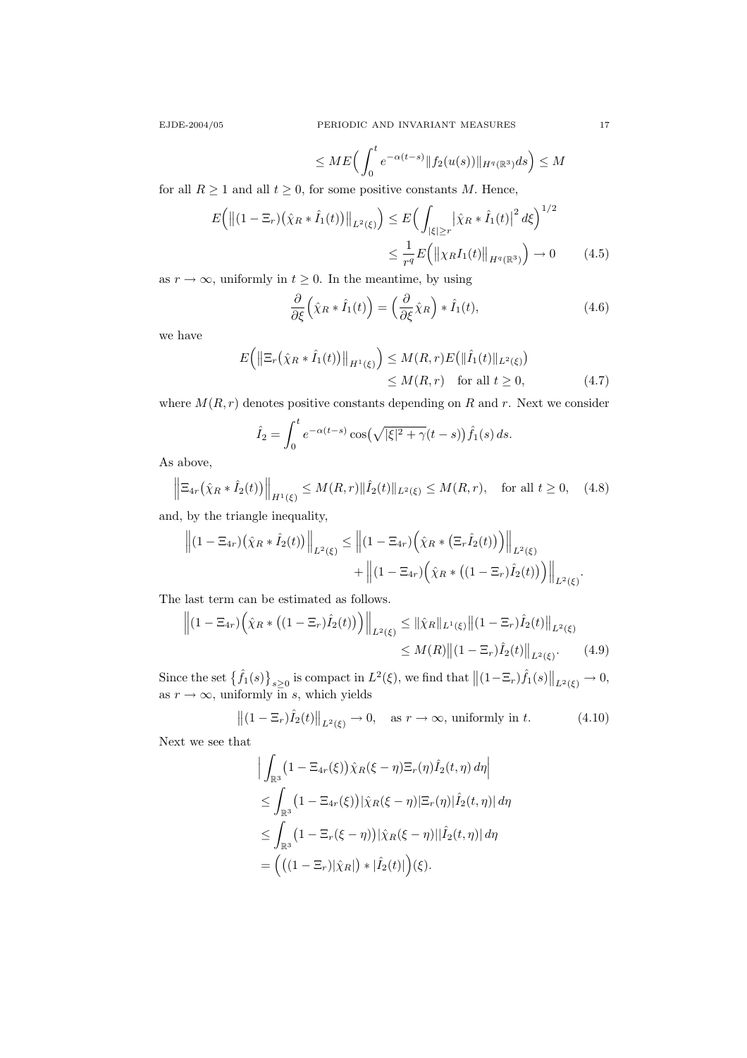$$\leq ME\Big(\int_0^t e^{-\alpha(t-s)}\|f_2(u(s))\|_{H^q(\mathbb{R}^3)}ds\Big) \leq M$$

for all $R \geq 1$ and all $t \geq 0$, for some positive constants $M$. Hence,

$$\begin{aligned} E\Big(\big\|(1-\Xi_r)\big(\hat{\chi}_R * \hat{I}_1(t)\big)\big\|_{L^2(\xi)}\Big) &\leq E\Big(\int_{|\xi|\geq r}\big|\hat{\chi}_R * \hat{I}_1(t)\big|^2 d\xi\Big)^{1/2} \\ &\leq \frac{1}{r^q}E\Big(\big\|\chi_R I_1(t)\big\|_{H^q(\mathbb{R}^3)}\Big) \to 0 \qquad (4.5) \end{aligned}$$

as $r \to \infty$, uniformly in $t \geq 0$. In the meantime, by using

$$\frac{\partial}{\partial\xi}\Big(\hat{\chi}_R * \hat{I}_1(t)\Big) = \Big(\frac{\partial}{\partial\xi}\hat{\chi}_R\Big) * \hat{I}_1(t), \qquad (4.6)$$

we have

$$\begin{aligned} E\Big(\big\|\Xi_r\big(\hat{\chi}_R * \hat{I}_1(t)\big)\big\|_{H^1(\xi)}\Big) &\leq M(R,r)E\big(\|\hat{I}_1(t)\|_{L^2(\xi)}\big) \\ &\leq M(R,r) \quad \text{for all } t \geq 0, \qquad (4.7) \end{aligned}$$

where $M(R,r)$ denotes positive constants depending on $R$ and $r$. Next we consider

$$\hat{I}_2 = \int_0^t e^{-\alpha(t-s)}\cos\big(\sqrt{|\xi|^2+\gamma}(t-s)\big)\hat{f}_1(s)\,ds.$$

As above,

$$\Big\|\Xi_{4r}\big(\hat{\chi}_R * \hat{I}_2(t)\big)\Big\|_{H^1(\xi)} \leq M(R,r)\|\hat{I}_2(t)\|_{L^2(\xi)} \leq M(R,r), \quad \text{for all } t \geq 0, \quad (4.8)$$

and, by the triangle inequality,

$$\begin{aligned} \Big\|(1-\Xi_{4r})\big(\hat{\chi}_R * \hat{I}_2(t)\big)\Big\|_{L^2(\xi)} &\leq \Big\|(1-\Xi_{4r})\Big(\hat{\chi}_R * \big(\Xi_r\hat{I}_2(t)\big)\Big)\Big\|_{L^2(\xi)} \\ &\quad + \Big\|(1-\Xi_{4r})\Big(\hat{\chi}_R * \big((1-\Xi_r)\hat{I}_2(t)\big)\Big)\Big\|_{L^2(\xi)}. \end{aligned}$$

The last term can be estimated as follows.

$$\begin{aligned} \Big\|(1-\Xi_{4r})\Big(\hat{\chi}_R * \big((1-\Xi_r)\hat{I}_2(t)\big)\Big)\Big\|_{L^2(\xi)} &\leq \|\hat{\chi}_R\|_{L^1(\xi)}\big\|(1-\Xi_r)\hat{I}_2(t)\big\|_{L^2(\xi)} \\ &\leq M(R)\big\|(1-\Xi_r)\hat{I}_2(t)\big\|_{L^2(\xi)}. \qquad (4.9) \end{aligned}$$

Since the set $\big\{\hat{f}_1(s)\big\}_{s\geq 0}$ is compact in $L^2(\xi)$, we find that $\big\|(1-\Xi_r)\hat{f}_1(s)\big\|_{L^2(\xi)} \to 0$, as $r \to \infty$, uniformly in $s$, which yields

$$\big\|(1-\Xi_r)\hat{I}_2(t)\big\|_{L^2(\xi)} \to 0, \quad \text{as } r \to \infty, \text{ uniformly in } t. \qquad (4.10)$$

Next we see that

$$\begin{aligned} &\Big|\int_{\mathbb{R}^3}\big(1-\Xi_{4r}(\xi)\big)\hat{\chi}_R(\xi-\eta)\Xi_r(\eta)\hat{I}_2(t,\eta)\,d\eta\Big| \\ &\leq \int_{\mathbb{R}^3}\big(1-\Xi_{4r}(\xi)\big)|\hat{\chi}_R(\xi-\eta)|\Xi_r(\eta)|\hat{I}_2(t,\eta)|\,d\eta \\ &\leq \int_{\mathbb{R}^3}\big(1-\Xi_r(\xi-\eta)\big)|\hat{\chi}_R(\xi-\eta)||\hat{I}_2(t,\eta)|\,d\eta \\ &= \Big(\big((1-\Xi_r)|\hat{\chi}_R|\big) * |\hat{I}_2(t)|\Big)(\xi). \end{aligned}$$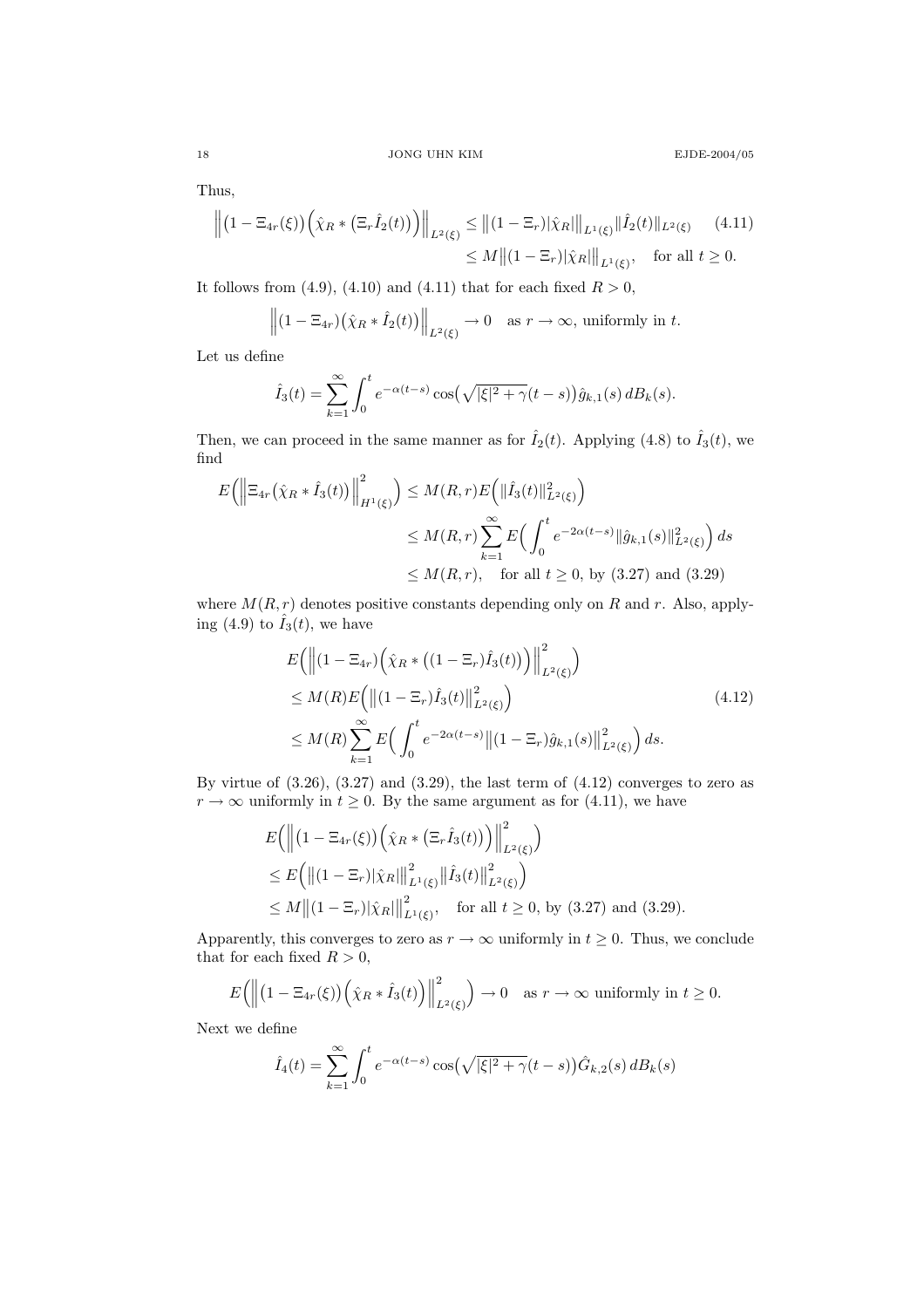Thus,

$$
\begin{aligned}
\Big\|\big(1-\Xi_{4r}(\xi)\big)\Big(\hat{\chi}_R * \big(\Xi_r \hat{I}_2(t)\big)\Big)\Big\|_{L^2(\xi)} &\le \big\|(1-\Xi_r)|\hat{\chi}_R|\big\|_{L^1(\xi)} \|\hat{I}_2(t)\|_{L^2(\xi)} \qquad (4.11)\\
&\le M\big\|(1-\Xi_r)|\hat{\chi}_R|\big\|_{L^1(\xi)}, \quad \text{for all } t \ge 0.
\end{aligned}
$$

It follows from (4.9), (4.10) and (4.11) that for each fixed $R > 0$,

$$
\Big\|(1-\Xi_{4r})\big(\hat{\chi}_R * \hat{I}_2(t)\big)\Big\|_{L^2(\xi)} \to 0 \quad \text{as } r \to \infty, \text{ uniformly in } t.
$$

Let us define

$$
\hat{I}_3(t) = \sum_{k=1}^{\infty} \int_0^t e^{-\alpha(t-s)} \cos\big(\sqrt{|\xi|^2+\gamma}(t-s)\big)\hat{g}_{k,1}(s)\, dB_k(s).
$$

Then, we can proceed in the same manner as for $\hat{I}_2(t)$. Applying (4.8) to $\hat{I}_3(t)$, we find

$$
\begin{aligned}
E\Big(\Big\|\Xi_{4r}\big(\hat{\chi}_R * \hat{I}_3(t)\big)\Big\|^2_{H^1(\xi)}\Big) &\le M(R,r)E\Big(\|\hat{I}_3(t)\|^2_{L^2(\xi)}\Big)\\
&\le M(R,r)\sum_{k=1}^{\infty} E\Big(\int_0^t e^{-2\alpha(t-s)}\|\hat{g}_{k,1}(s)\|^2_{L^2(\xi)}\Big)\, ds\\
&\le M(R,r), \quad \text{for all } t \ge 0, \text{ by (3.27) and (3.29)}
\end{aligned}
$$

where $M(R,r)$ denotes positive constants depending only on $R$ and $r$. Also, applying (4.9) to $\hat{I}_3(t)$, we have

$$
\begin{aligned}
&E\Big(\Big\|(1-\Xi_{4r})\Big(\hat{\chi}_R * \big((1-\Xi_r)\hat{I}_3(t)\big)\Big)\Big\|^2_{L^2(\xi)}\Big)\\
&\le M(R)E\Big(\big\|(1-\Xi_r)\hat{I}_3(t)\big\|^2_{L^2(\xi)}\Big) \qquad (4.12)\\
&\le M(R)\sum_{k=1}^{\infty} E\Big(\int_0^t e^{-2\alpha(t-s)}\big\|(1-\Xi_r)\hat{g}_{k,1}(s)\big\|^2_{L^2(\xi)}\Big)\, ds.
\end{aligned}
$$

By virtue of (3.26), (3.27) and (3.29), the last term of (4.12) converges to zero as $r \to \infty$ uniformly in $t \ge 0$. By the same argument as for (4.11), we have

$$
\begin{aligned}
&E\Big(\Big\|\big(1-\Xi_{4r}(\xi)\big)\Big(\hat{\chi}_R * \big(\Xi_r \hat{I}_3(t)\big)\Big)\Big\|^2_{L^2(\xi)}\Big)\\
&\le E\Big(\big\|(1-\Xi_r)|\hat{\chi}_R|\big\|^2_{L^1(\xi)}\big\|\hat{I}_3(t)\big\|^2_{L^2(\xi)}\Big)\\
&\le M\big\|(1-\Xi_r)|\hat{\chi}_R|\big\|^2_{L^1(\xi)}, \quad \text{for all } t \ge 0, \text{ by (3.27) and (3.29)}.
\end{aligned}
$$

Apparently, this converges to zero as $r \to \infty$ uniformly in $t \ge 0$. Thus, we conclude that for each fixed $R > 0$,

$$
E\Big(\Big\|\big(1-\Xi_{4r}(\xi)\big)\Big(\hat{\chi}_R * \hat{I}_3(t)\Big)\Big\|^2_{L^2(\xi)}\Big) \to 0 \quad \text{as } r \to \infty \text{ uniformly in } t \ge 0.
$$

Next we define

$$
\hat{I}_4(t) = \sum_{k=1}^{\infty} \int_0^t e^{-\alpha(t-s)} \cos\big(\sqrt{|\xi|^2+\gamma}(t-s)\big)\hat{G}_{k,2}(s)\, dB_k(s)
$$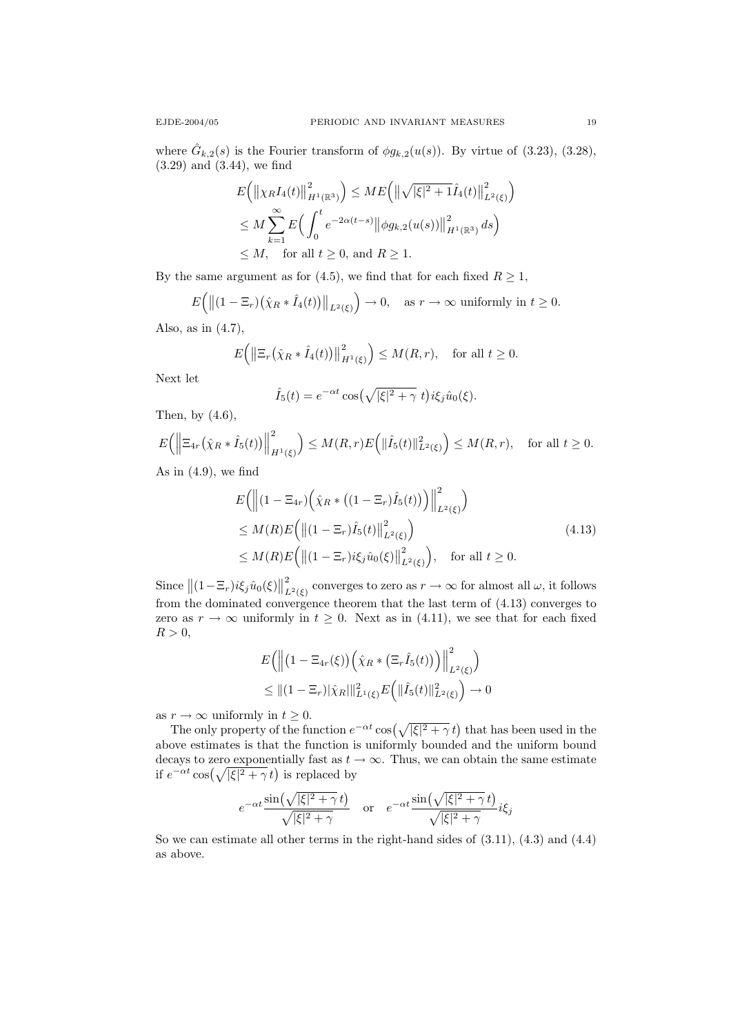where $\hat{G}_{k,2}(s)$ is the Fourier transform of $\phi g_{k,2}(u(s))$. By virtue of (3.23), (3.28), (3.29) and (3.44), we find

$$
\begin{aligned}
&E\Big(\big\|\chi_R I_4(t)\big\|^2_{H^1(\mathbb{R}^3)}\Big) \le ME\Big(\big\|\sqrt{|\xi|^2+1}\hat{I}_4(t)\big\|^2_{L^2(\xi)}\Big)\\
&\le M\sum_{k=1}^{\infty} E\Big(\int_0^t e^{-2\alpha(t-s)}\big\|\phi g_{k,2}(u(s))\big\|^2_{H^1(\mathbb{R}^3)}\,ds\Big)\\
&\le M, \quad \text{for all } t\ge 0, \text{ and } R\ge 1.
\end{aligned}
$$

By the same argument as for (4.5), we find that for each fixed $R \ge 1$,

$$
E\Big(\big\|(1-\Xi_r)\big(\hat{\chi}_R * \hat{I}_4(t)\big)\big\|_{L^2(\xi)}\Big) \to 0, \quad \text{as } r\to\infty \text{ uniformly in } t\ge 0.
$$

Also, as in (4.7),

$$
E\Big(\big\|\Xi_r\big(\hat{\chi}_R * \hat{I}_4(t)\big)\big\|^2_{H^1(\xi)}\Big) \le M(R,r), \quad \text{for all } t \ge 0.
$$

Next let

$$
\hat{I}_5(t) = e^{-\alpha t}\cos\big(\sqrt{|\xi|^2+\gamma}\; t\big) i\xi_j \hat{u}_0(\xi).
$$

Then, by (4.6),

$$
E\Big(\Big\|\Xi_{4r}\big(\hat{\chi}_R * \hat{I}_5(t)\big)\Big\|^2_{H^1(\xi)}\Big) \le M(R,r)E\Big(\|\hat{I}_5(t)\|^2_{L^2(\xi)}\Big) \le M(R,r), \quad \text{for all } t\ge 0.
$$

As in (4.9), we find

$$
\begin{aligned}
&E\Big(\Big\|(1-\Xi_{4r})\Big(\hat{\chi}_R * \big((1-\Xi_r)\hat{I}_5(t)\big)\Big)\Big\|^2_{L^2(\xi)}\Big)\\
&\le M(R)E\Big(\big\|(1-\Xi_r)\hat{I}_5(t)\big\|^2_{L^2(\xi)}\Big)\\
&\le M(R)E\Big(\big\|(1-\Xi_r)i\xi_j\hat{u}_0(\xi)\big\|^2_{L^2(\xi)}\Big), \quad \text{for all } t\ge 0.
\end{aligned}
\tag{4.13}
$$

Since $\big\|(1-\Xi_r)i\xi_j\hat{u}_0(\xi)\big\|^2_{L^2(\xi)}$ converges to zero as $r\to\infty$ for almost all $\omega$, it follows from the dominated convergence theorem that the last term of (4.13) converges to zero as $r\to\infty$ uniformly in $t\ge 0$. Next as in (4.11), we see that for each fixed $R>0$,

$$
\begin{aligned}
&E\Big(\Big\|\big(1-\Xi_{4r}(\xi)\big)\Big(\hat{\chi}_R * \big(\Xi_r \hat{I}_5(t)\big)\Big)\Big\|^2_{L^2(\xi)}\Big)\\
&\le \|(1-\Xi_r)|\hat{\chi}_R|\|^2_{L^1(\xi)}E\Big(\|\hat{I}_5(t)\|^2_{L^2(\xi)}\Big) \to 0
\end{aligned}
$$

as $r\to\infty$ uniformly in $t\ge 0$.

The only property of the function $e^{-\alpha t}\cos\big(\sqrt{|\xi|^2+\gamma}\,t\big)$ that has been used in the above estimates is that the function is uniformly bounded and the uniform bound decays to zero exponentially fast as $t\to\infty$. Thus, we can obtain the same estimate if $e^{-\alpha t}\cos\big(\sqrt{|\xi|^2+\gamma}\,t\big)$ is replaced by

$$
e^{-\alpha t}\frac{\sin\big(\sqrt{|\xi|^2+\gamma}\,t\big)}{\sqrt{|\xi|^2+\gamma}} \quad \text{or} \quad e^{-\alpha t}\frac{\sin\big(\sqrt{|\xi|^2+\gamma}\,t\big)}{\sqrt{|\xi|^2+\gamma}}i\xi_j
$$

So we can estimate all other terms in the right-hand sides of (3.11), (4.3) and (4.4) as above.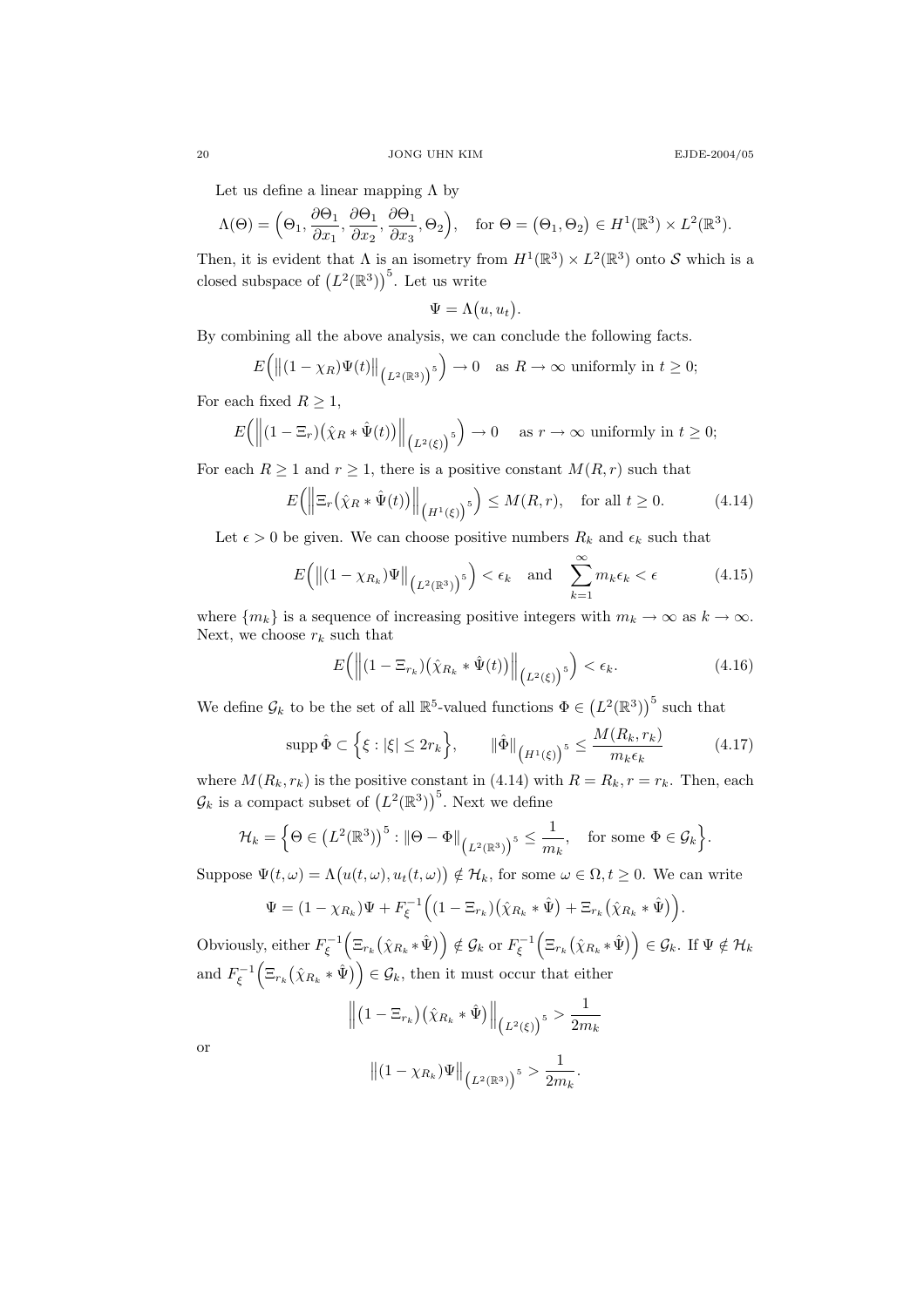Let us define a linear mapping $\Lambda$ by

$$\Lambda(\Theta) = \Big(\Theta_1, \frac{\partial \Theta_1}{\partial x_1}, \frac{\partial \Theta_1}{\partial x_2}, \frac{\partial \Theta_1}{\partial x_3}, \Theta_2\Big), \quad \text{for } \Theta = \big(\Theta_1, \Theta_2\big) \in H^1(\mathbb{R}^3) \times L^2(\mathbb{R}^3).$$

Then, it is evident that $\Lambda$ is an isometry from $H^1(\mathbb{R}^3) \times L^2(\mathbb{R}^3)$ onto $\mathcal{S}$ which is a closed subspace of $\big(L^2(\mathbb{R}^3)\big)^5$. Let us write

$$\Psi = \Lambda\big(u, u_t\big).$$

By combining all the above analysis, we can conclude the following facts.

$$E\Big(\big\|(1-\chi_R)\Psi(t)\big\|_{\left(L^2(\mathbb{R}^3)\right)^5}\Big) \to 0 \quad \text{as } R \to \infty \text{ uniformly in } t \geq 0;$$

For each fixed $R \geq 1$,

$$E\Big(\Big\|(1-\Xi_r)\big(\hat{\chi}_R * \hat{\Psi}(t)\big)\Big\|_{\left(L^2(\xi)\right)^5}\Big) \to 0 \quad \text{ as } r \to \infty \text{ uniformly in } t \geq 0;$$

For each $R \geq 1$ and $r \geq 1$, there is a positive constant $M(R,r)$ such that

$$E\Big(\Big\|\Xi_r\big(\hat{\chi}_R * \hat{\Psi}(t)\big)\Big\|_{\left(H^1(\xi)\right)^5}\Big) \leq M(R,r), \quad \text{for all } t \geq 0. \tag{4.14}$$

Let $\epsilon > 0$ be given. We can choose positive numbers $R_k$ and $\epsilon_k$ such that

$$E\Big(\big\|(1-\chi_{R_k})\Psi\big\|_{\left(L^2(\mathbb{R}^3)\right)^5}\Big) < \epsilon_k \quad \text{and} \quad \sum_{k=1}^{\infty} m_k \epsilon_k < \epsilon \tag{4.15}$$

where $\{m_k\}$ is a sequence of increasing positive integers with $m_k \to \infty$ as $k \to \infty$. Next, we choose $r_k$ such that

$$E\Big(\Big\|(1-\Xi_{r_k})\big(\hat{\chi}_{R_k} * \hat{\Psi}(t)\big)\Big\|_{\left(L^2(\xi)\right)^5}\Big) < \epsilon_k. \tag{4.16}$$

We define $\mathcal{G}_k$ to be the set of all $\mathbb{R}^5$-valued functions $\Phi \in \big(L^2(\mathbb{R}^3)\big)^5$ such that

$$\operatorname{supp} \hat{\Phi} \subset \Big\{\xi : |\xi| \leq 2r_k\Big\}, \qquad \|\hat{\Phi}\|_{\left(H^1(\xi)\right)^5} \leq \frac{M(R_k, r_k)}{m_k \epsilon_k} \tag{4.17}$$

where $M(R_k, r_k)$ is the positive constant in (4.14) with $R = R_k, r = r_k$. Then, each $\mathcal{G}_k$ is a compact subset of $\big(L^2(\mathbb{R}^3)\big)^5$. Next we define

$$\mathcal{H}_k = \Big\{\Theta \in \big(L^2(\mathbb{R}^3)\big)^5 : \|\Theta - \Phi\|_{\left(L^2(\mathbb{R}^3)\right)^5} \leq \frac{1}{m_k}, \quad \text{for some } \Phi \in \mathcal{G}_k\Big\}.$$

Suppose $\Psi(t,\omega) = \Lambda\big(u(t,\omega), u_t(t,\omega)\big) \notin \mathcal{H}_k$, for some $\omega \in \Omega, t \geq 0$. We can write

$$\Psi = (1-\chi_{R_k})\Psi + F_\xi^{-1}\Big((1-\Xi_{r_k})\big(\hat{\chi}_{R_k} * \hat{\Psi}\big) + \Xi_{r_k}\big(\hat{\chi}_{R_k} * \hat{\Psi}\big)\Big).$$

Obviously, either $F_\xi^{-1}\Big(\Xi_{r_k}\big(\hat{\chi}_{R_k} * \hat{\Psi}\big)\Big) \notin \mathcal{G}_k$ or $F_\xi^{-1}\Big(\Xi_{r_k}\big(\hat{\chi}_{R_k} * \hat{\Psi}\big)\Big) \in \mathcal{G}_k$. If $\Psi \notin \mathcal{H}_k$ and $F_\xi^{-1}\Big(\Xi_{r_k}\big(\hat{\chi}_{R_k} * \hat{\Psi}\big)\Big) \in \mathcal{G}_k$, then it must occur that either

$$\Big\|\big(1-\Xi_{r_k}\big)\big(\hat{\chi}_{R_k} * \hat{\Psi}\big)\Big\|_{\left(L^2(\xi)\right)^5} > \frac{1}{2m_k}$$

or

$$\big\|(1-\chi_{R_k})\Psi\big\|_{\left(L^2(\mathbb{R}^3)\right)^5} > \frac{1}{2m_k}.$$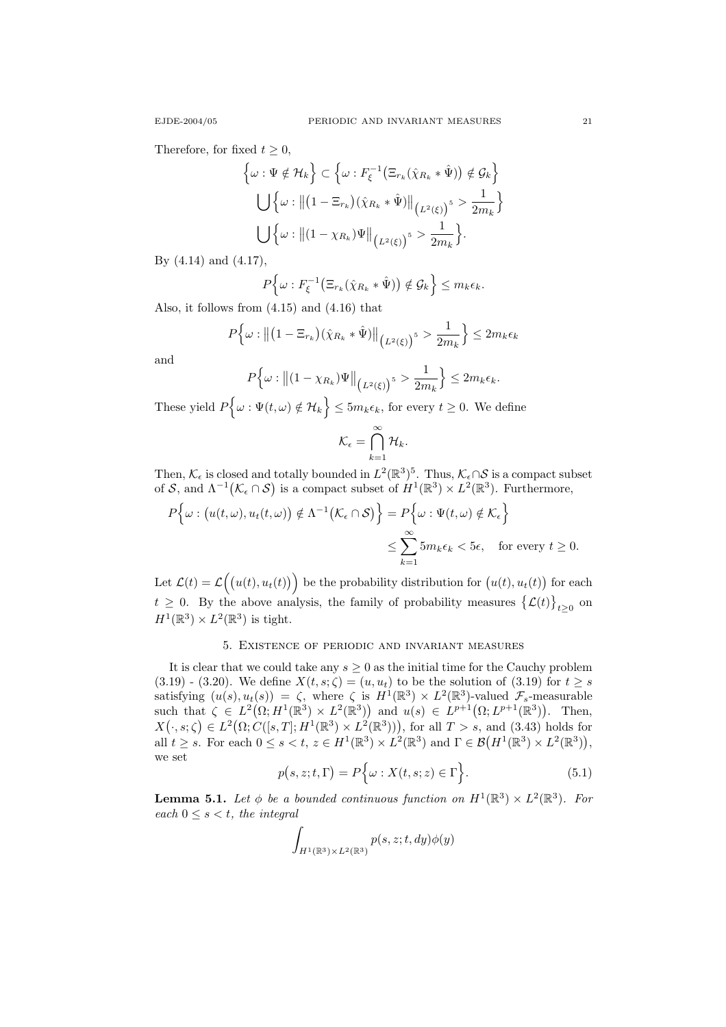Therefore, for fixed $t \geq 0$,

$$
\begin{aligned}
\Big\{\omega : \Psi \notin \mathcal{H}_k\Big\} \subset \Big\{\omega : F_\xi^{-1}\big(\Xi_{r_k}(\hat{\chi}_{R_k} * \hat{\Psi})\big) \notin \mathcal{G}_k\Big\} \\
\bigcup \Big\{\omega : \big\|\big(1 - \Xi_{r_k}\big)(\hat{\chi}_{R_k} * \hat{\Psi})\big\|_{\left(L^2(\xi)\right)^5} > \frac{1}{2m_k}\Big\} \\
\bigcup \Big\{\omega : \big\|(1 - \chi_{R_k})\Psi\big\|_{\left(L^2(\xi)\right)^5} > \frac{1}{2m_k}\Big\}.
\end{aligned}
$$

By (4.14) and (4.17),

$$
P\Big\{\omega : F_\xi^{-1}\big(\Xi_{r_k}(\hat{\chi}_{R_k} * \hat{\Psi})\big) \notin \mathcal{G}_k\Big\} \leq m_k \epsilon_k.
$$

Also, it follows from (4.15) and (4.16) that

$$
P\Big\{\omega : \big\|\big(1 - \Xi_{r_k}\big)(\hat{\chi}_{R_k} * \hat{\Psi})\big\|_{\left(L^2(\xi)\right)^5} > \frac{1}{2m_k}\Big\} \leq 2m_k \epsilon_k
$$

and

$$
P\Big\{\omega : \big\|(1 - \chi_{R_k})\Psi\big\|_{\left(L^2(\xi)\right)^5} > \frac{1}{2m_k}\Big\} \leq 2m_k \epsilon_k.
$$

These yield $P\Big\{\omega : \Psi(t,\omega) \notin \mathcal{H}_k\Big\} \leq 5m_k\epsilon_k$, for every $t \geq 0$. We define

$$
\mathcal{K}_\epsilon = \bigcap_{k=1}^{\infty} \mathcal{H}_k.
$$

Then, $\mathcal{K}_\epsilon$ is closed and totally bounded in $L^2(\mathbb{R}^3)^5$. Thus, $\mathcal{K}_\epsilon \cap \mathcal{S}$ is a compact subset of $\mathcal{S}$, and $\Lambda^{-1}\big(\mathcal{K}_\epsilon \cap \mathcal{S}\big)$ is a compact subset of $H^1(\mathbb{R}^3) \times L^2(\mathbb{R}^3)$. Furthermore,

$$
\begin{aligned}
P\Big\{\omega : \big(u(t,\omega), u_t(t,\omega)\big) \notin \Lambda^{-1}\big(\mathcal{K}_\epsilon \cap \mathcal{S}\big)\Big\} &= P\Big\{\omega : \Psi(t,\omega) \notin \mathcal{K}_\epsilon\Big\} \\
&\leq \sum_{k=1}^{\infty} 5m_k\epsilon_k < 5\epsilon, \quad \text{for every } t \geq 0.
\end{aligned}
$$

Let $\mathcal{L}(t) = \mathcal{L}\Big(\big(u(t), u_t(t)\big)\Big)$ be the probability distribution for $\big(u(t), u_t(t)\big)$ for each $t \geq 0$. By the above analysis, the family of probability measures $\big\{\mathcal{L}(t)\big\}_{t\geq 0}$ on $H^1(\mathbb{R}^3) \times L^2(\mathbb{R}^3)$ is tight.

## 5. Existence of periodic and invariant measures

It is clear that we could take any $s \geq 0$ as the initial time for the Cauchy problem (3.19) - (3.20). We define $X(t,s;\zeta) = (u, u_t)$ to be the solution of (3.19) for $t \geq s$ satisfying $(u(s), u_t(s)) = \zeta$, where $\zeta$ is $H^1(\mathbb{R}^3) \times L^2(\mathbb{R}^3)$-valued $\mathcal{F}_s$-measurable such that $\zeta \in L^2\big(\Omega; H^1(\mathbb{R}^3) \times L^2(\mathbb{R}^3)\big)$ and $u(s) \in L^{p+1}\big(\Omega; L^{p+1}(\mathbb{R}^3)\big)$. Then, $X\big(\cdot, s; \zeta\big) \in L^2\big(\Omega; C([s,T]; H^1(\mathbb{R}^3) \times L^2(\mathbb{R}^3))\big)$, for all $T > s$, and (3.43) holds for all $t \geq s$. For each $0 \leq s < t$, $z \in H^1(\mathbb{R}^3) \times L^2(\mathbb{R}^3)$ and $\Gamma \in \mathcal{B}\big(H^1(\mathbb{R}^3) \times L^2(\mathbb{R}^3)\big)$, we set

$$
p\big(s,z;t,\Gamma\big) = P\Big\{\omega : X(t,s;z) \in \Gamma\Big\}. \tag{5.1}
$$

**Lemma 5.1.** *Let $\phi$ be a bounded continuous function on $H^1(\mathbb{R}^3) \times L^2(\mathbb{R}^3)$. For each $0 \leq s < t$, the integral*

$$
\int_{H^1(\mathbb{R}^3)\times L^2(\mathbb{R}^3)} p(s,z;t,dy)\phi(y)
$$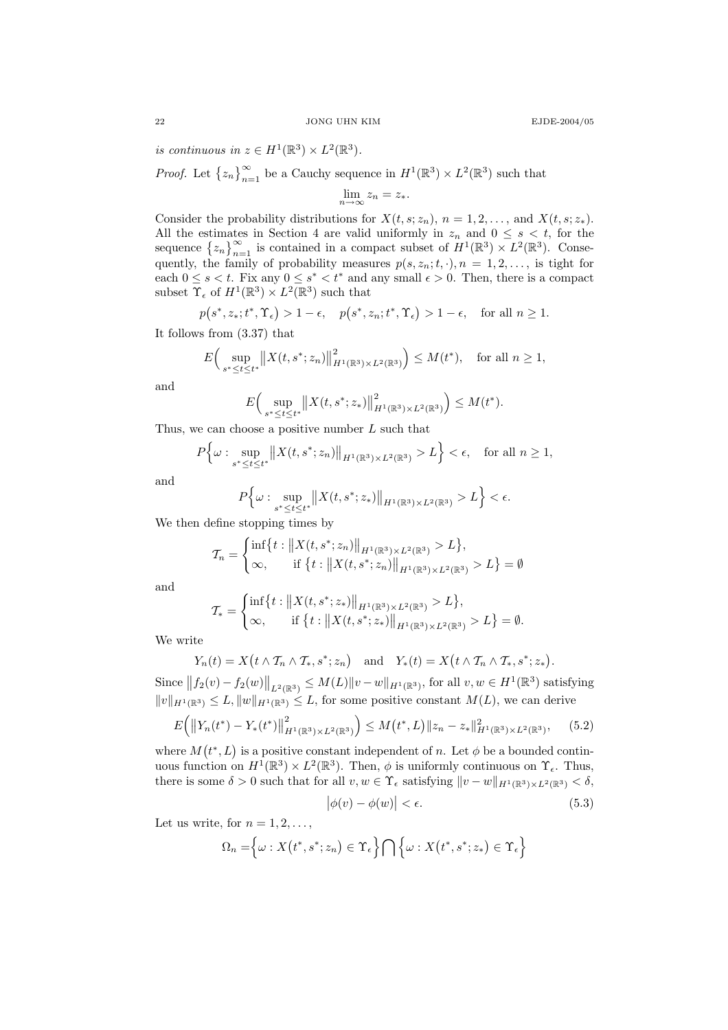*is continuous in* $z \in H^1(\mathbb{R}^3) \times L^2(\mathbb{R}^3)$.

*Proof.* Let $\{z_n\}_{n=1}^{\infty}$ be a Cauchy sequence in $H^1(\mathbb{R}^3) \times L^2(\mathbb{R}^3)$ such that

$$\lim_{n\to\infty} z_n = z_*.$$

Consider the probability distributions for $X(t,s;z_n)$, $n = 1,2,\dots$, and $X(t,s;z_*)$. All the estimates in Section 4 are valid uniformly in $z_n$ and $0 \le s < t$, for the sequence $\{z_n\}_{n=1}^{\infty}$ is contained in a compact subset of $H^1(\mathbb{R}^3) \times L^2(\mathbb{R}^3)$. Consequently, the family of probability measures $p(s,z_n;t,\cdot), n = 1,2,\dots,$ is tight for each $0 \le s < t$. Fix any $0 \le s^* < t^*$ and any small $\epsilon > 0$. Then, there is a compact subset $\Upsilon_\epsilon$ of $H^1(\mathbb{R}^3) \times L^2(\mathbb{R}^3)$ such that

$$p\big(s^*, z_*; t^*, \Upsilon_\epsilon\big) > 1-\epsilon, \quad p\big(s^*, z_n; t^*, \Upsilon_\epsilon\big) > 1-\epsilon, \quad \text{for all } n \ge 1.$$

It follows from (3.37) that

$$E\Big(\sup_{s^*\le t\le t^*} \big\|X(t,s^*;z_n)\big\|^2_{H^1(\mathbb{R}^3)\times L^2(\mathbb{R}^3)}\Big) \le M(t^*), \quad \text{for all } n \ge 1,$$

and

$$E\Big(\sup_{s^*\le t\le t^*} \big\|X(t,s^*;z_*)\big\|^2_{H^1(\mathbb{R}^3)\times L^2(\mathbb{R}^3)}\Big) \le M(t^*).$$

Thus, we can choose a positive number $L$ such that

$$P\Big\{\omega : \sup_{s^*\le t\le t^*} \big\|X(t,s^*;z_n)\big\|_{H^1(\mathbb{R}^3)\times L^2(\mathbb{R}^3)} > L\Big\} < \epsilon, \quad \text{for all } n \ge 1,$$

and

$$P\Big\{\omega : \sup_{s^*\le t\le t^*} \big\|X(t,s^*;z_*)\big\|_{H^1(\mathbb{R}^3)\times L^2(\mathbb{R}^3)} > L\Big\} < \epsilon.$$

We then define stopping times by

$$\mathcal{T}_n = \begin{cases} \inf\big\{t : \big\|X(t,s^*;z_n)\big\|_{H^1(\mathbb{R}^3)\times L^2(\mathbb{R}^3)} > L\big\}, \\ \infty, \qquad \text{if } \big\{t : \big\|X(t,s^*;z_n)\big\|_{H^1(\mathbb{R}^3)\times L^2(\mathbb{R}^3)} > L\big\} = \emptyset \end{cases}$$

and

$$\mathcal{T}_* = \begin{cases} \inf\big\{t : \big\|X(t,s^*;z_*)\big\|_{H^1(\mathbb{R}^3)\times L^2(\mathbb{R}^3)} > L\big\}, \\ \infty, \qquad \text{if } \big\{t : \big\|X(t,s^*;z_*)\big\|_{H^1(\mathbb{R}^3)\times L^2(\mathbb{R}^3)} > L\big\} = \emptyset. \end{cases}$$

We write

$$Y_n(t) = X\big(t\wedge\mathcal{T}_n\wedge\mathcal{T}_*, s^*; z_n\big) \quad \text{and} \quad Y_*(t) = X\big(t\wedge\mathcal{T}_n\wedge\mathcal{T}_*, s^*; z_*\big).$$

Since $\big\|f_2(v) - f_2(w)\big\|_{L^2(\mathbb{R}^3)} \le M(L)\|v-w\|_{H^1(\mathbb{R}^3)}$, for all $v,w \in H^1(\mathbb{R}^3)$ satisfying $\|v\|_{H^1(\mathbb{R}^3)} \le L, \|w\|_{H^1(\mathbb{R}^3)} \le L$, for some positive constant $M(L)$, we can derive

$$E\Big(\big\|Y_n(t^*) - Y_*(t^*)\big\|^2_{H^1(\mathbb{R}^3)\times L^2(\mathbb{R}^3)}\Big) \le M\big(t^*,L\big)\|z_n - z_*\|^2_{H^1(\mathbb{R}^3)\times L^2(\mathbb{R}^3)}, \tag{5.2}$$

where $M\big(t^*,L\big)$ is a positive constant independent of $n$. Let $\phi$ be a bounded continuous function on $H^1(\mathbb{R}^3) \times L^2(\mathbb{R}^3)$. Then, $\phi$ is uniformly continuous on $\Upsilon_\epsilon$. Thus, there is some $\delta > 0$ such that for all $v,w \in \Upsilon_\epsilon$ satisfying $\|v-w\|_{H^1(\mathbb{R}^3)\times L^2(\mathbb{R}^3)} < \delta$,

$$\big|\phi(v) - \phi(w)\big| < \epsilon. \tag{5.3}$$

Let us write, for $n = 1,2,\dots,$

$$\Omega_n = \Big\{\omega : X\big(t^*, s^*; z_n\big) \in \Upsilon_\epsilon\Big\} \bigcap \Big\{\omega : X\big(t^*, s^*; z_*\big) \in \Upsilon_\epsilon\Big\}$$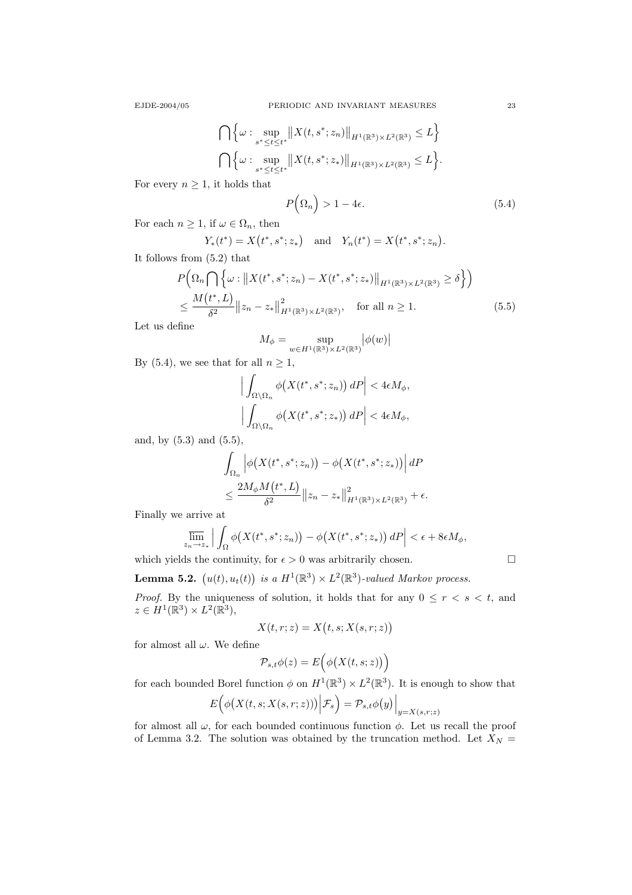$$\bigcap \Big\{ \omega : \sup_{s^* \le t \le t^*} \big\| X(t, s^*; z_n) \big\|_{H^1(\mathbb{R}^3) \times L^2(\mathbb{R}^3)} \le L \Big\}$$

$$\bigcap \Big\{ \omega : \sup_{s^* \le t \le t^*} \big\| X(t, s^*; z_*) \big\|_{H^1(\mathbb{R}^3) \times L^2(\mathbb{R}^3)} \le L \Big\}.$$

For every $n \ge 1$, it holds that

$$P\Big(\Omega_n\Big) > 1 - 4\epsilon. \tag{5.4}$$

For each $n \ge 1$, if $\omega \in \Omega_n$, then

$$Y_*(t^*) = X\big(t^*, s^*; z_*\big) \quad \text{and} \quad Y_n(t^*) = X\big(t^*, s^*; z_n\big).$$

It follows from (5.2) that

$$\begin{aligned} &P\Big(\Omega_n \bigcap \Big\{ \omega : \big\| X(t^*, s^*; z_n) - X(t^*, s^*; z_*) \big\|_{H^1(\mathbb{R}^3) \times L^2(\mathbb{R}^3)} \ge \delta \Big\} \Big) \\ &\le \frac{M\big(t^*, L\big)}{\delta^2} \big\| z_n - z_* \big\|^2_{H^1(\mathbb{R}^3) \times L^2(\mathbb{R}^3)}, \quad \text{for all } n \ge 1. \end{aligned} \tag{5.5}$$

Let us define

$$M_\phi = \sup_{w \in H^1(\mathbb{R}^3) \times L^2(\mathbb{R}^3)} \big|\phi(w)\big|$$

By (5.4), we see that for all $n \ge 1$,

$$\Big| \int_{\Omega \setminus \Omega_n} \phi\big(X(t^*, s^*; z_n)\big)\, dP \Big| < 4\epsilon M_\phi,$$

$$\Big| \int_{\Omega \setminus \Omega_n} \phi\big(X(t^*, s^*; z_*)\big)\, dP \Big| < 4\epsilon M_\phi,$$

and, by (5.3) and (5.5),

$$\begin{aligned} &\int_{\Omega_n} \Big| \phi\big(X(t^*, s^*; z_n)\big) - \phi\big(X(t^*, s^*; z_*)\big) \Big|\, dP \\ &\le \frac{2 M_\phi M\big(t^*, L\big)}{\delta^2} \big\| z_n - z_* \big\|^2_{H^1(\mathbb{R}^3) \times L^2(\mathbb{R}^3)} + \epsilon. \end{aligned}$$

Finally we arrive at

$$\overline{\lim_{z_n \to z_*}} \Big| \int_\Omega \phi\big(X(t^*, s^*; z_n)\big) - \phi\big(X(t^*, s^*; z_*)\big)\, dP \Big| < \epsilon + 8\epsilon M_\phi,$$

which yields the continuity, for $\epsilon > 0$ was arbitrarily chosen. $\square$

**Lemma 5.2.** *$\big(u(t), u_t(t)\big)$ is a $H^1(\mathbb{R}^3) \times L^2(\mathbb{R}^3)$-valued Markov process.*

*Proof.* By the uniqueness of solution, it holds that for any $0 \le r < s < t$, and $z \in H^1(\mathbb{R}^3) \times L^2(\mathbb{R}^3)$,

$$X(t, r; z) = X\big(t, s; X(s, r; z)\big)$$

for almost all $\omega$. We define

$$\mathcal{P}_{s,t}\phi(z) = E\Big(\phi\big(X(t, s; z)\big)\Big)$$

for each bounded Borel function $\phi$ on $H^1(\mathbb{R}^3) \times L^2(\mathbb{R}^3)$. It is enough to show that

$$E\Big(\phi\big(X(t, s; X(s, r; z))\big) \Big| \mathcal{F}_s\Big) = \mathcal{P}_{s,t}\phi\big(y\big)\Big|_{y = X(s, r; z)}$$

for almost all $\omega$, for each bounded continuous function $\phi$. Let us recall the proof of Lemma 3.2. The solution was obtained by the truncation method. Let $X_N =$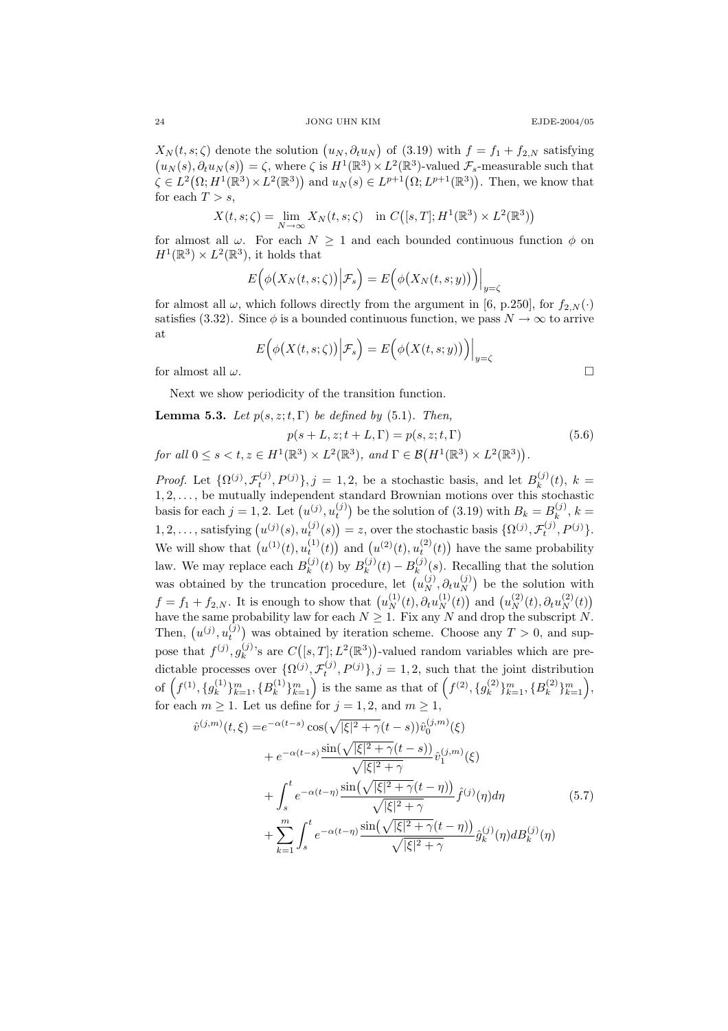$X_N(t,s;\zeta)$ denote the solution $\big(u_N, \partial_t u_N\big)$ of (3.19) with $f = f_1 + f_{2,N}$ satisfying $\big(u_N(s), \partial_t u_N(s)\big) = \zeta$, where $\zeta$ is $H^1(\mathbb{R}^3)\times L^2(\mathbb{R}^3)$-valued $\mathcal{F}_s$-measurable such that $\zeta \in L^2\big(\Omega; H^1(\mathbb{R}^3)\times L^2(\mathbb{R}^3)\big)$ and $u_N(s) \in L^{p+1}\big(\Omega; L^{p+1}(\mathbb{R}^3)\big)$. Then, we know that for each $T > s$,

$$X(t,s;\zeta) = \lim_{N\to\infty} X_N(t,s;\zeta) \quad \text{in } C\big([s,T]; H^1(\mathbb{R}^3)\times L^2(\mathbb{R}^3)\big)$$

for almost all $\omega$. For each $N \geq 1$ and each bounded continuous function $\phi$ on $H^1(\mathbb{R}^3)\times L^2(\mathbb{R}^3)$, it holds that

$$E\Big(\phi\big(X_N(t,s;\zeta)\big)\Big|\mathcal{F}_s\Big) = E\Big(\phi\big(X_N(t,s;y)\big)\Big)\Big|_{y=\zeta}$$

for almost all $\omega$, which follows directly from the argument in [6, p.250], for $f_{2,N}(\cdot)$ satisfies (3.32). Since $\phi$ is a bounded continuous function, we pass $N\to\infty$ to arrive at

$$E\Big(\phi\big(X(t,s;\zeta)\big)\Big|\mathcal{F}_s\Big) = E\Big(\phi\big(X(t,s;y)\big)\Big)\Big|_{y=\zeta}$$

for almost all $\omega$. $\square$

Next we show periodicity of the transition function.

**Lemma 5.3.** *Let $p(s,z;t,\Gamma)$ be defined by (5.1). Then,*

$$p(s+L,z;t+L,\Gamma) = p(s,z;t,\Gamma) \tag{5.6}$$

*for all $0 \leq s < t$, $z \in H^1(\mathbb{R}^3)\times L^2(\mathbb{R}^3)$, and $\Gamma \in \mathcal{B}\big(H^1(\mathbb{R}^3)\times L^2(\mathbb{R}^3)\big)$.*

*Proof.* Let $\{\Omega^{(j)}, \mathcal{F}_t^{(j)}, P^{(j)}\}$, $j=1,2$, be a stochastic basis, and let $B_k^{(j)}(t)$, $k = 1,2,\dots$, be mutually independent standard Brownian motions over this stochastic basis for each $j=1,2$. Let $\big(u^{(j)}, u_t^{(j)}\big)$ be the solution of (3.19) with $B_k = B_k^{(j)}$, $k = 1,2,\dots$, satisfying $\big(u^{(j)}(s), u_t^{(j)}(s)\big) = z$, over the stochastic basis $\{\Omega^{(j)}, \mathcal{F}_t^{(j)}, P^{(j)}\}$. We will show that $\big(u^{(1)}(t), u_t^{(1)}(t)\big)$ and $\big(u^{(2)}(t), u_t^{(2)}(t)\big)$ have the same probability law. We may replace each $B_k^{(j)}(t)$ by $B_k^{(j)}(t) - B_k^{(j)}(s)$. Recalling that the solution was obtained by the truncation procedure, let $\big(u_N^{(j)}, \partial_t u_N^{(j)}\big)$ be the solution with $f = f_1 + f_{2,N}$. It is enough to show that $\big(u_N^{(1)}(t), \partial_t u_N^{(1)}(t)\big)$ and $\big(u_N^{(2)}(t), \partial_t u_N^{(2)}(t)\big)$ have the same probability law for each $N \geq 1$. Fix any $N$ and drop the subscript $N$. Then, $\big(u^{(j)}, u_t^{(j)}\big)$ was obtained by iteration scheme. Choose any $T > 0$, and suppose that $f^{(j)}, g_k^{(j)}$'s are $C\big([s,T]; L^2(\mathbb{R}^3)\big)$-valued random variables which are predictable processes over $\{\Omega^{(j)}, \mathcal{F}_t^{(j)}, P^{(j)}\}$, $j=1,2$, such that the joint distribution of $\Big(f^{(1)}, \{g_k^{(1)}\}_{k=1}^m, \{B_k^{(1)}\}_{k=1}^m\Big)$ is the same as that of $\Big(f^{(2)}, \{g_k^{(2)}\}_{k=1}^m, \{B_k^{(2)}\}_{k=1}^m\Big)$, for each $m \geq 1$. Let us define for $j=1,2$, and $m \geq 1$,

$$\begin{aligned}
\hat{v}^{(j,m)}(t,\xi) =& e^{-\alpha(t-s)}\cos(\sqrt{|\xi|^2+\gamma}(t-s))\hat{v}_0^{(j,m)}(\xi) \\
&+ e^{-\alpha(t-s)}\frac{\sin(\sqrt{|\xi|^2+\gamma}(t-s))}{\sqrt{|\xi|^2+\gamma}}\hat{v}_1^{(j,m)}(\xi) \\
&+ \int_s^t e^{-\alpha(t-\eta)}\frac{\sin\big(\sqrt{|\xi|^2+\gamma}(t-\eta)\big)}{\sqrt{|\xi|^2+\gamma}}\hat{f}^{(j)}(\eta)d\eta \\
&+ \sum_{k=1}^m \int_s^t e^{-\alpha(t-\eta)}\frac{\sin\big(\sqrt{|\xi|^2+\gamma}(t-\eta)\big)}{\sqrt{|\xi|^2+\gamma}}\hat{g}_k^{(j)}(\eta)dB_k^{(j)}(\eta)
\end{aligned} \tag{5.7}$$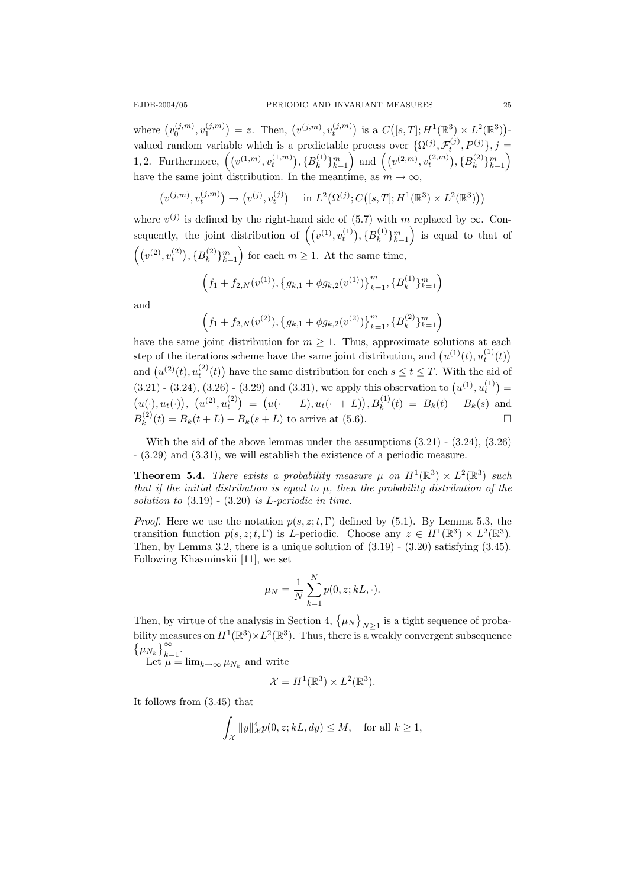where $\left(v_0^{(j,m)}, v_1^{(j,m)}\right) = z$. Then, $\left(v^{(j,m)}, v_t^{(j,m)}\right)$ is a $C\left([s,T]; H^1(\mathbb{R}^3) \times L^2(\mathbb{R}^3)\right)$-valued random variable which is a predictable process over $\{\Omega^{(j)}, \mathcal{F}_t^{(j)}, P^{(j)}\}$, $j = 1, 2$. Furthermore, $\left(\left(v^{(1,m)}, v_t^{(1,m)}\right), \{B_k^{(1)}\}_{k=1}^m\right)$ and $\left(\left(v^{(2,m)}, v_t^{(2,m)}\right), \{B_k^{(2)}\}_{k=1}^m\right)$ have the same joint distribution. In the meantime, as $m \to \infty$,

$$\left(v^{(j,m)}, v_t^{(j,m)}\right) \to \left(v^{(j)}, v_t^{(j)}\right) \quad \text{in } L^2\left(\Omega^{(j)}; C\left([s,T]; H^1(\mathbb{R}^3) \times L^2(\mathbb{R}^3)\right)\right)$$

where $v^{(j)}$ is defined by the right-hand side of (5.7) with $m$ replaced by $\infty$. Consequently, the joint distribution of $\left(\left(v^{(1)}, v_t^{(1)}\right), \{B_k^{(1)}\}_{k=1}^m\right)$ is equal to that of $\left(\left(v^{(2)}, v_t^{(2)}\right), \{B_k^{(2)}\}_{k=1}^m\right)$ for each $m \geq 1$. At the same time,

$$\left(f_1 + f_{2,N}(v^{(1)}), \left\{g_{k,1} + \phi g_{k,2}(v^{(1)})\right\}_{k=1}^m, \{B_k^{(1)}\}_{k=1}^m\right)$$

and

$$\left(f_1 + f_{2,N}(v^{(2)}), \left\{g_{k,1} + \phi g_{k,2}(v^{(2)})\right\}_{k=1}^m, \{B_k^{(2)}\}_{k=1}^m\right)$$

have the same joint distribution for $m \geq 1$. Thus, approximate solutions at each step of the iterations scheme have the same joint distribution, and $\left(u^{(1)}(t), u_t^{(1)}(t)\right)$ and $\left(u^{(2)}(t), u_t^{(2)}(t)\right)$ have the same distribution for each $s \leq t \leq T$. With the aid of (3.21) - (3.24), (3.26) - (3.29) and (3.31), we apply this observation to $\left(u^{(1)}, u_t^{(1)}\right) = \left(u(\cdot), u_t(\cdot)\right)$, $\left(u^{(2)}, u_t^{(2)}\right) = \left(u(\cdot + L), u_t(\cdot + L)\right)$, $B_k^{(1)}(t) = B_k(t) - B_k(s)$ and $B_k^{(2)}(t) = B_k(t+L) - B_k(s+L)$ to arrive at (5.6). $\square$

With the aid of the above lemmas under the assumptions (3.21) - (3.24), (3.26) - (3.29) and (3.31), we will establish the existence of a periodic measure.

**Theorem 5.4.** *There exists a probability measure $\mu$ on $H^1(\mathbb{R}^3) \times L^2(\mathbb{R}^3)$ such that if the initial distribution is equal to $\mu$, then the probability distribution of the solution to* (3.19) - (3.20) *is $L$-periodic in time.*

*Proof.* Here we use the notation $p(s, z; t, \Gamma)$ defined by (5.1). By Lemma 5.3, the transition function $p(s, z; t, \Gamma)$ is $L$-periodic. Choose any $z \in H^1(\mathbb{R}^3) \times L^2(\mathbb{R}^3)$. Then, by Lemma 3.2, there is a unique solution of (3.19) - (3.20) satisfying (3.45). Following Khasminskii [11], we set

$$\mu_N = \frac{1}{N} \sum_{k=1}^{N} p(0, z; kL, \cdot).$$

Then, by virtue of the analysis in Section 4, $\left\{\mu_N\right\}_{N \geq 1}$ is a tight sequence of probability measures on $H^1(\mathbb{R}^3) \times L^2(\mathbb{R}^3)$. Thus, there is a weakly convergent subsequence $\left\{\mu_{N_k}\right\}_{k=1}^{\infty}$.

Let $\mu = \lim_{k \to \infty} \mu_{N_k}$ and write

$$\mathcal{X} = H^1(\mathbb{R}^3) \times L^2(\mathbb{R}^3).$$

It follows from (3.45) that

$$\int_{\mathcal{X}} \|y\|_{\mathcal{X}}^4 p(0, z; kL, dy) \leq M, \quad \text{for all } k \geq 1,$$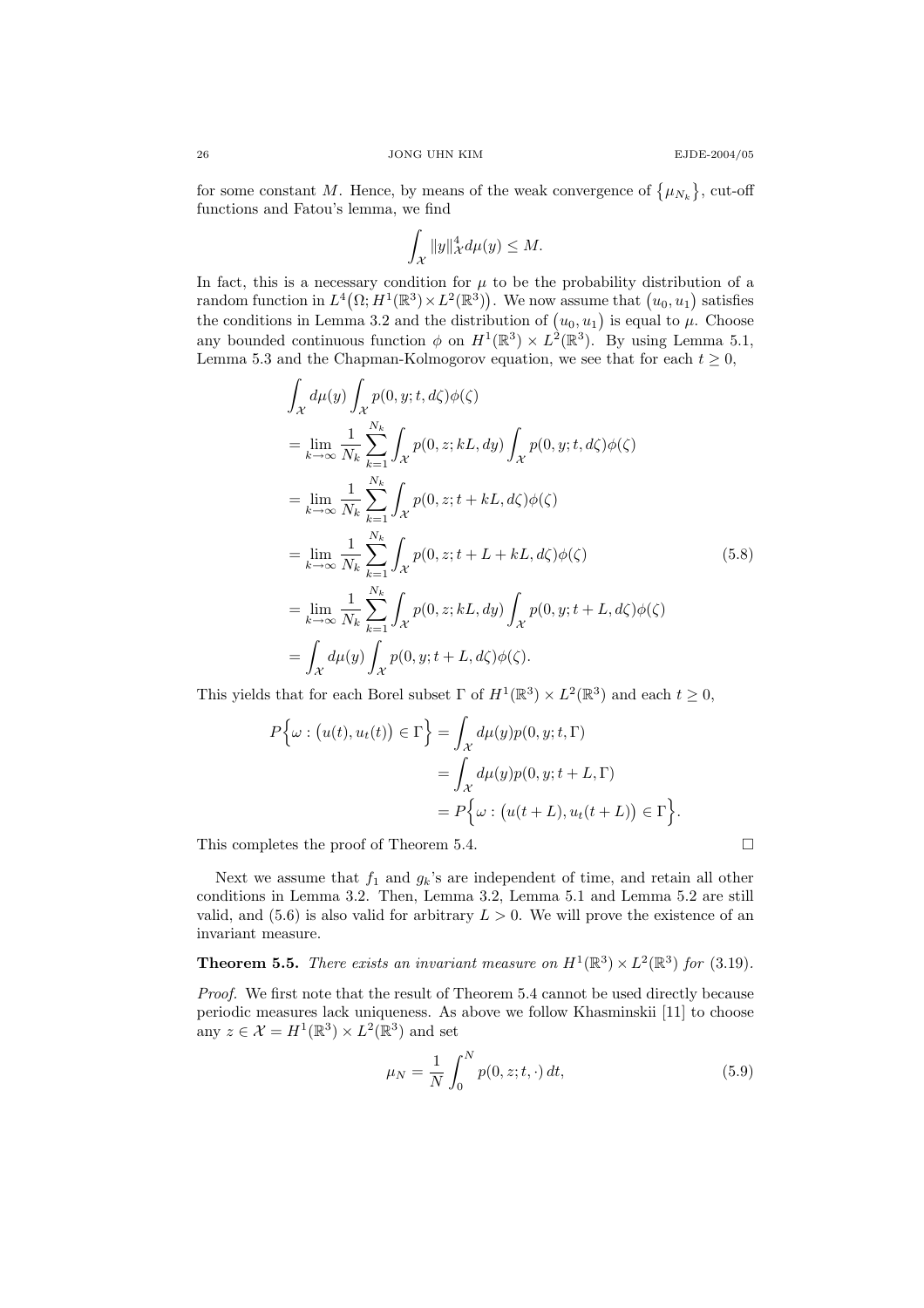for some constant $M$. Hence, by means of the weak convergence of $\{\mu_{N_k}\}$, cut-off functions and Fatou's lemma, we find

$$\int_{\mathcal{X}} \|y\|_{\mathcal{X}}^4 d\mu(y) \le M.$$

In fact, this is a necessary condition for $\mu$ to be the probability distribution of a random function in $L^4\big(\Omega; H^1(\mathbb{R}^3) \times L^2(\mathbb{R}^3)\big)$. We now assume that $\big(u_0, u_1\big)$ satisfies the conditions in Lemma 3.2 and the distribution of $\big(u_0, u_1\big)$ is equal to $\mu$. Choose any bounded continuous function $\phi$ on $H^1(\mathbb{R}^3) \times L^2(\mathbb{R}^3)$. By using Lemma 5.1, Lemma 5.3 and the Chapman-Kolmogorov equation, we see that for each $t \ge 0$,

$$\begin{aligned}
&\int_{\mathcal{X}} d\mu(y) \int_{\mathcal{X}} p(0, y; t, d\zeta)\phi(\zeta) \\
&= \lim_{k\to\infty} \frac{1}{N_k} \sum_{k=1}^{N_k} \int_{\mathcal{X}} p(0, z; kL, dy) \int_{\mathcal{X}} p(0, y; t, d\zeta)\phi(\zeta) \\
&= \lim_{k\to\infty} \frac{1}{N_k} \sum_{k=1}^{N_k} \int_{\mathcal{X}} p(0, z; t + kL, d\zeta)\phi(\zeta) \\
&= \lim_{k\to\infty} \frac{1}{N_k} \sum_{k=1}^{N_k} \int_{\mathcal{X}} p(0, z; t + L + kL, d\zeta)\phi(\zeta) \qquad (5.8)\\
&= \lim_{k\to\infty} \frac{1}{N_k} \sum_{k=1}^{N_k} \int_{\mathcal{X}} p(0, z; kL, dy) \int_{\mathcal{X}} p(0, y; t + L, d\zeta)\phi(\zeta) \\
&= \int_{\mathcal{X}} d\mu(y) \int_{\mathcal{X}} p(0, y; t + L, d\zeta)\phi(\zeta).
\end{aligned}$$

This yields that for each Borel subset $\Gamma$ of $H^1(\mathbb{R}^3) \times L^2(\mathbb{R}^3)$ and each $t \ge 0$,

$$\begin{aligned}
P\Big\{\omega : \big(u(t), u_t(t)\big) \in \Gamma\Big\} &= \int_{\mathcal{X}} d\mu(y) p(0, y; t, \Gamma) \\
&= \int_{\mathcal{X}} d\mu(y) p(0, y; t + L, \Gamma) \\
&= P\Big\{\omega : \big(u(t + L), u_t(t + L)\big) \in \Gamma\Big\}.
\end{aligned}$$

This completes the proof of Theorem 5.4. $\square$

Next we assume that $f_1$ and $g_k$'s are independent of time, and retain all other conditions in Lemma 3.2. Then, Lemma 3.2, Lemma 5.1 and Lemma 5.2 are still valid, and (5.6) is also valid for arbitrary $L > 0$. We will prove the existence of an invariant measure.

**Theorem 5.5.** *There exists an invariant measure on $H^1(\mathbb{R}^3) \times L^2(\mathbb{R}^3)$ for (3.19).*

*Proof.* We first note that the result of Theorem 5.4 cannot be used directly because periodic measures lack uniqueness. As above we follow Khasminskii [11] to choose any $z \in \mathcal{X} = H^1(\mathbb{R}^3) \times L^2(\mathbb{R}^3)$ and set

$$\mu_N = \frac{1}{N} \int_0^N p(0, z; t, \cdot)\, dt, \qquad (5.9)$$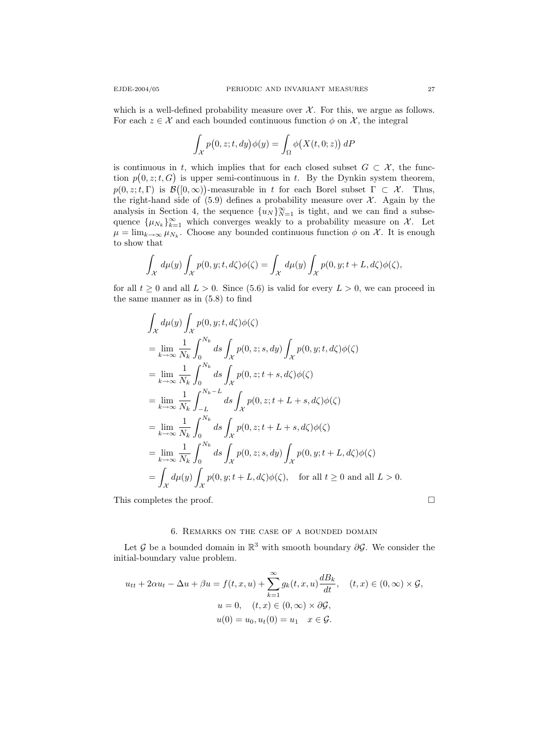which is a well-defined probability measure over $\mathcal{X}$. For this, we argue as follows. For each $z \in \mathcal{X}$ and each bounded continuous function $\phi$ on $\mathcal{X}$, the integral

$$\int_{\mathcal{X}} p\big(0, z; t, dy\big)\phi(y) = \int_{\Omega} \phi\big(X(t, 0; z)\big)\, dP$$

is continuous in $t$, which implies that for each closed subset $G \subset \mathcal{X}$, the function $p\big(0, z; t, G\big)$ is upper semi-continuous in $t$. By the Dynkin system theorem, $p(0, z; t, \Gamma)$ is $\mathcal{B}\big([0, \infty)\big)$-measurable in $t$ for each Borel subset $\Gamma \subset \mathcal{X}$. Thus, the right-hand side of (5.9) defines a probability measure over $\mathcal{X}$. Again by the analysis in Section 4, the sequence $\{u_N\}_{N=1}^{\infty}$ is tight, and we can find a subsequence $\{\mu_{N_k}\}_{k=1}^{\infty}$ which converges weakly to a probability measure on $\mathcal{X}$. Let $\mu = \lim_{k\to\infty} \mu_{N_k}$. Choose any bounded continuous function $\phi$ on $\mathcal{X}$. It is enough to show that

$$\int_{\mathcal{X}} d\mu(y) \int_{\mathcal{X}} p(0, y; t, d\zeta)\phi(\zeta) = \int_{\mathcal{X}} d\mu(y) \int_{\mathcal{X}} p(0, y; t + L, d\zeta)\phi(\zeta),$$

for all $t \geq 0$ and all $L > 0$. Since (5.6) is valid for every $L > 0$, we can proceed in the same manner as in (5.8) to find

$$\begin{aligned}
&\int_{\mathcal{X}} d\mu(y) \int_{\mathcal{X}} p(0, y; t, d\zeta)\phi(\zeta) \\
&= \lim_{k\to\infty} \frac{1}{N_k} \int_0^{N_k} ds \int_{\mathcal{X}} p(0, z; s, dy) \int_{\mathcal{X}} p(0, y; t, d\zeta)\phi(\zeta) \\
&= \lim_{k\to\infty} \frac{1}{N_k} \int_0^{N_k} ds \int_{\mathcal{X}} p(0, z; t + s, d\zeta)\phi(\zeta) \\
&= \lim_{k\to\infty} \frac{1}{N_k} \int_{-L}^{N_k - L} ds \int_{\mathcal{X}} p(0, z; t + L + s, d\zeta)\phi(\zeta) \\
&= \lim_{k\to\infty} \frac{1}{N_k} \int_0^{N_k} ds \int_{\mathcal{X}} p(0, z; t + L + s, d\zeta)\phi(\zeta) \\
&= \lim_{k\to\infty} \frac{1}{N_k} \int_0^{N_k} ds \int_{\mathcal{X}} p(0, z; s, dy) \int_{\mathcal{X}} p(0, y; t + L, d\zeta)\phi(\zeta) \\
&= \int_{\mathcal{X}} d\mu(y) \int_{\mathcal{X}} p(0, y; t + L, d\zeta)\phi(\zeta), \quad \text{for all } t \geq 0 \text{ and all } L > 0.
\end{aligned}$$

This completes the proof. □

## 6. Remarks on the case of a bounded domain

Let $\mathcal{G}$ be a bounded domain in $\mathbb{R}^3$ with smooth boundary $\partial\mathcal{G}$. We consider the initial-boundary value problem.

$$\begin{gathered}
u_{tt} + 2\alpha u_t - \Delta u + \beta u = f(t, x, u) + \sum_{k=1}^{\infty} g_k(t, x, u)\frac{dB_k}{dt}, \quad (t, x) \in (0, \infty) \times \mathcal{G}, \\
u = 0, \quad (t, x) \in (0, \infty) \times \partial\mathcal{G}, \\
u(0) = u_0, u_t(0) = u_1 \quad x \in \mathcal{G}.
\end{gathered}$$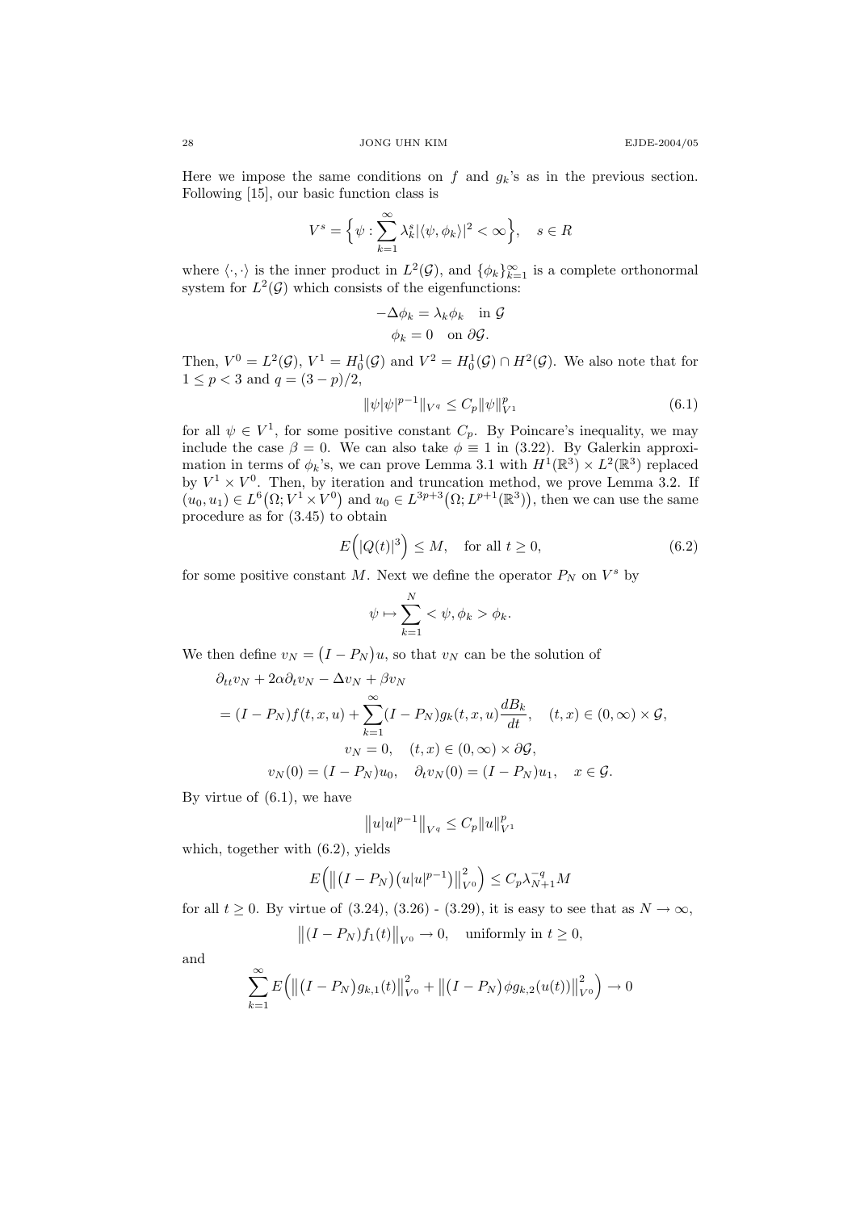Here we impose the same conditions on $f$ and $g_k$'s as in the previous section. Following [15], our basic function class is

$$V^s = \Big\{ \psi : \sum_{k=1}^{\infty} \lambda_k^s |\langle \psi, \phi_k \rangle|^2 < \infty \Big\}, \quad s \in R$$

where $\langle \cdot, \cdot \rangle$ is the inner product in $L^2(\mathcal{G})$, and $\{\phi_k\}_{k=1}^{\infty}$ is a complete orthonormal system for $L^2(\mathcal{G})$ which consists of the eigenfunctions:

$$-\Delta \phi_k = \lambda_k \phi_k \quad \text{in } \mathcal{G}$$
$$\phi_k = 0 \quad \text{on } \partial\mathcal{G}.$$

Then, $V^0 = L^2(\mathcal{G})$, $V^1 = H_0^1(\mathcal{G})$ and $V^2 = H_0^1(\mathcal{G}) \cap H^2(\mathcal{G})$. We also note that for $1 \le p < 3$ and $q = (3-p)/2$,

$$\|\psi|\psi|^{p-1}\|_{V^q} \le C_p \|\psi\|_{V^1}^p \tag{6.1}$$

for all $\psi \in V^1$, for some positive constant $C_p$. By Poincare's inequality, we may include the case $\beta = 0$. We can also take $\phi \equiv 1$ in (3.22). By Galerkin approximation in terms of $\phi_k$'s, we can prove Lemma 3.1 with $H^1(\mathbb{R}^3) \times L^2(\mathbb{R}^3)$ replaced by $V^1 \times V^0$. Then, by iteration and truncation method, we prove Lemma 3.2. If $(u_0, u_1) \in L^6\big(\Omega; V^1 \times V^0\big)$ and $u_0 \in L^{3p+3}\big(\Omega; L^{p+1}(\mathbb{R}^3)\big)$, then we can use the same procedure as for (3.45) to obtain

$$E\Big(|Q(t)|^3\Big) \le M, \quad \text{for all } t \ge 0, \tag{6.2}$$

for some positive constant $M$. Next we define the operator $P_N$ on $V^s$ by

$$\psi \mapsto \sum_{k=1}^{N} < \psi, \phi_k > \phi_k.$$

We then define $v_N = \big(I - P_N\big)u$, so that $v_N$ can be the solution of

$$\begin{gathered}
\partial_{tt} v_N + 2\alpha \partial_t v_N - \Delta v_N + \beta v_N \\
= (I - P_N) f(t,x,u) + \sum_{k=1}^{\infty} (I - P_N) g_k(t,x,u) \frac{dB_k}{dt}, \quad (t,x) \in (0,\infty) \times \mathcal{G}, \\
v_N = 0, \quad (t,x) \in (0,\infty) \times \partial\mathcal{G}, \\
v_N(0) = (I - P_N)u_0, \quad \partial_t v_N(0) = (I - P_N)u_1, \quad x \in \mathcal{G}.
\end{gathered}$$

By virtue of (6.1), we have

$$\big\|u|u|^{p-1}\big\|_{V^q} \le C_p \|u\|_{V^1}^p$$

which, together with (6.2), yields

$$E\Big(\big\|\big(I - P_N\big)\big(u|u|^{p-1}\big)\big\|_{V^0}^2\Big) \le C_p \lambda_{N+1}^{-q} M$$

for all $t \ge 0$. By virtue of (3.24), (3.26) - (3.29), it is easy to see that as $N \to \infty$,

$$\big\|\big(I - P_N\big) f_1(t)\big\|_{V^0} \to 0, \quad \text{uniformly in } t \ge 0,$$

and

$$\sum_{k=1}^{\infty} E\Big(\big\|\big(I - P_N\big) g_{k,1}(t)\big\|_{V^0}^2 + \big\|\big(I - P_N\big)\phi g_{k,2}(u(t))\big\|_{V^0}^2\Big) \to 0$$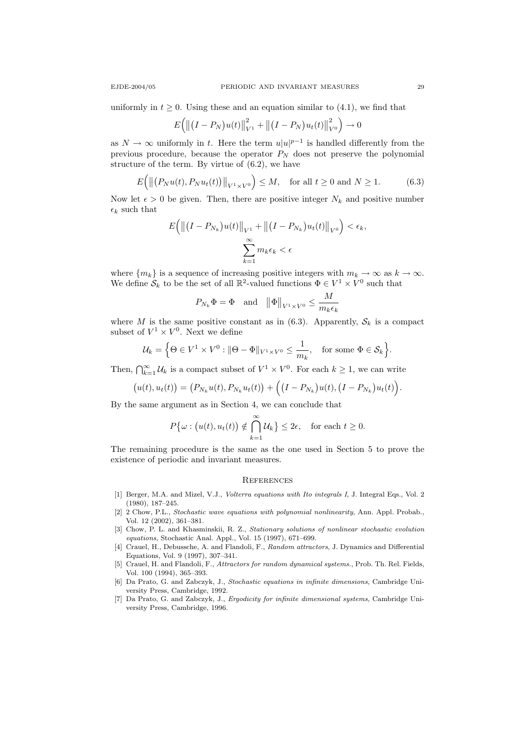uniformly in $t \geq 0$. Using these and an equation similar to (4.1), we find that

$$E\Big(\big\|\big(I-P_N\big)u(t)\big\|_{V^1}^2 + \big\|\big(I-P_N\big)u_t(t)\big\|_{V^0}^2\Big) \to 0$$

as $N \to \infty$ uniformly in $t$. Here the term $u|u|^{p-1}$ is handled differently from the previous procedure, because the operator $P_N$ does not preserve the polynomial structure of the term. By virtue of (6.2), we have

$$E\Big(\big\|\big(P_N u(t), P_N u_t(t)\big)\big\|_{V^1\times V^0}\Big) \leq M, \quad \text{for all } t \geq 0 \text{ and } N \geq 1. \tag{6.3}$$

Now let $\epsilon > 0$ be given. Then, there are positive integer $N_k$ and positive number $\epsilon_k$ such that

$$E\Big(\big\|\big(I-P_{N_k}\big)u(t)\big\|_{V^1} + \big\|\big(I-P_{N_k}\big)u_t(t)\big\|_{V^0}\Big) < \epsilon_k,$$

$$\sum_{k=1}^{\infty} m_k \epsilon_k < \epsilon$$

where $\{m_k\}$ is a sequence of increasing positive integers with $m_k \to \infty$ as $k \to \infty$. We define $\mathcal{S}_k$ to be the set of all $\mathbb{R}^2$-valued functions $\Phi \in V^1 \times V^0$ such that

$$P_{N_k}\Phi = \Phi \quad \text{and} \quad \big\|\Phi\big\|_{V^1\times V^0} \leq \frac{M}{m_k \epsilon_k}$$

where $M$ is the same positive constant as in (6.3). Apparently, $\mathcal{S}_k$ is a compact subset of $V^1 \times V^0$. Next we define

$$\mathcal{U}_k = \Big\{\Theta \in V^1 \times V^0 : \|\Theta - \Phi\|_{V^1\times V^0} \leq \frac{1}{m_k}, \quad \text{for some } \Phi \in \mathcal{S}_k\Big\}.$$

Then, $\bigcap_{k=1}^{\infty} \mathcal{U}_k$ is a compact subset of $V^1 \times V^0$. For each $k \geq 1$, we can write

$$\big(u(t), u_t(t)\big) = \big(P_{N_k}u(t), P_{N_k}u_t(t)\big) + \Big(\big(I-P_{N_k}\big)u(t), \big(I-P_{N_k}\big)u_t(t)\Big).$$

By the same argument as in Section 4, we can conclude that

$$P\big\{\omega : \big(u(t), u_t(t)\big) \notin \bigcap_{k=1}^{\infty} \mathcal{U}_k\big\} \leq 2\epsilon, \quad \text{for each } t \geq 0.$$

The remaining procedure is the same as the one used in Section 5 to prove the existence of periodic and invariant measures.

## References

[1] Berger, M.A. and Mizel, V.J., *Volterra equations with Ito integrals I*, J. Integral Eqs., Vol. 2 (1980), 187–245.

[2] 2 Chow, P.L., *Stochastic wave equations with polynomial nonlinearity*, Ann. Appl. Probab., Vol. 12 (2002), 361–381.

[3] Chow, P. L. and Khasminskii, R. Z., *Stationary solutions of nonlinear stochastic evolution equations*, Stochastic Anal. Appl., Vol. 15 (1997), 671–699.

[4] Crauel, H., Debussche, A. and Flandoli, F., *Random attractors*, J. Dynamics and Differential Equations, Vol. 9 (1997), 307–341.

[5] Crauel, H. and Flandoli, F., *Attractors for random dynamical systems.*, Prob. Th. Rel. Fields, Vol. 100 (1994), 365–393.

[6] Da Prato, G. and Zabczyk, J., *Stochastic equations in infinite dimensions*, Cambridge University Press, Cambridge, 1992.

[7] Da Prato, G. and Zabczyk, J., *Ergodicity for infinite dimensional systems*, Cambridge University Press, Cambridge, 1996.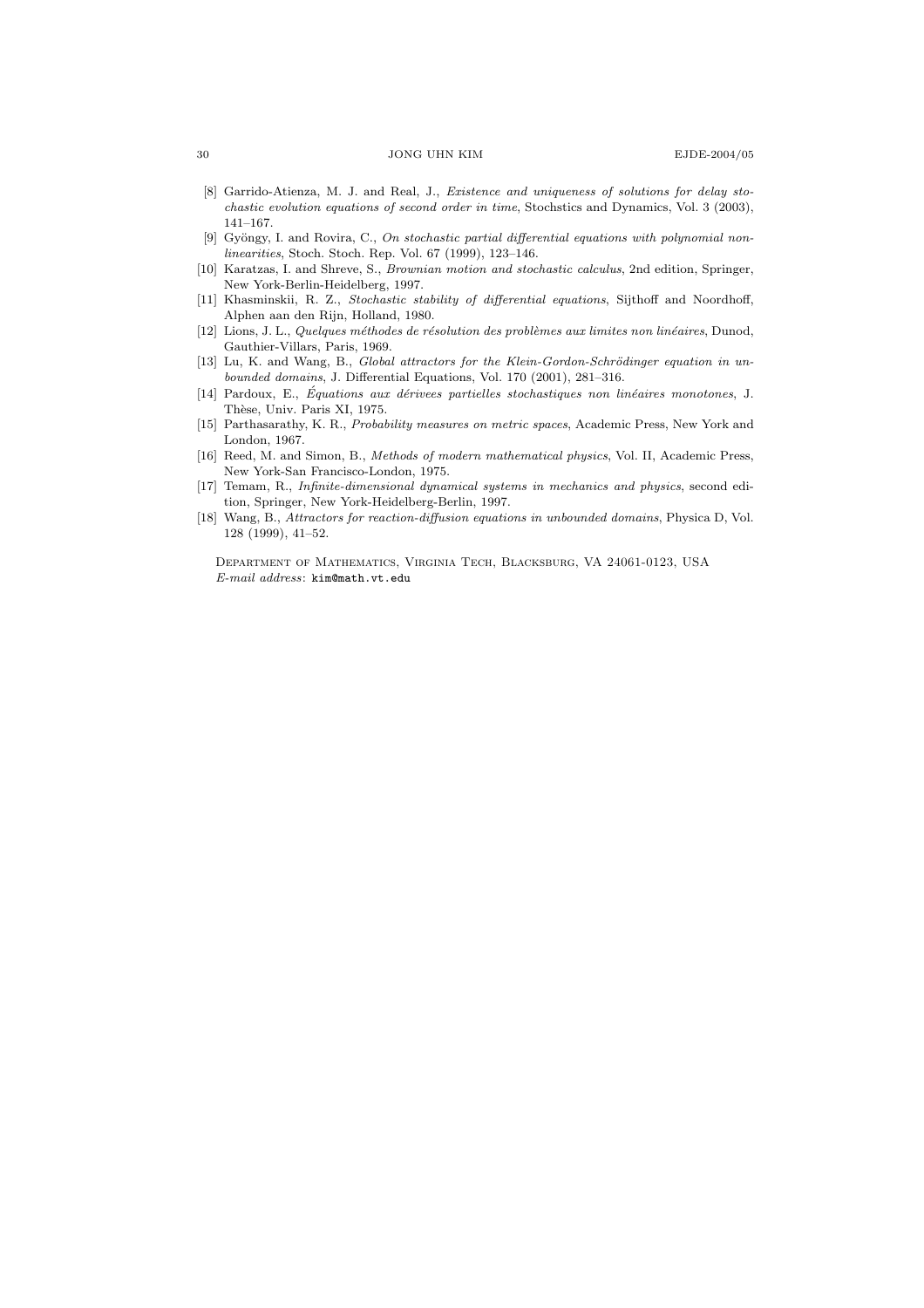[8] Garrido-Atienza, M. J. and Real, J., *Existence and uniqueness of solutions for delay stochastic evolution equations of second order in time*, Stochstics and Dynamics, Vol. 3 (2003), 141–167.

[9] Gyöngy, I. and Rovira, C., *On stochastic partial differential equations with polynomial nonlinearities*, Stoch. Stoch. Rep. Vol. 67 (1999), 123–146.

[10] Karatzas, I. and Shreve, S., *Brownian motion and stochastic calculus*, 2nd edition, Springer, New York-Berlin-Heidelberg, 1997.

[11] Khasminskii, R. Z., *Stochastic stability of differential equations*, Sijthoff and Noordhoff, Alphen aan den Rijn, Holland, 1980.

[12] Lions, J. L., *Quelques méthodes de résolution des problèmes aux limites non linéaires*, Dunod, Gauthier-Villars, Paris, 1969.

[13] Lu, K. and Wang, B., *Global attractors for the Klein-Gordon-Schrödinger equation in unbounded domains*, J. Differential Equations, Vol. 170 (2001), 281–316.

[14] Pardoux, E., *Équations aux dérivees partielles stochastiques non linéaires monotones*, J. Thèse, Univ. Paris XI, 1975.

[15] Parthasarathy, K. R., *Probability measures on metric spaces*, Academic Press, New York and London, 1967.

[16] Reed, M. and Simon, B., *Methods of modern mathematical physics*, Vol. II, Academic Press, New York-San Francisco-London, 1975.

[17] Temam, R., *Infinite-dimensional dynamical systems in mechanics and physics*, second edition, Springer, New York-Heidelberg-Berlin, 1997.

[18] Wang, B., *Attractors for reaction-diffusion equations in unbounded domains*, Physica D, Vol. 128 (1999), 41–52.

Department of Mathematics, Virginia Tech, Blacksburg, VA 24061-0123, USA
*E-mail address*: kim@math.vt.edu